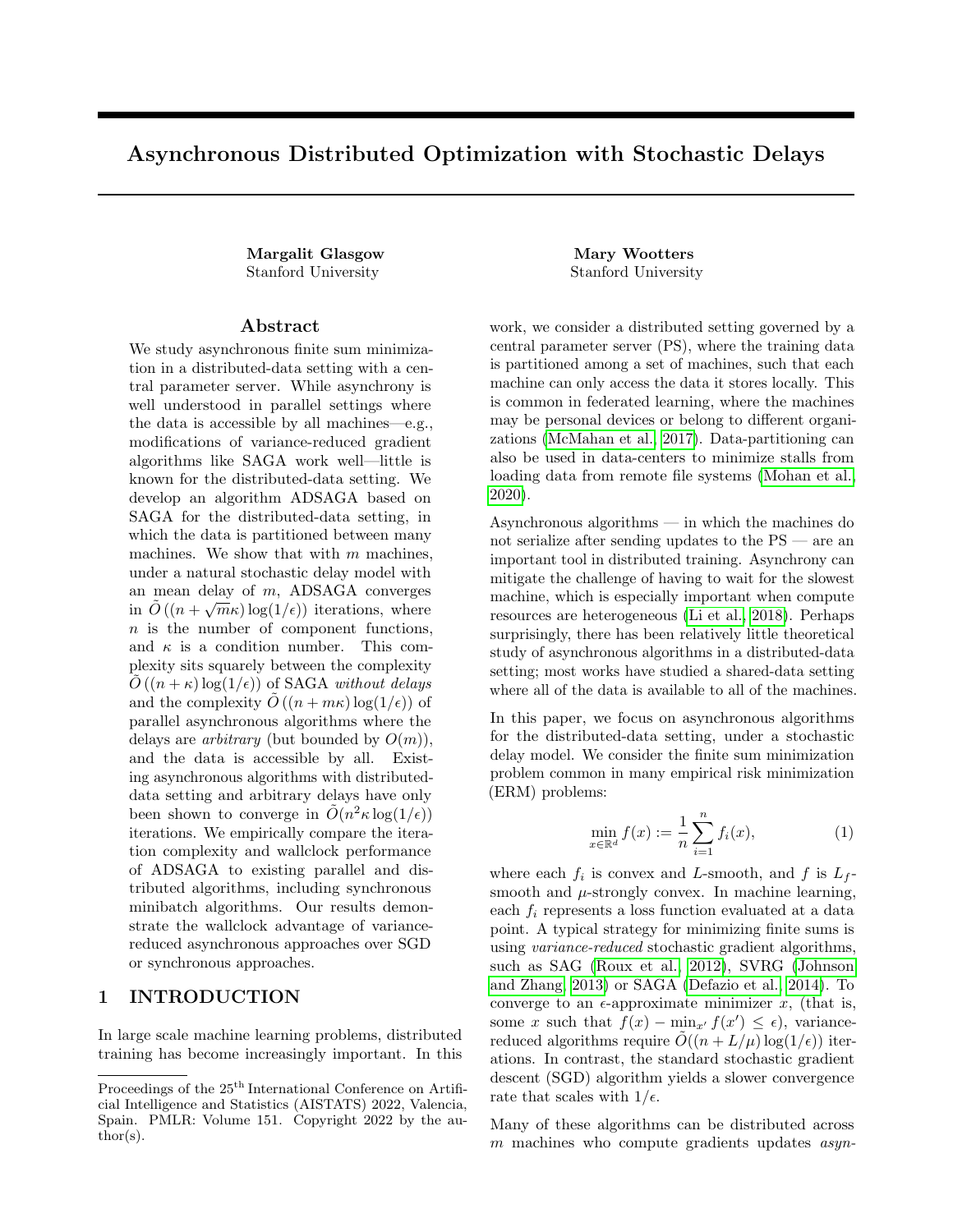# Asynchronous Distributed Optimization with Stochastic Delays

**Margalit Glasgow**
Stanford University

**Mary Wootters**
Stanford University

## Abstract

We study asynchronous finite sum minimization in a distributed-data setting with a central parameter server. While asynchrony is well understood in parallel settings where the data is accessible by all machines—e.g., modifications of variance-reduced gradient algorithms like SAGA work well—little is known for the distributed-data setting. We develop an algorithm ADSAGA based on SAGA for the distributed-data setting, in which the data is partitioned between many machines. We show that with $m$ machines, under a natural stochastic delay model with an mean delay of $m$, ADSAGA converges in $\tilde{O}\left((n + \sqrt{m}\kappa)\log(1/\epsilon)\right)$ iterations, where $n$ is the number of component functions, and $\kappa$ is a condition number. This complexity sits squarely between the complexity $\tilde{O}\left((n + \kappa)\log(1/\epsilon)\right)$ of SAGA *without delays* and the complexity $\tilde{O}\left((n + m\kappa)\log(1/\epsilon)\right)$ of parallel asynchronous algorithms where the delays are *arbitrary* (but bounded by $O(m)$), and the data is accessible by all. Existing asynchronous algorithms with distributed-data setting and arbitrary delays have only been shown to converge in $\tilde{O}(n^2\kappa\log(1/\epsilon))$ iterations. We empirically compare the iteration complexity and wallclock performance of ADSAGA to existing parallel and distributed algorithms, including synchronous minibatch algorithms. Our results demonstrate the wallclock advantage of variance-reduced asynchronous approaches over SGD or synchronous approaches.

## 1 INTRODUCTION

In large scale machine learning problems, distributed training has become increasingly important. In this work, we consider a distributed setting governed by a central parameter server (PS), where the training data is partitioned among a set of machines, such that each machine can only access the data it stores locally. This is common in federated learning, where the machines may be personal devices or belong to different organizations (McMahan et al., 2017). Data-partitioning can also be used in data-centers to minimize stalls from loading data from remote file systems (Mohan et al., 2020).

Asynchronous algorithms — in which the machines do not serialize after sending updates to the PS — are an important tool in distributed training. Asynchrony can mitigate the challenge of having to wait for the slowest machine, which is especially important when compute resources are heterogeneous (Li et al., 2018). Perhaps surprisingly, there has been relatively little theoretical study of asynchronous algorithms in a distributed-data setting; most works have studied a shared-data setting where all of the data is available to all of the machines.

In this paper, we focus on asynchronous algorithms for the distributed-data setting, under a stochastic delay model. We consider the finite sum minimization problem common in many empirical risk minimization (ERM) problems:

$$\min_{x \in \mathbb{R}^d} f(x) := \frac{1}{n}\sum_{i=1}^{n} f_i(x), \tag{1}$$

where each $f_i$ is convex and $L$-smooth, and $f$ is $L_f$-smooth and $\mu$-strongly convex. In machine learning, each $f_i$ represents a loss function evaluated at a data point. A typical strategy for minimizing finite sums is using *variance-reduced* stochastic gradient algorithms, such as SAG (Roux et al., 2012), SVRG (Johnson and Zhang, 2013) or SAGA (Defazio et al., 2014). To converge to an $\epsilon$-approximate minimizer $x$, (that is, some $x$ such that $f(x) - \min_{x'} f(x') \leq \epsilon$), variance-reduced algorithms require $\tilde{O}((n + L/\mu)\log(1/\epsilon))$ iterations. In contrast, the standard stochastic gradient descent (SGD) algorithm yields a slower convergence rate that scales with $1/\epsilon$.

Many of these algorithms can be distributed across $m$ machines who compute gradients updates *asyn-*

Proceedings of the 25[th] International Conference on Artificial Intelligence and Statistics (AISTATS) 2022, Valencia, Spain. PMLR: Volume 151. Copyright 2022 by the author(s).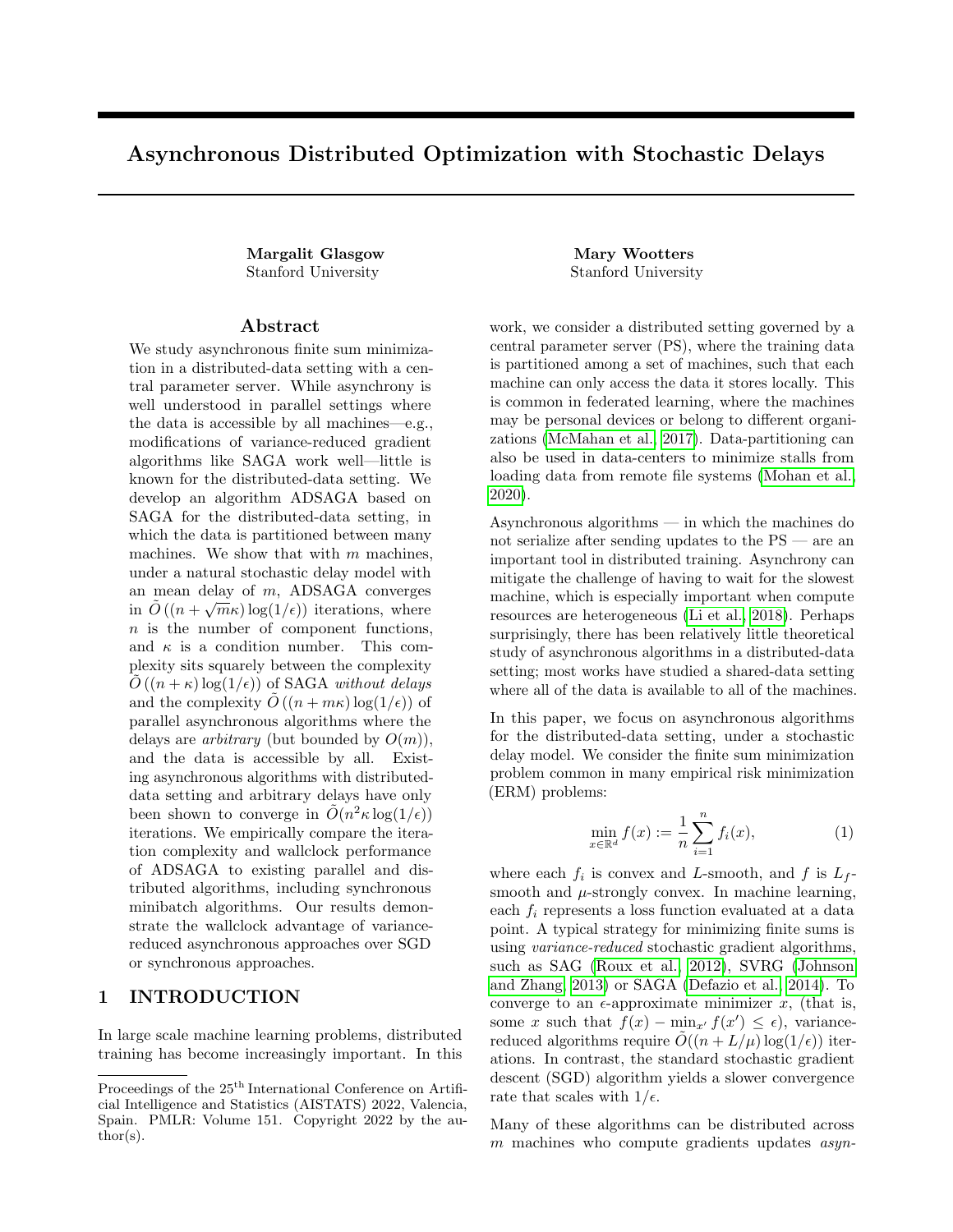# Asynchronous Distributed Optimization with Stochastic Delays

**Margalit Glasgow**
Stanford University

**Mary Wootters**
Stanford University

## Abstract

We study asynchronous finite sum minimization in a distributed-data setting with a central parameter server. While asynchrony is well understood in parallel settings where the data is accessible by all machines—e.g., modifications of variance-reduced gradient algorithms like SAGA work well—little is known for the distributed-data setting. We develop an algorithm ADSAGA based on SAGA for the distributed-data setting, in which the data is partitioned between many machines. We show that with $m$ machines, under a natural stochastic delay model with an mean delay of $m$, ADSAGA converges in $\tilde{O}\left((n + \sqrt{m}\kappa)\log(1/\epsilon)\right)$ iterations, where $n$ is the number of component functions, and $\kappa$ is a condition number. This complexity sits squarely between the complexity $\tilde{O}\left((n + \kappa)\log(1/\epsilon)\right)$ of SAGA *without delays* and the complexity $\tilde{O}\left((n + m\kappa)\log(1/\epsilon)\right)$ of parallel asynchronous algorithms where the delays are *arbitrary* (but bounded by $O(m)$), and the data is accessible by all. Existing asynchronous algorithms with distributed-data setting and arbitrary delays have only been shown to converge in $\tilde{O}(n^2\kappa\log(1/\epsilon))$ iterations. We empirically compare the iteration complexity and wallclock performance of ADSAGA to existing parallel and distributed algorithms, including synchronous minibatch algorithms. Our results demonstrate the wallclock advantage of variance-reduced asynchronous approaches over SGD or synchronous approaches.

## 1 INTRODUCTION

In large scale machine learning problems, distributed training has become increasingly important. In this work, we consider a distributed setting governed by a central parameter server (PS), where the training data is partitioned among a set of machines, such that each machine can only access the data it stores locally. This is common in federated learning, where the machines may be personal devices or belong to different organizations (McMahan et al., 2017). Data-partitioning can also be used in data-centers to minimize stalls from loading data from remote file systems (Mohan et al., 2020).

Asynchronous algorithms — in which the machines do not serialize after sending updates to the PS — are an important tool in distributed training. Asynchrony can mitigate the challenge of having to wait for the slowest machine, which is especially important when compute resources are heterogeneous (Li et al., 2018). Perhaps surprisingly, there has been relatively little theoretical study of asynchronous algorithms in a distributed-data setting; most works have studied a shared-data setting where all of the data is available to all of the machines.

In this paper, we focus on asynchronous algorithms for the distributed-data setting, under a stochastic delay model. We consider the finite sum minimization problem common in many empirical risk minimization (ERM) problems:

$$\min_{x \in \mathbb{R}^d} f(x) := \frac{1}{n}\sum_{i=1}^{n} f_i(x), \tag{1}$$

where each $f_i$ is convex and $L$-smooth, and $f$ is $L_f$-smooth and $\mu$-strongly convex. In machine learning, each $f_i$ represents a loss function evaluated at a data point. A typical strategy for minimizing finite sums is using *variance-reduced* stochastic gradient algorithms, such as SAG (Roux et al., 2012), SVRG (Johnson and Zhang, 2013) or SAGA (Defazio et al., 2014). To converge to an $\epsilon$-approximate minimizer $x$, (that is, some $x$ such that $f(x) - \min_{x'} f(x') \leq \epsilon$), variance-reduced algorithms require $\tilde{O}((n + L/\mu)\log(1/\epsilon))$ iterations. In contrast, the standard stochastic gradient descent (SGD) algorithm yields a slower convergence rate that scales with $1/\epsilon$.

Many of these algorithms can be distributed across $m$ machines who compute gradients updates *asyn-*

Proceedings of the 25[th] International Conference on Artificial Intelligence and Statistics (AISTATS) 2022, Valencia, Spain. PMLR: Volume 151. Copyright 2022 by the author(s).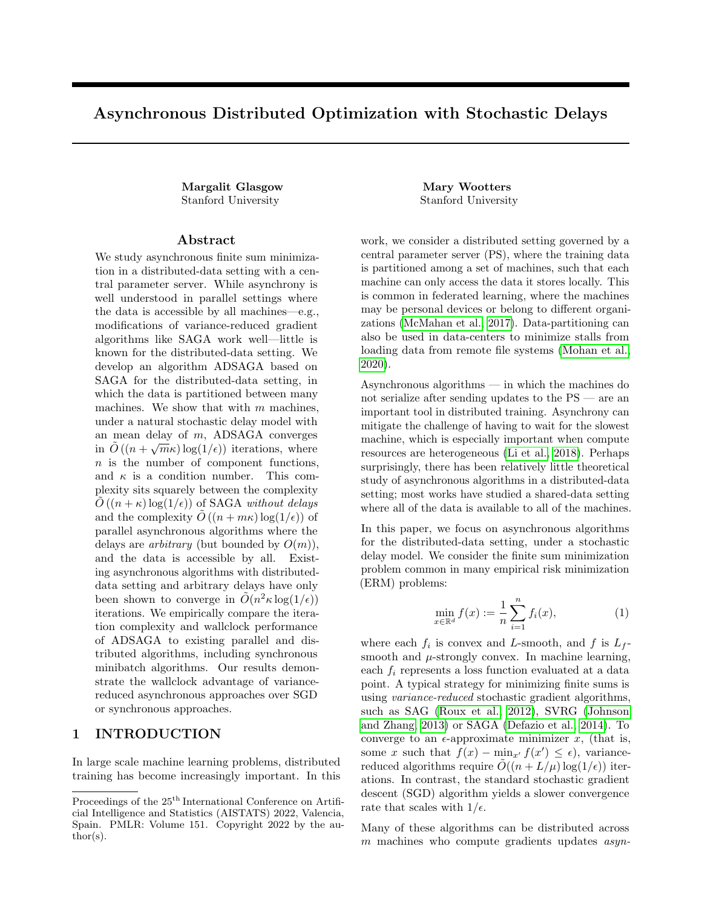# Asynchronous Distributed Optimization with Stochastic Delays

**Margalit Glasgow**
Stanford University

**Mary Wootters**
Stanford University

## Abstract

We study asynchronous finite sum minimization in a distributed-data setting with a central parameter server. While asynchrony is well understood in parallel settings where the data is accessible by all machines—e.g., modifications of variance-reduced gradient algorithms like SAGA work well—little is known for the distributed-data setting. We develop an algorithm ADSAGA based on SAGA for the distributed-data setting, in which the data is partitioned between many machines. We show that with $m$ machines, under a natural stochastic delay model with an mean delay of $m$, ADSAGA converges in $\tilde{O}\left((n + \sqrt{m}\kappa)\log(1/\epsilon)\right)$ iterations, where $n$ is the number of component functions, and $\kappa$ is a condition number. This complexity sits squarely between the complexity $\tilde{O}\left((n + \kappa)\log(1/\epsilon)\right)$ of SAGA *without delays* and the complexity $\tilde{O}\left((n + m\kappa)\log(1/\epsilon)\right)$ of parallel asynchronous algorithms where the delays are *arbitrary* (but bounded by $O(m)$), and the data is accessible by all. Existing asynchronous algorithms with distributed-data setting and arbitrary delays have only been shown to converge in $\tilde{O}(n^2\kappa\log(1/\epsilon))$ iterations. We empirically compare the iteration complexity and wallclock performance of ADSAGA to existing parallel and distributed algorithms, including synchronous minibatch algorithms. Our results demonstrate the wallclock advantage of variance-reduced asynchronous approaches over SGD or synchronous approaches.

## 1 INTRODUCTION

In large scale machine learning problems, distributed training has become increasingly important. In this work, we consider a distributed setting governed by a central parameter server (PS), where the training data is partitioned among a set of machines, such that each machine can only access the data it stores locally. This is common in federated learning, where the machines may be personal devices or belong to different organizations (McMahan et al., 2017). Data-partitioning can also be used in data-centers to minimize stalls from loading data from remote file systems (Mohan et al., 2020).

Asynchronous algorithms — in which the machines do not serialize after sending updates to the PS — are an important tool in distributed training. Asynchrony can mitigate the challenge of having to wait for the slowest machine, which is especially important when compute resources are heterogeneous (Li et al., 2018). Perhaps surprisingly, there has been relatively little theoretical study of asynchronous algorithms in a distributed-data setting; most works have studied a shared-data setting where all of the data is available to all of the machines.

In this paper, we focus on asynchronous algorithms for the distributed-data setting, under a stochastic delay model. We consider the finite sum minimization problem common in many empirical risk minimization (ERM) problems:

$$\min_{x \in \mathbb{R}^d} f(x) := \frac{1}{n}\sum_{i=1}^{n} f_i(x), \tag{1}$$

where each $f_i$ is convex and $L$-smooth, and $f$ is $L_f$-smooth and $\mu$-strongly convex. In machine learning, each $f_i$ represents a loss function evaluated at a data point. A typical strategy for minimizing finite sums is using *variance-reduced* stochastic gradient algorithms, such as SAG (Roux et al., 2012), SVRG (Johnson and Zhang, 2013) or SAGA (Defazio et al., 2014). To converge to an $\epsilon$-approximate minimizer $x$, (that is, some $x$ such that $f(x) - \min_{x'} f(x') \leq \epsilon$), variance-reduced algorithms require $\tilde{O}((n + L/\mu)\log(1/\epsilon))$ iterations. In contrast, the standard stochastic gradient descent (SGD) algorithm yields a slower convergence rate that scales with $1/\epsilon$.

Many of these algorithms can be distributed across $m$ machines who compute gradients updates *asyn-*

Proceedings of the 25[th] International Conference on Artificial Intelligence and Statistics (AISTATS) 2022, Valencia, Spain. PMLR: Volume 151. Copyright 2022 by the author(s).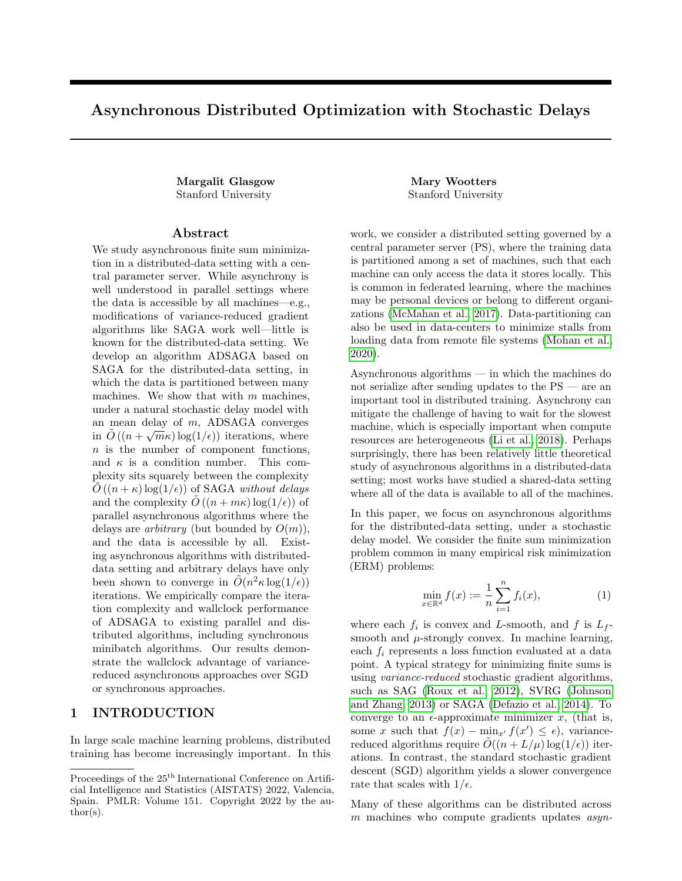# Asynchronous Distributed Optimization with Stochastic Delays

**Margalit Glasgow**
Stanford University

**Mary Wootters**
Stanford University

## Abstract

We study asynchronous finite sum minimization in a distributed-data setting with a central parameter server. While asynchrony is well understood in parallel settings where the data is accessible by all machines—e.g., modifications of variance-reduced gradient algorithms like SAGA work well—little is known for the distributed-data setting. We develop an algorithm ADSAGA based on SAGA for the distributed-data setting, in which the data is partitioned between many machines. We show that with $m$ machines, under a natural stochastic delay model with an mean delay of $m$, ADSAGA converges in $\tilde{O}\left((n + \sqrt{m}\kappa)\log(1/\epsilon)\right)$ iterations, where $n$ is the number of component functions, and $\kappa$ is a condition number. This complexity sits squarely between the complexity $\tilde{O}\left((n + \kappa)\log(1/\epsilon)\right)$ of SAGA *without delays* and the complexity $\tilde{O}\left((n + m\kappa)\log(1/\epsilon)\right)$ of parallel asynchronous algorithms where the delays are *arbitrary* (but bounded by $O(m)$), and the data is accessible by all. Existing asynchronous algorithms with distributed-data setting and arbitrary delays have only been shown to converge in $\tilde{O}(n^2\kappa\log(1/\epsilon))$ iterations. We empirically compare the iteration complexity and wallclock performance of ADSAGA to existing parallel and distributed algorithms, including synchronous minibatch algorithms. Our results demonstrate the wallclock advantage of variance-reduced asynchronous approaches over SGD or synchronous approaches.

## 1 INTRODUCTION

In large scale machine learning problems, distributed training has become increasingly important. In this work, we consider a distributed setting governed by a central parameter server (PS), where the training data is partitioned among a set of machines, such that each machine can only access the data it stores locally. This is common in federated learning, where the machines may be personal devices or belong to different organizations (McMahan et al., 2017). Data-partitioning can also be used in data-centers to minimize stalls from loading data from remote file systems (Mohan et al., 2020).

Asynchronous algorithms — in which the machines do not serialize after sending updates to the PS — are an important tool in distributed training. Asynchrony can mitigate the challenge of having to wait for the slowest machine, which is especially important when compute resources are heterogeneous (Li et al., 2018). Perhaps surprisingly, there has been relatively little theoretical study of asynchronous algorithms in a distributed-data setting; most works have studied a shared-data setting where all of the data is available to all of the machines.

In this paper, we focus on asynchronous algorithms for the distributed-data setting, under a stochastic delay model. We consider the finite sum minimization problem common in many empirical risk minimization (ERM) problems:

$$\min_{x \in \mathbb{R}^d} f(x) := \frac{1}{n}\sum_{i=1}^{n} f_i(x), \tag{1}$$

where each $f_i$ is convex and $L$-smooth, and $f$ is $L_f$-smooth and $\mu$-strongly convex. In machine learning, each $f_i$ represents a loss function evaluated at a data point. A typical strategy for minimizing finite sums is using *variance-reduced* stochastic gradient algorithms, such as SAG (Roux et al., 2012), SVRG (Johnson and Zhang, 2013) or SAGA (Defazio et al., 2014). To converge to an $\epsilon$-approximate minimizer $x$, (that is, some $x$ such that $f(x) - \min_{x'} f(x') \leq \epsilon$), variance-reduced algorithms require $\tilde{O}((n + L/\mu)\log(1/\epsilon))$ iterations. In contrast, the standard stochastic gradient descent (SGD) algorithm yields a slower convergence rate that scales with $1/\epsilon$.

Many of these algorithms can be distributed across $m$ machines who compute gradients updates *asyn-*

Proceedings of the 25th International Conference on Artificial Intelligence and Statistics (AISTATS) 2022, Valencia, Spain. PMLR: Volume 151. Copyright 2022 by the author(s).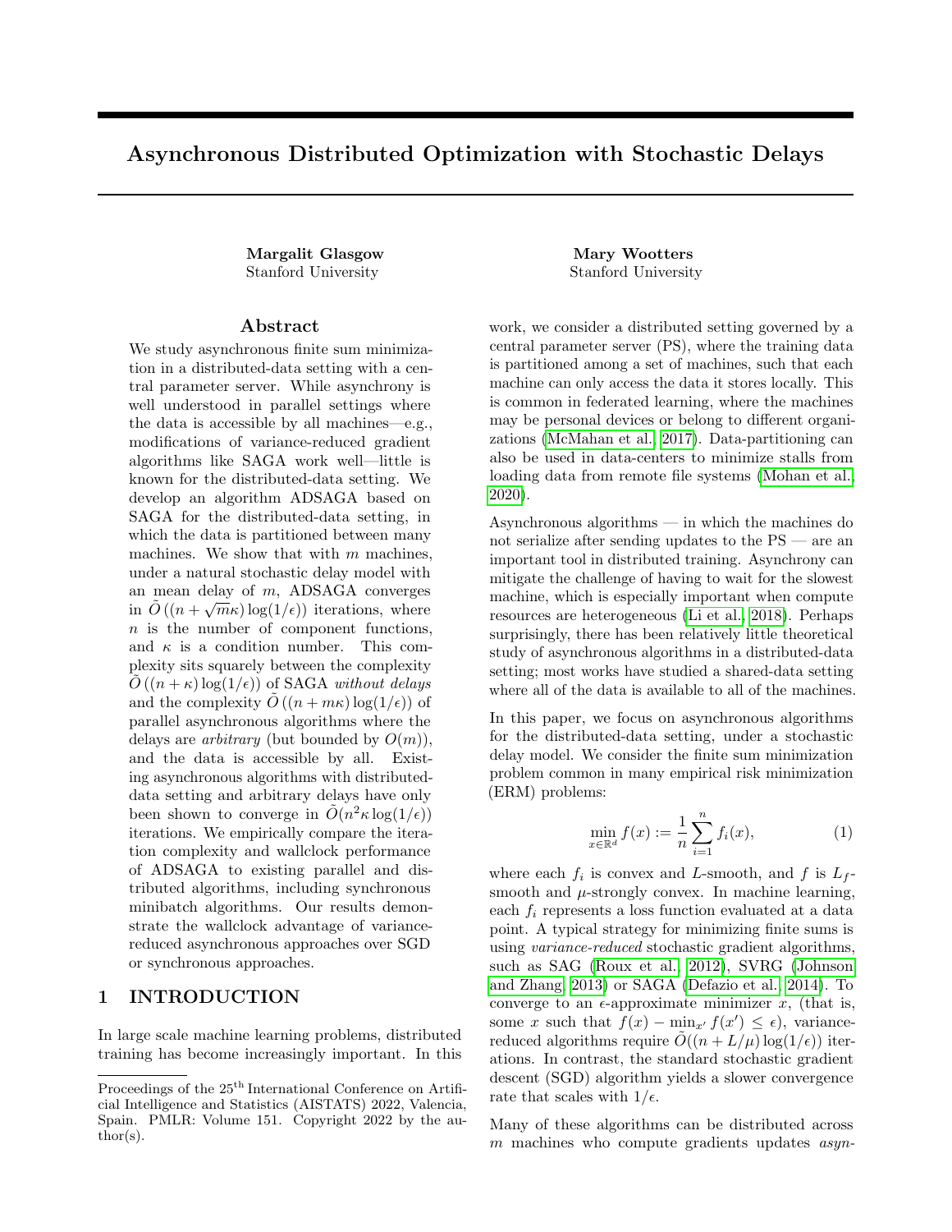# Asynchronous Distributed Optimization with Stochastic Delays

**Margalit Glasgow**
Stanford University

**Mary Wootters**
Stanford University

## Abstract

We study asynchronous finite sum minimization in a distributed-data setting with a central parameter server. While asynchrony is well understood in parallel settings where the data is accessible by all machines—e.g., modifications of variance-reduced gradient algorithms like SAGA work well—little is known for the distributed-data setting. We develop an algorithm ADSAGA based on SAGA for the distributed-data setting, in which the data is partitioned between many machines. We show that with $m$ machines, under a natural stochastic delay model with an mean delay of $m$, ADSAGA converges in $\tilde{O}\left((n + \sqrt{m}\kappa)\log(1/\epsilon)\right)$ iterations, where $n$ is the number of component functions, and $\kappa$ is a condition number. This complexity sits squarely between the complexity $\tilde{O}\left((n + \kappa)\log(1/\epsilon)\right)$ of SAGA *without delays* and the complexity $\tilde{O}\left((n + m\kappa)\log(1/\epsilon)\right)$ of parallel asynchronous algorithms where the delays are *arbitrary* (but bounded by $O(m)$), and the data is accessible by all. Existing asynchronous algorithms with distributed-data setting and arbitrary delays have only been shown to converge in $\tilde{O}(n^2\kappa\log(1/\epsilon))$ iterations. We empirically compare the iteration complexity and wallclock performance of ADSAGA to existing parallel and distributed algorithms, including synchronous minibatch algorithms. Our results demonstrate the wallclock advantage of variance-reduced asynchronous approaches over SGD or synchronous approaches.

## 1 INTRODUCTION

In large scale machine learning problems, distributed training has become increasingly important. In this work, we consider a distributed setting governed by a central parameter server (PS), where the training data is partitioned among a set of machines, such that each machine can only access the data it stores locally. This is common in federated learning, where the machines may be personal devices or belong to different organizations (McMahan et al., 2017). Data-partitioning can also be used in data-centers to minimize stalls from loading data from remote file systems (Mohan et al., 2020).

Asynchronous algorithms — in which the machines do not serialize after sending updates to the PS — are an important tool in distributed training. Asynchrony can mitigate the challenge of having to wait for the slowest machine, which is especially important when compute resources are heterogeneous (Li et al., 2018). Perhaps surprisingly, there has been relatively little theoretical study of asynchronous algorithms in a distributed-data setting; most works have studied a shared-data setting where all of the data is available to all of the machines.

In this paper, we focus on asynchronous algorithms for the distributed-data setting, under a stochastic delay model. We consider the finite sum minimization problem common in many empirical risk minimization (ERM) problems:

$$\min_{x \in \mathbb{R}^d} f(x) := \frac{1}{n}\sum_{i=1}^{n} f_i(x), \tag{1}$$

where each $f_i$ is convex and $L$-smooth, and $f$ is $L_f$-smooth and $\mu$-strongly convex. In machine learning, each $f_i$ represents a loss function evaluated at a data point. A typical strategy for minimizing finite sums is using *variance-reduced* stochastic gradient algorithms, such as SAG (Roux et al., 2012), SVRG (Johnson and Zhang, 2013) or SAGA (Defazio et al., 2014). To converge to an $\epsilon$-approximate minimizer $x$, (that is, some $x$ such that $f(x) - \min_{x'} f(x') \leq \epsilon$), variance-reduced algorithms require $\tilde{O}((n + L/\mu)\log(1/\epsilon))$ iterations. In contrast, the standard stochastic gradient descent (SGD) algorithm yields a slower convergence rate that scales with $1/\epsilon$.

Many of these algorithms can be distributed across $m$ machines who compute gradients updates *asyn-*

Proceedings of the 25[th] International Conference on Artificial Intelligence and Statistics (AISTATS) 2022, Valencia, Spain. PMLR: Volume 151. Copyright 2022 by the author(s).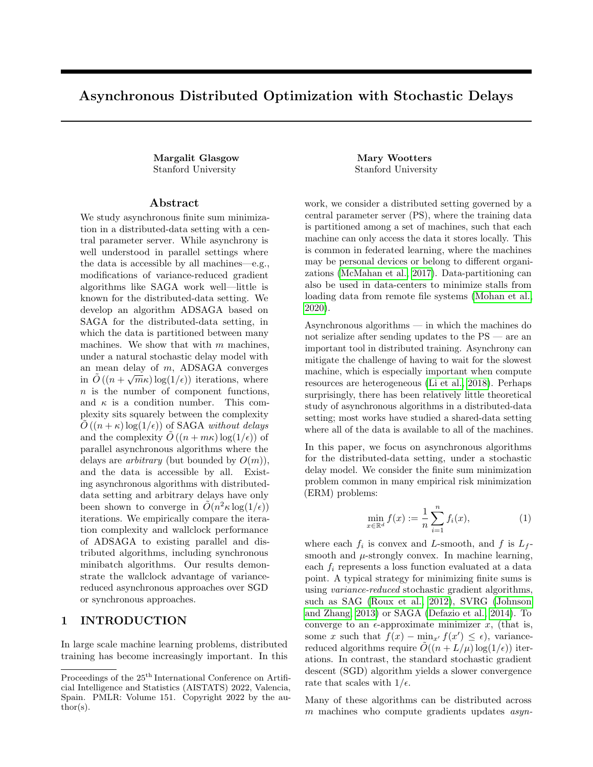# Asynchronous Distributed Optimization with Stochastic Delays

**Margalit Glasgow**
Stanford University

**Mary Wootters**
Stanford University

## Abstract

We study asynchronous finite sum minimization in a distributed-data setting with a central parameter server. While asynchrony is well understood in parallel settings where the data is accessible by all machines—e.g., modifications of variance-reduced gradient algorithms like SAGA work well—little is known for the distributed-data setting. We develop an algorithm ADSAGA based on SAGA for the distributed-data setting, in which the data is partitioned between many machines. We show that with $m$ machines, under a natural stochastic delay model with an mean delay of $m$, ADSAGA converges in $\tilde{O}\left((n + \sqrt{m}\kappa)\log(1/\epsilon)\right)$ iterations, where $n$ is the number of component functions, and $\kappa$ is a condition number. This complexity sits squarely between the complexity $\tilde{O}\left((n + \kappa)\log(1/\epsilon)\right)$ of SAGA *without delays* and the complexity $\tilde{O}\left((n + m\kappa)\log(1/\epsilon)\right)$ of parallel asynchronous algorithms where the delays are *arbitrary* (but bounded by $O(m)$), and the data is accessible by all. Existing asynchronous algorithms with distributed-data setting and arbitrary delays have only been shown to converge in $\tilde{O}(n^2\kappa\log(1/\epsilon))$ iterations. We empirically compare the iteration complexity and wallclock performance of ADSAGA to existing parallel and distributed algorithms, including synchronous minibatch algorithms. Our results demonstrate the wallclock advantage of variance-reduced asynchronous approaches over SGD or synchronous approaches.

## 1 INTRODUCTION

In large scale machine learning problems, distributed training has become increasingly important. In this work, we consider a distributed setting governed by a central parameter server (PS), where the training data is partitioned among a set of machines, such that each machine can only access the data it stores locally. This is common in federated learning, where the machines may be personal devices or belong to different organizations (McMahan et al., 2017). Data-partitioning can also be used in data-centers to minimize stalls from loading data from remote file systems (Mohan et al., 2020).

Asynchronous algorithms — in which the machines do not serialize after sending updates to the PS — are an important tool in distributed training. Asynchrony can mitigate the challenge of having to wait for the slowest machine, which is especially important when compute resources are heterogeneous (Li et al., 2018). Perhaps surprisingly, there has been relatively little theoretical study of asynchronous algorithms in a distributed-data setting; most works have studied a shared-data setting where all of the data is available to all of the machines.

In this paper, we focus on asynchronous algorithms for the distributed-data setting, under a stochastic delay model. We consider the finite sum minimization problem common in many empirical risk minimization (ERM) problems:

$$\min_{x \in \mathbb{R}^d} f(x) := \frac{1}{n}\sum_{i=1}^{n} f_i(x), \tag{1}$$

where each $f_i$ is convex and $L$-smooth, and $f$ is $L_f$-smooth and $\mu$-strongly convex. In machine learning, each $f_i$ represents a loss function evaluated at a data point. A typical strategy for minimizing finite sums is using *variance-reduced* stochastic gradient algorithms, such as SAG (Roux et al., 2012), SVRG (Johnson and Zhang, 2013) or SAGA (Defazio et al., 2014). To converge to an $\epsilon$-approximate minimizer $x$, (that is, some $x$ such that $f(x) - \min_{x'} f(x') \leq \epsilon$), variance-reduced algorithms require $\tilde{O}((n + L/\mu)\log(1/\epsilon))$ iterations. In contrast, the standard stochastic gradient descent (SGD) algorithm yields a slower convergence rate that scales with $1/\epsilon$.

Many of these algorithms can be distributed across $m$ machines who compute gradients updates *asyn-*

Proceedings of the 25[th] International Conference on Artificial Intelligence and Statistics (AISTATS) 2022, Valencia, Spain. PMLR: Volume 151. Copyright 2022 by the author(s).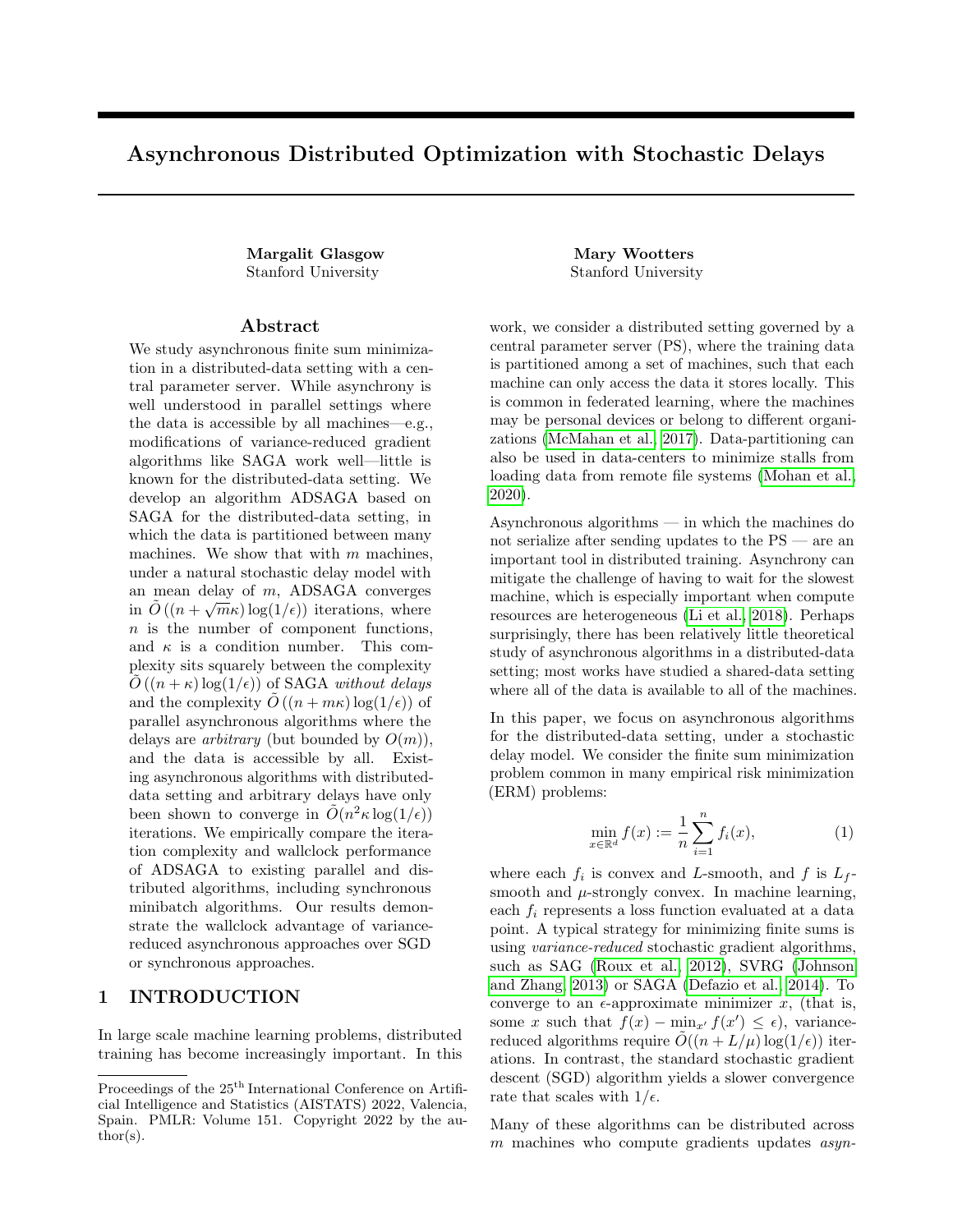# Asynchronous Distributed Optimization with Stochastic Delays

**Margalit Glasgow**
Stanford University

**Mary Wootters**
Stanford University

## Abstract

We study asynchronous finite sum minimization in a distributed-data setting with a central parameter server. While asynchrony is well understood in parallel settings where the data is accessible by all machines—e.g., modifications of variance-reduced gradient algorithms like SAGA work well—little is known for the distributed-data setting. We develop an algorithm ADSAGA based on SAGA for the distributed-data setting, in which the data is partitioned between many machines. We show that with $m$ machines, under a natural stochastic delay model with an mean delay of $m$, ADSAGA converges in $\tilde{O}\left((n + \sqrt{m}\kappa)\log(1/\epsilon)\right)$ iterations, where $n$ is the number of component functions, and $\kappa$ is a condition number. This complexity sits squarely between the complexity $\tilde{O}\left((n + \kappa)\log(1/\epsilon)\right)$ of SAGA *without delays* and the complexity $\tilde{O}\left((n + m\kappa)\log(1/\epsilon)\right)$ of parallel asynchronous algorithms where the delays are *arbitrary* (but bounded by $O(m)$), and the data is accessible by all. Existing asynchronous algorithms with distributed-data setting and arbitrary delays have only been shown to converge in $\tilde{O}(n^2\kappa\log(1/\epsilon))$ iterations. We empirically compare the iteration complexity and wallclock performance of ADSAGA to existing parallel and distributed algorithms, including synchronous minibatch algorithms. Our results demonstrate the wallclock advantage of variance-reduced asynchronous approaches over SGD or synchronous approaches.

## 1 INTRODUCTION

In large scale machine learning problems, distributed training has become increasingly important. In this work, we consider a distributed setting governed by a central parameter server (PS), where the training data is partitioned among a set of machines, such that each machine can only access the data it stores locally. This is common in federated learning, where the machines may be personal devices or belong to different organizations (McMahan et al., 2017). Data-partitioning can also be used in data-centers to minimize stalls from loading data from remote file systems (Mohan et al., 2020).

Asynchronous algorithms — in which the machines do not serialize after sending updates to the PS — are an important tool in distributed training. Asynchrony can mitigate the challenge of having to wait for the slowest machine, which is especially important when compute resources are heterogeneous (Li et al., 2018). Perhaps surprisingly, there has been relatively little theoretical study of asynchronous algorithms in a distributed-data setting; most works have studied a shared-data setting where all of the data is available to all of the machines.

In this paper, we focus on asynchronous algorithms for the distributed-data setting, under a stochastic delay model. We consider the finite sum minimization problem common in many empirical risk minimization (ERM) problems:

$$\min_{x \in \mathbb{R}^d} f(x) := \frac{1}{n}\sum_{i=1}^{n} f_i(x), \tag{1}$$

where each $f_i$ is convex and $L$-smooth, and $f$ is $L_f$-smooth and $\mu$-strongly convex. In machine learning, each $f_i$ represents a loss function evaluated at a data point. A typical strategy for minimizing finite sums is using *variance-reduced* stochastic gradient algorithms, such as SAG (Roux et al., 2012), SVRG (Johnson and Zhang, 2013) or SAGA (Defazio et al., 2014). To converge to an $\epsilon$-approximate minimizer $x$, (that is, some $x$ such that $f(x) - \min_{x'} f(x') \leq \epsilon$), variance-reduced algorithms require $\tilde{O}((n + L/\mu)\log(1/\epsilon))$ iterations. In contrast, the standard stochastic gradient descent (SGD) algorithm yields a slower convergence rate that scales with $1/\epsilon$.

Many of these algorithms can be distributed across $m$ machines who compute gradients updates *asyn-*

Proceedings of the 25[th] International Conference on Artificial Intelligence and Statistics (AISTATS) 2022, Valencia, Spain. PMLR: Volume 151. Copyright 2022 by the author(s).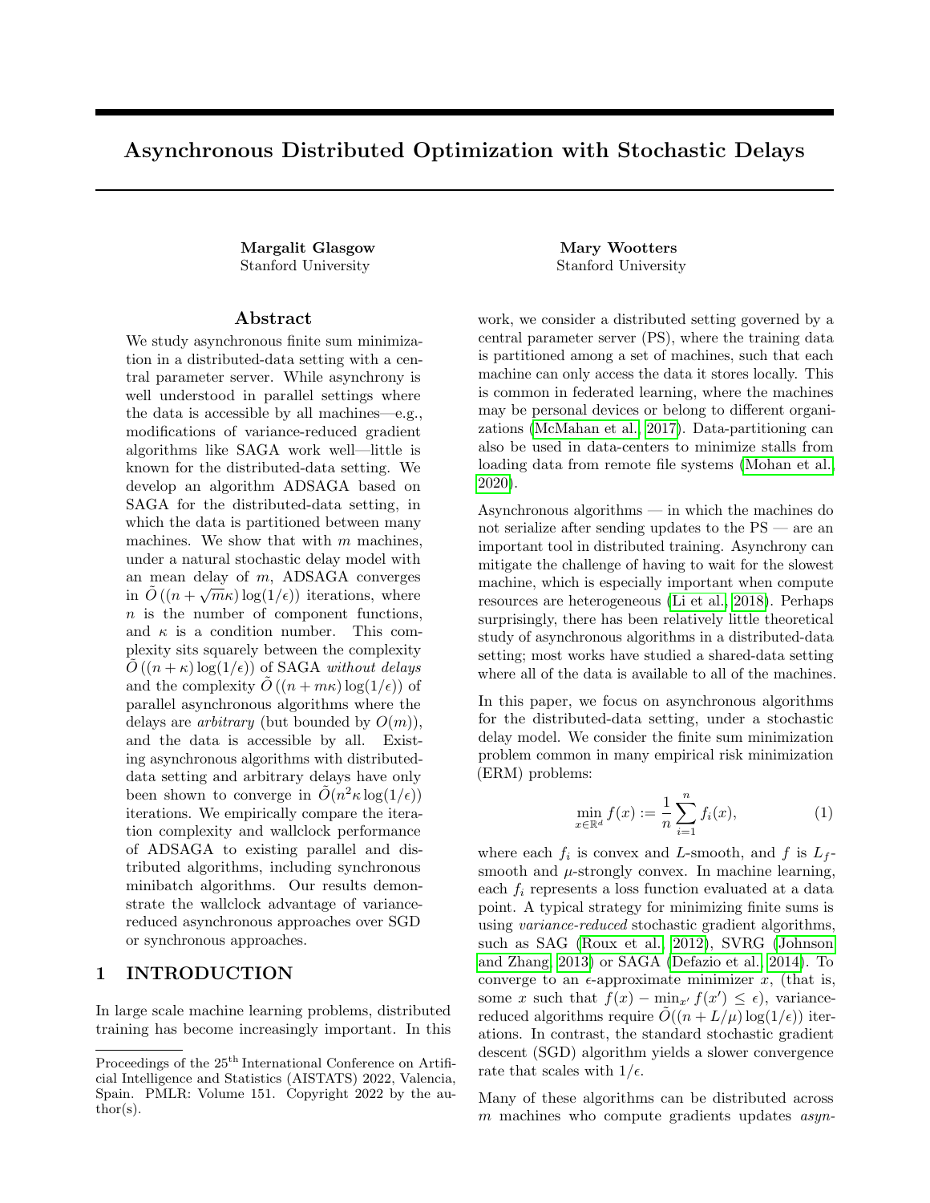# Asynchronous Distributed Optimization with Stochastic Delays

**Margalit Glasgow**
Stanford University

**Mary Wootters**
Stanford University

## Abstract

We study asynchronous finite sum minimization in a distributed-data setting with a central parameter server. While asynchrony is well understood in parallel settings where the data is accessible by all machines—e.g., modifications of variance-reduced gradient algorithms like SAGA work well—little is known for the distributed-data setting. We develop an algorithm ADSAGA based on SAGA for the distributed-data setting, in which the data is partitioned between many machines. We show that with $m$ machines, under a natural stochastic delay model with an mean delay of $m$, ADSAGA converges in $\tilde{O}\left((n + \sqrt{m}\kappa)\log(1/\epsilon)\right)$ iterations, where $n$ is the number of component functions, and $\kappa$ is a condition number. This complexity sits squarely between the complexity $\tilde{O}\left((n + \kappa)\log(1/\epsilon)\right)$ of SAGA *without delays* and the complexity $\tilde{O}\left((n + m\kappa)\log(1/\epsilon)\right)$ of parallel asynchronous algorithms where the delays are *arbitrary* (but bounded by $O(m)$), and the data is accessible by all. Existing asynchronous algorithms with distributed-data setting and arbitrary delays have only been shown to converge in $\tilde{O}(n^2\kappa\log(1/\epsilon))$ iterations. We empirically compare the iteration complexity and wallclock performance of ADSAGA to existing parallel and distributed algorithms, including synchronous minibatch algorithms. Our results demonstrate the wallclock advantage of variance-reduced asynchronous approaches over SGD or synchronous approaches.

## 1 INTRODUCTION

In large scale machine learning problems, distributed training has become increasingly important. In this work, we consider a distributed setting governed by a central parameter server (PS), where the training data is partitioned among a set of machines, such that each machine can only access the data it stores locally. This is common in federated learning, where the machines may be personal devices or belong to different organizations (McMahan et al., 2017). Data-partitioning can also be used in data-centers to minimize stalls from loading data from remote file systems (Mohan et al., 2020).

Asynchronous algorithms — in which the machines do not serialize after sending updates to the PS — are an important tool in distributed training. Asynchrony can mitigate the challenge of having to wait for the slowest machine, which is especially important when compute resources are heterogeneous (Li et al., 2018). Perhaps surprisingly, there has been relatively little theoretical study of asynchronous algorithms in a distributed-data setting; most works have studied a shared-data setting where all of the data is available to all of the machines.

In this paper, we focus on asynchronous algorithms for the distributed-data setting, under a stochastic delay model. We consider the finite sum minimization problem common in many empirical risk minimization (ERM) problems:

$$\min_{x \in \mathbb{R}^d} f(x) := \frac{1}{n}\sum_{i=1}^{n} f_i(x), \tag{1}$$

where each $f_i$ is convex and $L$-smooth, and $f$ is $L_f$-smooth and $\mu$-strongly convex. In machine learning, each $f_i$ represents a loss function evaluated at a data point. A typical strategy for minimizing finite sums is using *variance-reduced* stochastic gradient algorithms, such as SAG (Roux et al., 2012), SVRG (Johnson and Zhang, 2013) or SAGA (Defazio et al., 2014). To converge to an $\epsilon$-approximate minimizer $x$, (that is, some $x$ such that $f(x) - \min_{x'} f(x') \leq \epsilon$), variance-reduced algorithms require $\tilde{O}((n + L/\mu)\log(1/\epsilon))$ iterations. In contrast, the standard stochastic gradient descent (SGD) algorithm yields a slower convergence rate that scales with $1/\epsilon$.

Many of these algorithms can be distributed across $m$ machines who compute gradients updates *asyn-*

Proceedings of the 25[th] International Conference on Artificial Intelligence and Statistics (AISTATS) 2022, Valencia, Spain. PMLR: Volume 151. Copyright 2022 by the author(s).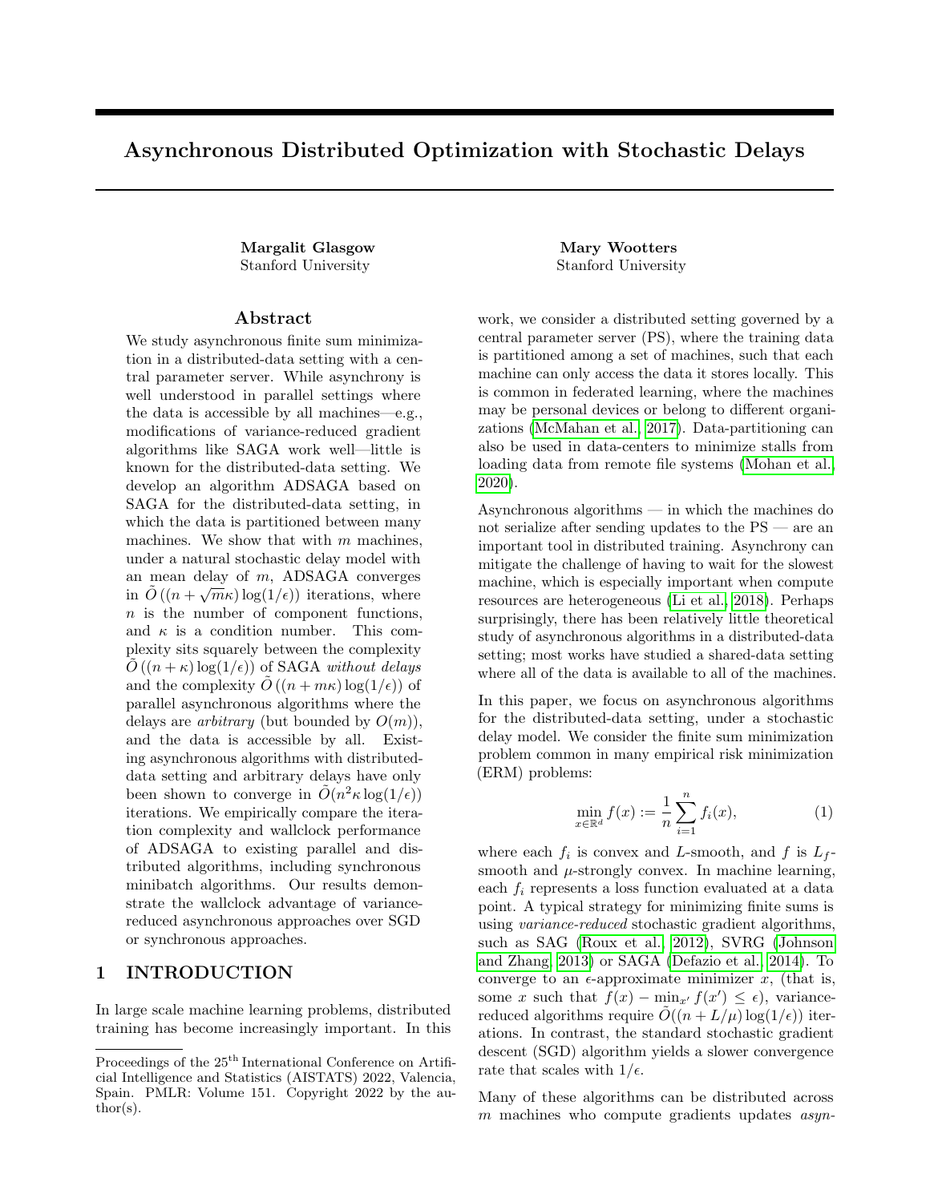# Asynchronous Distributed Optimization with Stochastic Delays

**Margalit Glasgow**
Stanford University

**Mary Wootters**
Stanford University

## Abstract

We study asynchronous finite sum minimization in a distributed-data setting with a central parameter server. While asynchrony is well understood in parallel settings where the data is accessible by all machines—e.g., modifications of variance-reduced gradient algorithms like SAGA work well—little is known for the distributed-data setting. We develop an algorithm ADSAGA based on SAGA for the distributed-data setting, in which the data is partitioned between many machines. We show that with $m$ machines, under a natural stochastic delay model with an mean delay of $m$, ADSAGA converges in $\tilde{O}\left((n + \sqrt{m}\kappa)\log(1/\epsilon)\right)$ iterations, where $n$ is the number of component functions, and $\kappa$ is a condition number. This complexity sits squarely between the complexity $\tilde{O}\left((n + \kappa)\log(1/\epsilon)\right)$ of SAGA *without delays* and the complexity $\tilde{O}\left((n + m\kappa)\log(1/\epsilon)\right)$ of parallel asynchronous algorithms where the delays are *arbitrary* (but bounded by $O(m)$), and the data is accessible by all. Existing asynchronous algorithms with distributed-data setting and arbitrary delays have only been shown to converge in $\tilde{O}(n^2\kappa\log(1/\epsilon))$ iterations. We empirically compare the iteration complexity and wallclock performance of ADSAGA to existing parallel and distributed algorithms, including synchronous minibatch algorithms. Our results demonstrate the wallclock advantage of variance-reduced asynchronous approaches over SGD or synchronous approaches.

## 1 INTRODUCTION

In large scale machine learning problems, distributed training has become increasingly important. In this work, we consider a distributed setting governed by a central parameter server (PS), where the training data is partitioned among a set of machines, such that each machine can only access the data it stores locally. This is common in federated learning, where the machines may be personal devices or belong to different organizations (McMahan et al., 2017). Data-partitioning can also be used in data-centers to minimize stalls from loading data from remote file systems (Mohan et al., 2020).

Asynchronous algorithms — in which the machines do not serialize after sending updates to the PS — are an important tool in distributed training. Asynchrony can mitigate the challenge of having to wait for the slowest machine, which is especially important when compute resources are heterogeneous (Li et al., 2018). Perhaps surprisingly, there has been relatively little theoretical study of asynchronous algorithms in a distributed-data setting; most works have studied a shared-data setting where all of the data is available to all of the machines.

In this paper, we focus on asynchronous algorithms for the distributed-data setting, under a stochastic delay model. We consider the finite sum minimization problem common in many empirical risk minimization (ERM) problems:

$$\min_{x \in \mathbb{R}^d} f(x) := \frac{1}{n}\sum_{i=1}^{n} f_i(x), \tag{1}$$

where each $f_i$ is convex and $L$-smooth, and $f$ is $L_f$-smooth and $\mu$-strongly convex. In machine learning, each $f_i$ represents a loss function evaluated at a data point. A typical strategy for minimizing finite sums is using *variance-reduced* stochastic gradient algorithms, such as SAG (Roux et al., 2012), SVRG (Johnson and Zhang, 2013) or SAGA (Defazio et al., 2014). To converge to an $\epsilon$-approximate minimizer $x$, (that is, some $x$ such that $f(x) - \min_{x'} f(x') \leq \epsilon$), variance-reduced algorithms require $\tilde{O}((n + L/\mu)\log(1/\epsilon))$ iterations. In contrast, the standard stochastic gradient descent (SGD) algorithm yields a slower convergence rate that scales with $1/\epsilon$.

Many of these algorithms can be distributed across $m$ machines who compute gradients updates *asyn-*

Proceedings of the 25[th] International Conference on Artificial Intelligence and Statistics (AISTATS) 2022, Valencia, Spain. PMLR: Volume 151. Copyright 2022 by the author(s).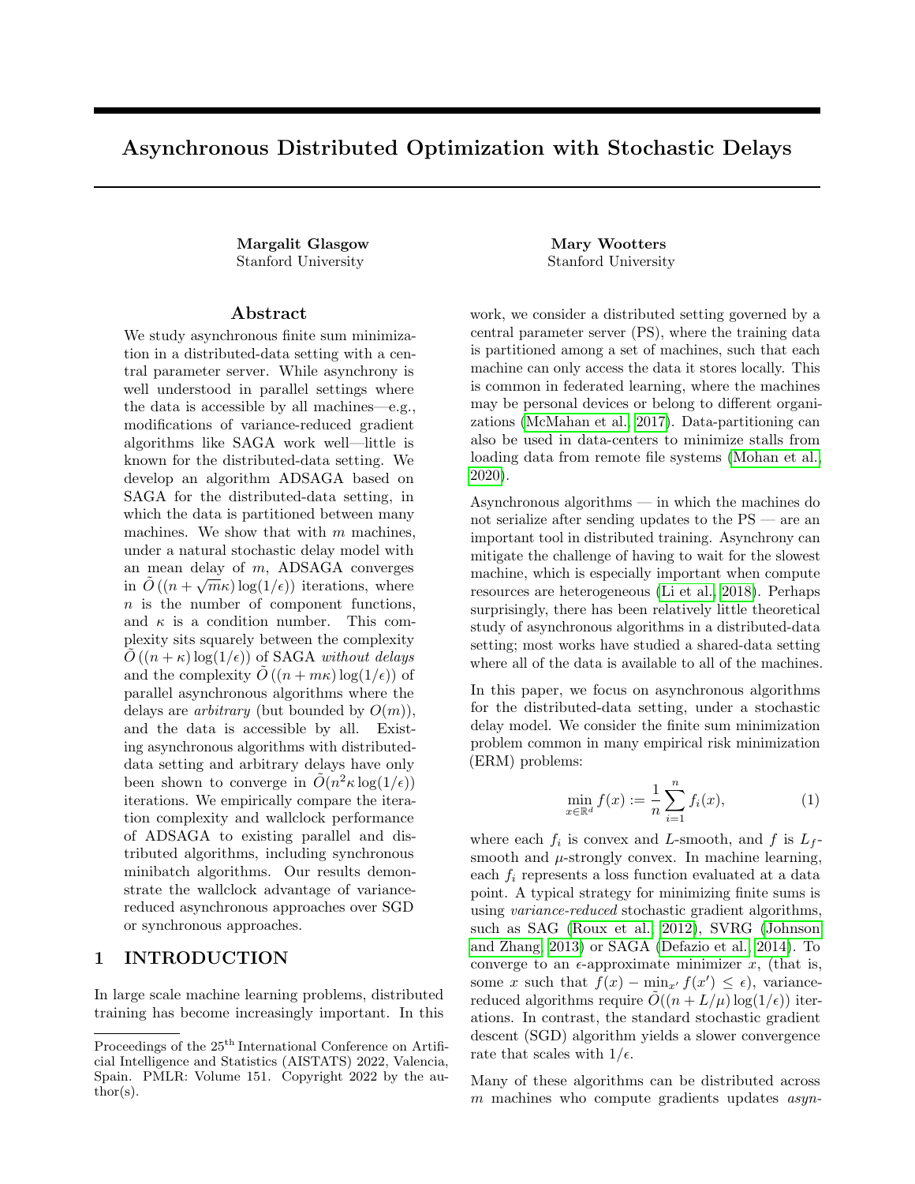# Asynchronous Distributed Optimization with Stochastic Delays

**Margalit Glasgow**
Stanford University

**Mary Wootters**
Stanford University

## Abstract

We study asynchronous finite sum minimization in a distributed-data setting with a central parameter server. While asynchrony is well understood in parallel settings where the data is accessible by all machines—e.g., modifications of variance-reduced gradient algorithms like SAGA work well—little is known for the distributed-data setting. We develop an algorithm ADSAGA based on SAGA for the distributed-data setting, in which the data is partitioned between many machines. We show that with $m$ machines, under a natural stochastic delay model with an mean delay of $m$, ADSAGA converges in $\tilde{O}\left((n + \sqrt{m}\kappa)\log(1/\epsilon)\right)$ iterations, where $n$ is the number of component functions, and $\kappa$ is a condition number. This complexity sits squarely between the complexity $\tilde{O}\left((n + \kappa)\log(1/\epsilon)\right)$ of SAGA *without delays* and the complexity $\tilde{O}\left((n + m\kappa)\log(1/\epsilon)\right)$ of parallel asynchronous algorithms where the delays are *arbitrary* (but bounded by $O(m)$), and the data is accessible by all. Existing asynchronous algorithms with distributed-data setting and arbitrary delays have only been shown to converge in $\tilde{O}(n^2\kappa\log(1/\epsilon))$ iterations. We empirically compare the iteration complexity and wallclock performance of ADSAGA to existing parallel and distributed algorithms, including synchronous minibatch algorithms. Our results demonstrate the wallclock advantage of variance-reduced asynchronous approaches over SGD or synchronous approaches.

## 1 INTRODUCTION

In large scale machine learning problems, distributed training has become increasingly important. In this work, we consider a distributed setting governed by a central parameter server (PS), where the training data is partitioned among a set of machines, such that each machine can only access the data it stores locally. This is common in federated learning, where the machines may be personal devices or belong to different organizations (McMahan et al., 2017). Data-partitioning can also be used in data-centers to minimize stalls from loading data from remote file systems (Mohan et al., 2020).

Asynchronous algorithms — in which the machines do not serialize after sending updates to the PS — are an important tool in distributed training. Asynchrony can mitigate the challenge of having to wait for the slowest machine, which is especially important when compute resources are heterogeneous (Li et al., 2018). Perhaps surprisingly, there has been relatively little theoretical study of asynchronous algorithms in a distributed-data setting; most works have studied a shared-data setting where all of the data is available to all of the machines.

In this paper, we focus on asynchronous algorithms for the distributed-data setting, under a stochastic delay model. We consider the finite sum minimization problem common in many empirical risk minimization (ERM) problems:

$$\min_{x \in \mathbb{R}^d} f(x) := \frac{1}{n}\sum_{i=1}^{n} f_i(x), \tag{1}$$

where each $f_i$ is convex and $L$-smooth, and $f$ is $L_f$-smooth and $\mu$-strongly convex. In machine learning, each $f_i$ represents a loss function evaluated at a data point. A typical strategy for minimizing finite sums is using *variance-reduced* stochastic gradient algorithms, such as SAG (Roux et al., 2012), SVRG (Johnson and Zhang, 2013) or SAGA (Defazio et al., 2014). To converge to an $\epsilon$-approximate minimizer $x$, (that is, some $x$ such that $f(x) - \min_{x'} f(x') \leq \epsilon$), variance-reduced algorithms require $\tilde{O}((n + L/\mu)\log(1/\epsilon))$ iterations. In contrast, the standard stochastic gradient descent (SGD) algorithm yields a slower convergence rate that scales with $1/\epsilon$.

Many of these algorithms can be distributed across $m$ machines who compute gradients updates *asyn-*

Proceedings of the 25[th] International Conference on Artificial Intelligence and Statistics (AISTATS) 2022, Valencia, Spain. PMLR: Volume 151. Copyright 2022 by the author(s).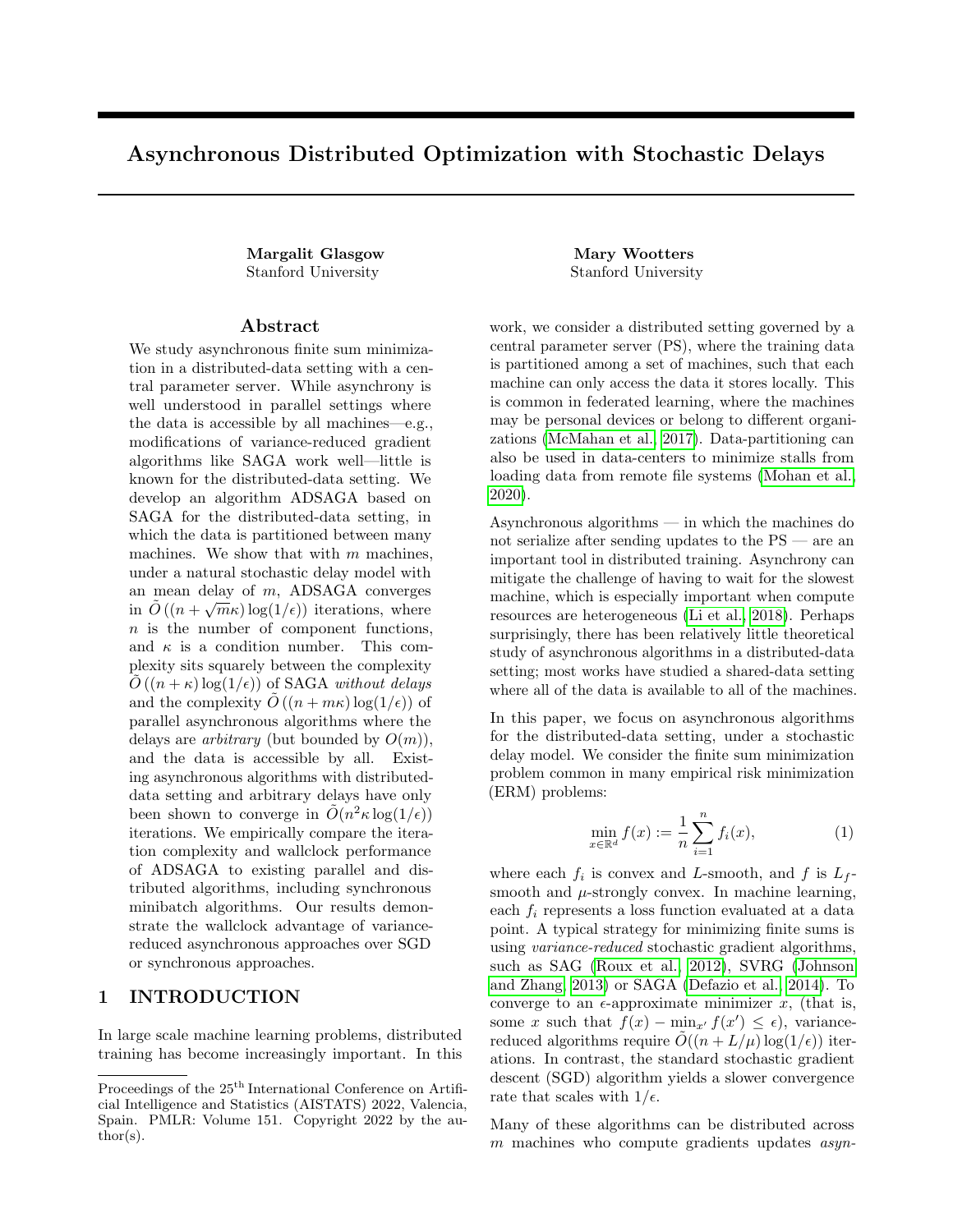# Asynchronous Distributed Optimization with Stochastic Delays

**Margalit Glasgow**
Stanford University

**Mary Wootters**
Stanford University

## Abstract

We study asynchronous finite sum minimization in a distributed-data setting with a central parameter server. While asynchrony is well understood in parallel settings where the data is accessible by all machines—e.g., modifications of variance-reduced gradient algorithms like SAGA work well—little is known for the distributed-data setting. We develop an algorithm ADSAGA based on SAGA for the distributed-data setting, in which the data is partitioned between many machines. We show that with $m$ machines, under a natural stochastic delay model with an mean delay of $m$, ADSAGA converges in $\tilde{O}\left((n + \sqrt{m}\kappa)\log(1/\epsilon)\right)$ iterations, where $n$ is the number of component functions, and $\kappa$ is a condition number. This complexity sits squarely between the complexity $\tilde{O}\left((n + \kappa)\log(1/\epsilon)\right)$ of SAGA *without delays* and the complexity $\tilde{O}\left((n + m\kappa)\log(1/\epsilon)\right)$ of parallel asynchronous algorithms where the delays are *arbitrary* (but bounded by $O(m)$), and the data is accessible by all. Existing asynchronous algorithms with distributed-data setting and arbitrary delays have only been shown to converge in $\tilde{O}(n^2\kappa\log(1/\epsilon))$ iterations. We empirically compare the iteration complexity and wallclock performance of ADSAGA to existing parallel and distributed algorithms, including synchronous minibatch algorithms. Our results demonstrate the wallclock advantage of variance-reduced asynchronous approaches over SGD or synchronous approaches.

## 1 INTRODUCTION

In large scale machine learning problems, distributed training has become increasingly important. In this work, we consider a distributed setting governed by a central parameter server (PS), where the training data is partitioned among a set of machines, such that each machine can only access the data it stores locally. This is common in federated learning, where the machines may be personal devices or belong to different organizations (McMahan et al., 2017). Data-partitioning can also be used in data-centers to minimize stalls from loading data from remote file systems (Mohan et al., 2020).

Asynchronous algorithms — in which the machines do not serialize after sending updates to the PS — are an important tool in distributed training. Asynchrony can mitigate the challenge of having to wait for the slowest machine, which is especially important when compute resources are heterogeneous (Li et al., 2018). Perhaps surprisingly, there has been relatively little theoretical study of asynchronous algorithms in a distributed-data setting; most works have studied a shared-data setting where all of the data is available to all of the machines.

In this paper, we focus on asynchronous algorithms for the distributed-data setting, under a stochastic delay model. We consider the finite sum minimization problem common in many empirical risk minimization (ERM) problems:

$$\min_{x \in \mathbb{R}^d} f(x) := \frac{1}{n}\sum_{i=1}^{n} f_i(x), \tag{1}$$

where each $f_i$ is convex and $L$-smooth, and $f$ is $L_f$-smooth and $\mu$-strongly convex. In machine learning, each $f_i$ represents a loss function evaluated at a data point. A typical strategy for minimizing finite sums is using *variance-reduced* stochastic gradient algorithms, such as SAG (Roux et al., 2012), SVRG (Johnson and Zhang, 2013) or SAGA (Defazio et al., 2014). To converge to an $\epsilon$-approximate minimizer $x$, (that is, some $x$ such that $f(x) - \min_{x'} f(x') \leq \epsilon$), variance-reduced algorithms require $\tilde{O}((n + L/\mu)\log(1/\epsilon))$ iterations. In contrast, the standard stochastic gradient descent (SGD) algorithm yields a slower convergence rate that scales with $1/\epsilon$.

Many of these algorithms can be distributed across $m$ machines who compute gradients updates *asyn-*

Proceedings of the 25[th] International Conference on Artificial Intelligence and Statistics (AISTATS) 2022, Valencia, Spain. PMLR: Volume 151. Copyright 2022 by the author(s).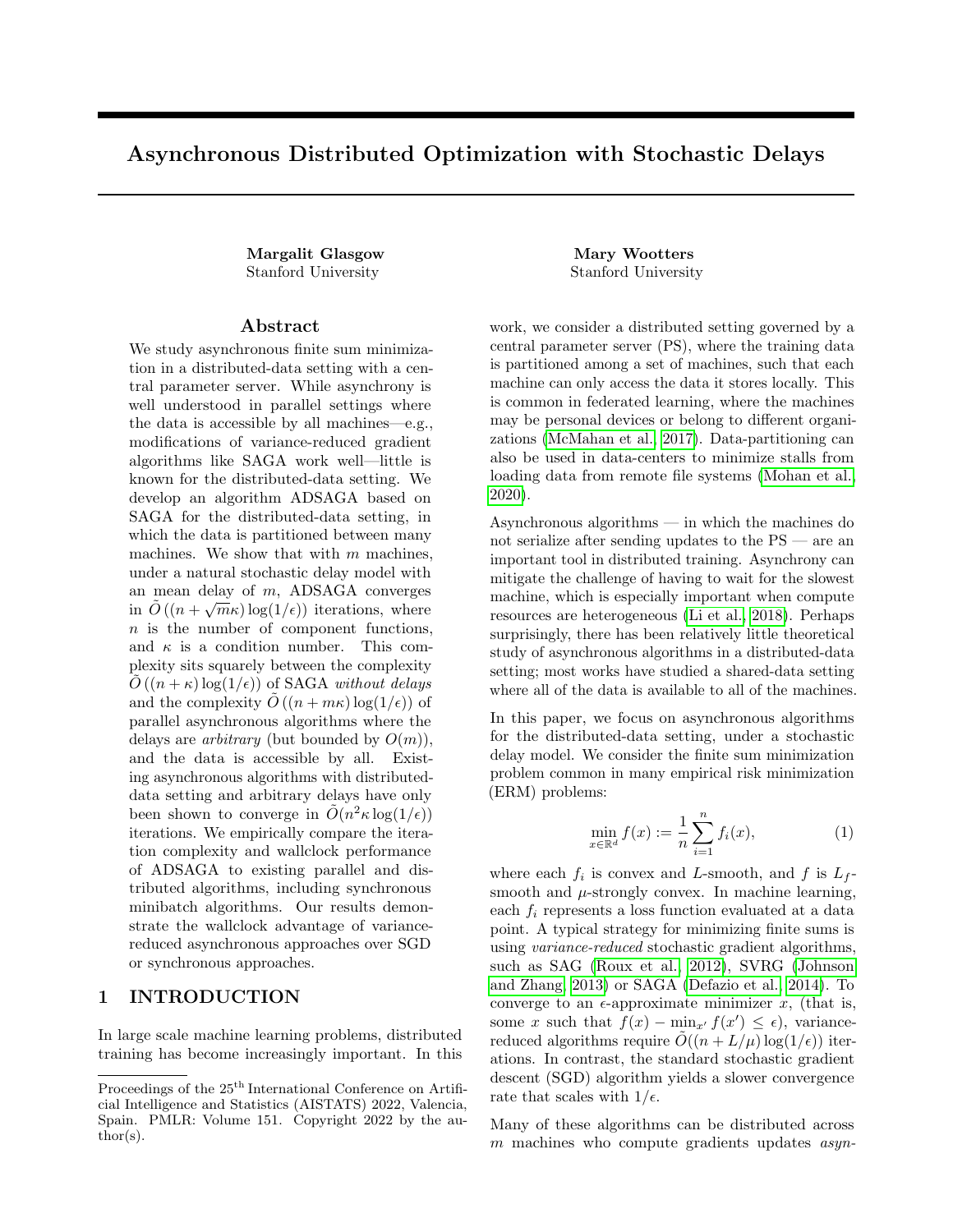# Asynchronous Distributed Optimization with Stochastic Delays

**Margalit Glasgow**
Stanford University

**Mary Wootters**
Stanford University

## Abstract

We study asynchronous finite sum minimization in a distributed-data setting with a central parameter server. While asynchrony is well understood in parallel settings where the data is accessible by all machines—e.g., modifications of variance-reduced gradient algorithms like SAGA work well—little is known for the distributed-data setting. We develop an algorithm ADSAGA based on SAGA for the distributed-data setting, in which the data is partitioned between many machines. We show that with $m$ machines, under a natural stochastic delay model with an mean delay of $m$, ADSAGA converges in $\tilde{O}\left((n + \sqrt{m}\kappa)\log(1/\epsilon)\right)$ iterations, where $n$ is the number of component functions, and $\kappa$ is a condition number. This complexity sits squarely between the complexity $\tilde{O}\left((n + \kappa)\log(1/\epsilon)\right)$ of SAGA *without delays* and the complexity $\tilde{O}\left((n + m\kappa)\log(1/\epsilon)\right)$ of parallel asynchronous algorithms where the delays are *arbitrary* (but bounded by $O(m)$), and the data is accessible by all. Existing asynchronous algorithms with distributed-data setting and arbitrary delays have only been shown to converge in $\tilde{O}(n^2\kappa\log(1/\epsilon))$ iterations. We empirically compare the iteration complexity and wallclock performance of ADSAGA to existing parallel and distributed algorithms, including synchronous minibatch algorithms. Our results demonstrate the wallclock advantage of variance-reduced asynchronous approaches over SGD or synchronous approaches.

## 1 INTRODUCTION

In large scale machine learning problems, distributed training has become increasingly important. In this work, we consider a distributed setting governed by a central parameter server (PS), where the training data is partitioned among a set of machines, such that each machine can only access the data it stores locally. This is common in federated learning, where the machines may be personal devices or belong to different organizations (McMahan et al., 2017). Data-partitioning can also be used in data-centers to minimize stalls from loading data from remote file systems (Mohan et al., 2020).

Asynchronous algorithms — in which the machines do not serialize after sending updates to the PS — are an important tool in distributed training. Asynchrony can mitigate the challenge of having to wait for the slowest machine, which is especially important when compute resources are heterogeneous (Li et al., 2018). Perhaps surprisingly, there has been relatively little theoretical study of asynchronous algorithms in a distributed-data setting; most works have studied a shared-data setting where all of the data is available to all of the machines.

In this paper, we focus on asynchronous algorithms for the distributed-data setting, under a stochastic delay model. We consider the finite sum minimization problem common in many empirical risk minimization (ERM) problems:

$$\min_{x \in \mathbb{R}^d} f(x) := \frac{1}{n}\sum_{i=1}^{n} f_i(x), \tag{1}$$

where each $f_i$ is convex and $L$-smooth, and $f$ is $L_f$-smooth and $\mu$-strongly convex. In machine learning, each $f_i$ represents a loss function evaluated at a data point. A typical strategy for minimizing finite sums is using *variance-reduced* stochastic gradient algorithms, such as SAG (Roux et al., 2012), SVRG (Johnson and Zhang, 2013) or SAGA (Defazio et al., 2014). To converge to an $\epsilon$-approximate minimizer $x$, (that is, some $x$ such that $f(x) - \min_{x'} f(x') \leq \epsilon$), variance-reduced algorithms require $\tilde{O}((n + L/\mu)\log(1/\epsilon))$ iterations. In contrast, the standard stochastic gradient descent (SGD) algorithm yields a slower convergence rate that scales with $1/\epsilon$.

Many of these algorithms can be distributed across $m$ machines who compute gradients updates *asyn-*

Proceedings of the 25[th] International Conference on Artificial Intelligence and Statistics (AISTATS) 2022, Valencia, Spain. PMLR: Volume 151. Copyright 2022 by the author(s).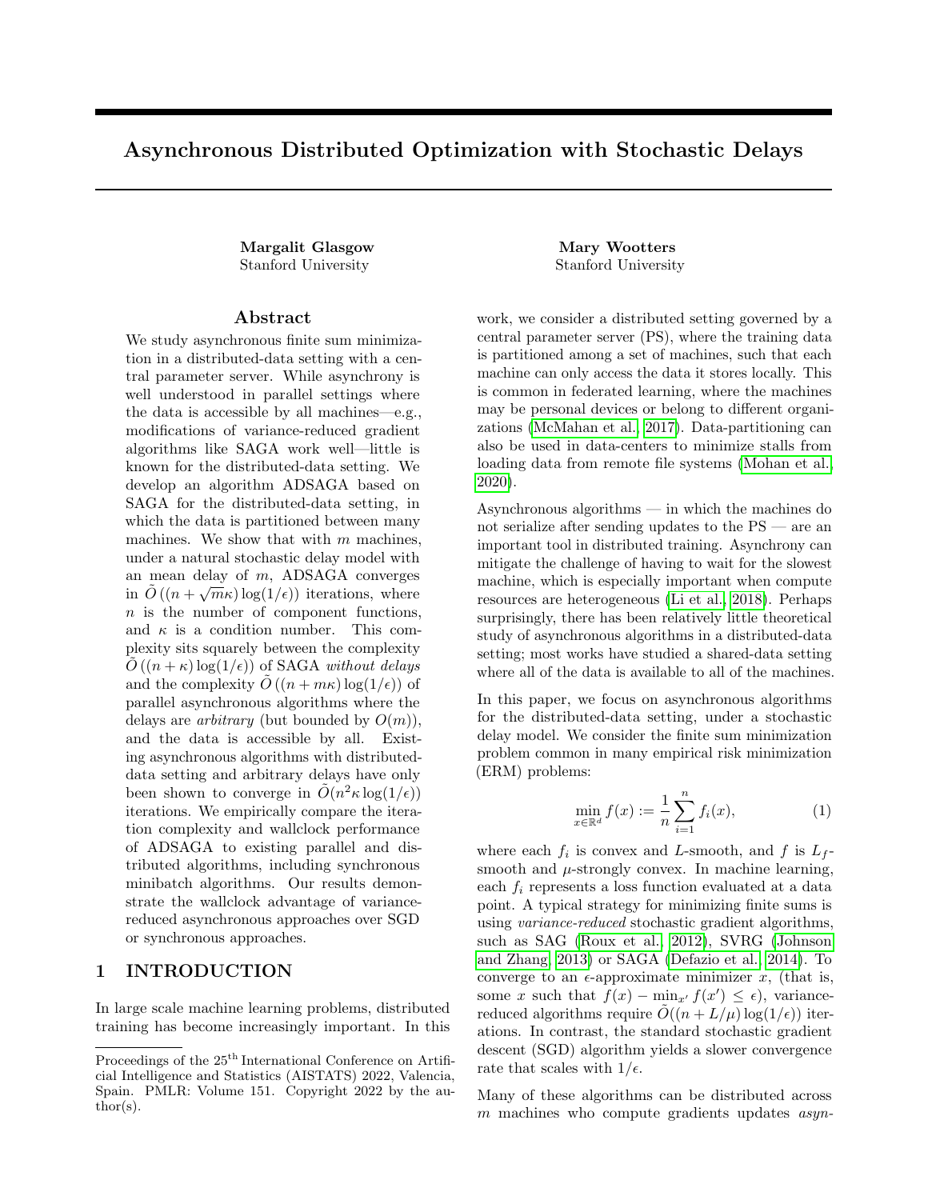# Asynchronous Distributed Optimization with Stochastic Delays

**Margalit Glasgow**
Stanford University

**Mary Wootters**
Stanford University

## Abstract

We study asynchronous finite sum minimization in a distributed-data setting with a central parameter server. While asynchrony is well understood in parallel settings where the data is accessible by all machines—e.g., modifications of variance-reduced gradient algorithms like SAGA work well—little is known for the distributed-data setting. We develop an algorithm ADSAGA based on SAGA for the distributed-data setting, in which the data is partitioned between many machines. We show that with $m$ machines, under a natural stochastic delay model with an mean delay of $m$, ADSAGA converges in $\tilde{O}\left((n + \sqrt{m}\kappa)\log(1/\epsilon)\right)$ iterations, where $n$ is the number of component functions, and $\kappa$ is a condition number. This complexity sits squarely between the complexity $\tilde{O}\left((n + \kappa)\log(1/\epsilon)\right)$ of SAGA *without delays* and the complexity $\tilde{O}\left((n + m\kappa)\log(1/\epsilon)\right)$ of parallel asynchronous algorithms where the delays are *arbitrary* (but bounded by $O(m)$), and the data is accessible by all. Existing asynchronous algorithms with distributed-data setting and arbitrary delays have only been shown to converge in $\tilde{O}(n^2\kappa\log(1/\epsilon))$ iterations. We empirically compare the iteration complexity and wallclock performance of ADSAGA to existing parallel and distributed algorithms, including synchronous minibatch algorithms. Our results demonstrate the wallclock advantage of variance-reduced asynchronous approaches over SGD or synchronous approaches.

## 1 INTRODUCTION

In large scale machine learning problems, distributed training has become increasingly important. In this work, we consider a distributed setting governed by a central parameter server (PS), where the training data is partitioned among a set of machines, such that each machine can only access the data it stores locally. This is common in federated learning, where the machines may be personal devices or belong to different organizations (McMahan et al., 2017). Data-partitioning can also be used in data-centers to minimize stalls from loading data from remote file systems (Mohan et al., 2020).

Asynchronous algorithms — in which the machines do not serialize after sending updates to the PS — are an important tool in distributed training. Asynchrony can mitigate the challenge of having to wait for the slowest machine, which is especially important when compute resources are heterogeneous (Li et al., 2018). Perhaps surprisingly, there has been relatively little theoretical study of asynchronous algorithms in a distributed-data setting; most works have studied a shared-data setting where all of the data is available to all of the machines.

In this paper, we focus on asynchronous algorithms for the distributed-data setting, under a stochastic delay model. We consider the finite sum minimization problem common in many empirical risk minimization (ERM) problems:

$$\min_{x \in \mathbb{R}^d} f(x) := \frac{1}{n}\sum_{i=1}^{n} f_i(x), \tag{1}$$

where each $f_i$ is convex and $L$-smooth, and $f$ is $L_f$-smooth and $\mu$-strongly convex. In machine learning, each $f_i$ represents a loss function evaluated at a data point. A typical strategy for minimizing finite sums is using *variance-reduced* stochastic gradient algorithms, such as SAG (Roux et al., 2012), SVRG (Johnson and Zhang, 2013) or SAGA (Defazio et al., 2014). To converge to an $\epsilon$-approximate minimizer $x$, (that is, some $x$ such that $f(x) - \min_{x'} f(x') \leq \epsilon$), variance-reduced algorithms require $\tilde{O}((n + L/\mu)\log(1/\epsilon))$ iterations. In contrast, the standard stochastic gradient descent (SGD) algorithm yields a slower convergence rate that scales with $1/\epsilon$.

Many of these algorithms can be distributed across $m$ machines who compute gradients updates *asyn-*

Proceedings of the 25[th] International Conference on Artificial Intelligence and Statistics (AISTATS) 2022, Valencia, Spain. PMLR: Volume 151. Copyright 2022 by the author(s).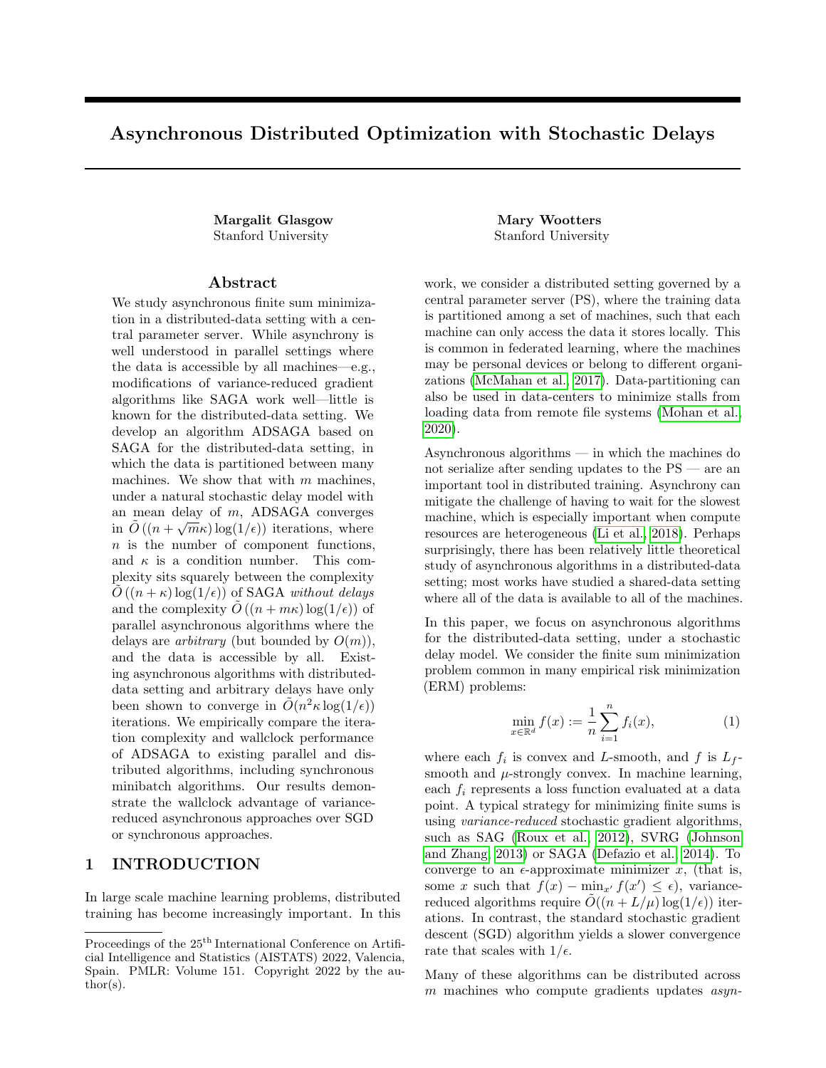# Asynchronous Distributed Optimization with Stochastic Delays

**Margalit Glasgow**
Stanford University

**Mary Wootters**
Stanford University

## Abstract

We study asynchronous finite sum minimization in a distributed-data setting with a central parameter server. While asynchrony is well understood in parallel settings where the data is accessible by all machines—e.g., modifications of variance-reduced gradient algorithms like SAGA work well—little is known for the distributed-data setting. We develop an algorithm ADSAGA based on SAGA for the distributed-data setting, in which the data is partitioned between many machines. We show that with $m$ machines, under a natural stochastic delay model with an mean delay of $m$, ADSAGA converges in $\tilde{O}\left((n + \sqrt{m}\kappa)\log(1/\epsilon)\right)$ iterations, where $n$ is the number of component functions, and $\kappa$ is a condition number. This complexity sits squarely between the complexity $\tilde{O}\left((n + \kappa)\log(1/\epsilon)\right)$ of SAGA *without delays* and the complexity $\tilde{O}\left((n + m\kappa)\log(1/\epsilon)\right)$ of parallel asynchronous algorithms where the delays are *arbitrary* (but bounded by $O(m)$), and the data is accessible by all. Existing asynchronous algorithms with distributed-data setting and arbitrary delays have only been shown to converge in $\tilde{O}(n^2\kappa\log(1/\epsilon))$ iterations. We empirically compare the iteration complexity and wallclock performance of ADSAGA to existing parallel and distributed algorithms, including synchronous minibatch algorithms. Our results demonstrate the wallclock advantage of variance-reduced asynchronous approaches over SGD or synchronous approaches.

## 1 INTRODUCTION

In large scale machine learning problems, distributed training has become increasingly important. In this work, we consider a distributed setting governed by a central parameter server (PS), where the training data is partitioned among a set of machines, such that each machine can only access the data it stores locally. This is common in federated learning, where the machines may be personal devices or belong to different organizations (McMahan et al., 2017). Data-partitioning can also be used in data-centers to minimize stalls from loading data from remote file systems (Mohan et al., 2020).

Asynchronous algorithms — in which the machines do not serialize after sending updates to the PS — are an important tool in distributed training. Asynchrony can mitigate the challenge of having to wait for the slowest machine, which is especially important when compute resources are heterogeneous (Li et al., 2018). Perhaps surprisingly, there has been relatively little theoretical study of asynchronous algorithms in a distributed-data setting; most works have studied a shared-data setting where all of the data is available to all of the machines.

In this paper, we focus on asynchronous algorithms for the distributed-data setting, under a stochastic delay model. We consider the finite sum minimization problem common in many empirical risk minimization (ERM) problems:

$$\min_{x \in \mathbb{R}^d} f(x) := \frac{1}{n}\sum_{i=1}^{n} f_i(x), \tag{1}$$

where each $f_i$ is convex and $L$-smooth, and $f$ is $L_f$-smooth and $\mu$-strongly convex. In machine learning, each $f_i$ represents a loss function evaluated at a data point. A typical strategy for minimizing finite sums is using *variance-reduced* stochastic gradient algorithms, such as SAG (Roux et al., 2012), SVRG (Johnson and Zhang, 2013) or SAGA (Defazio et al., 2014). To converge to an $\epsilon$-approximate minimizer $x$, (that is, some $x$ such that $f(x) - \min_{x'} f(x') \leq \epsilon$), variance-reduced algorithms require $\tilde{O}((n + L/\mu)\log(1/\epsilon))$ iterations. In contrast, the standard stochastic gradient descent (SGD) algorithm yields a slower convergence rate that scales with $1/\epsilon$.

Many of these algorithms can be distributed across $m$ machines who compute gradients updates *asyn-*

Proceedings of the 25th International Conference on Artificial Intelligence and Statistics (AISTATS) 2022, Valencia, Spain. PMLR: Volume 151. Copyright 2022 by the author(s).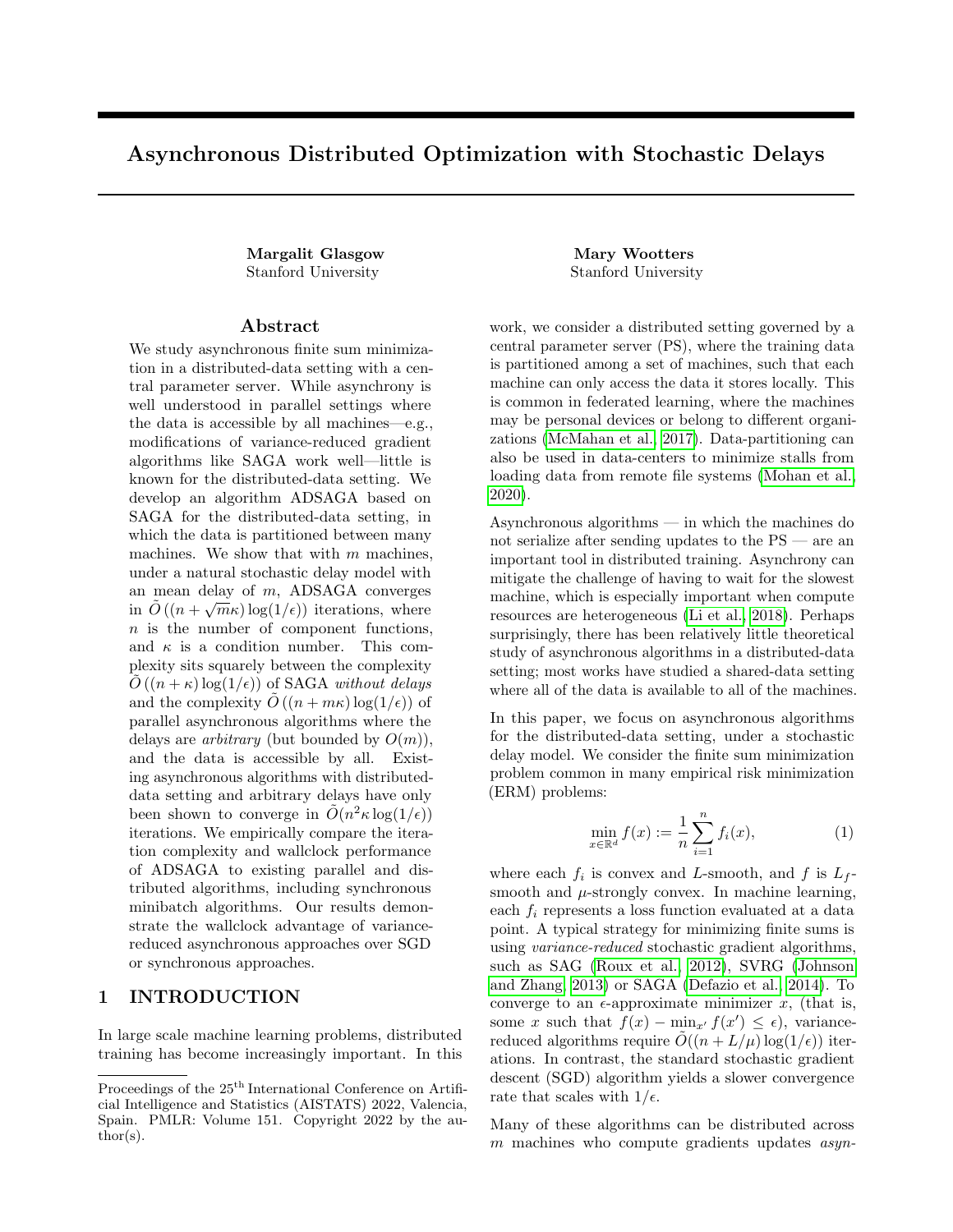# Asynchronous Distributed Optimization with Stochastic Delays

**Margalit Glasgow**
Stanford University

**Mary Wootters**
Stanford University

## Abstract

We study asynchronous finite sum minimization in a distributed-data setting with a central parameter server. While asynchrony is well understood in parallel settings where the data is accessible by all machines—e.g., modifications of variance-reduced gradient algorithms like SAGA work well—little is known for the distributed-data setting. We develop an algorithm ADSAGA based on SAGA for the distributed-data setting, in which the data is partitioned between many machines. We show that with $m$ machines, under a natural stochastic delay model with an mean delay of $m$, ADSAGA converges in $\tilde{O}\left((n + \sqrt{m}\kappa)\log(1/\epsilon)\right)$ iterations, where $n$ is the number of component functions, and $\kappa$ is a condition number. This complexity sits squarely between the complexity $\tilde{O}\left((n + \kappa)\log(1/\epsilon)\right)$ of SAGA *without delays* and the complexity $\tilde{O}\left((n + m\kappa)\log(1/\epsilon)\right)$ of parallel asynchronous algorithms where the delays are *arbitrary* (but bounded by $O(m)$), and the data is accessible by all. Existing asynchronous algorithms with distributed-data setting and arbitrary delays have only been shown to converge in $\tilde{O}(n^2\kappa\log(1/\epsilon))$ iterations. We empirically compare the iteration complexity and wallclock performance of ADSAGA to existing parallel and distributed algorithms, including synchronous minibatch algorithms. Our results demonstrate the wallclock advantage of variance-reduced asynchronous approaches over SGD or synchronous approaches.

## 1 INTRODUCTION

In large scale machine learning problems, distributed training has become increasingly important. In this work, we consider a distributed setting governed by a central parameter server (PS), where the training data is partitioned among a set of machines, such that each machine can only access the data it stores locally. This is common in federated learning, where the machines may be personal devices or belong to different organizations (McMahan et al., 2017). Data-partitioning can also be used in data-centers to minimize stalls from loading data from remote file systems (Mohan et al., 2020).

Asynchronous algorithms — in which the machines do not serialize after sending updates to the PS — are an important tool in distributed training. Asynchrony can mitigate the challenge of having to wait for the slowest machine, which is especially important when compute resources are heterogeneous (Li et al., 2018). Perhaps surprisingly, there has been relatively little theoretical study of asynchronous algorithms in a distributed-data setting; most works have studied a shared-data setting where all of the data is available to all of the machines.

In this paper, we focus on asynchronous algorithms for the distributed-data setting, under a stochastic delay model. We consider the finite sum minimization problem common in many empirical risk minimization (ERM) problems:

$$\min_{x \in \mathbb{R}^d} f(x) := \frac{1}{n}\sum_{i=1}^{n} f_i(x), \tag{1}$$

where each $f_i$ is convex and $L$-smooth, and $f$ is $L_f$-smooth and $\mu$-strongly convex. In machine learning, each $f_i$ represents a loss function evaluated at a data point. A typical strategy for minimizing finite sums is using *variance-reduced* stochastic gradient algorithms, such as SAG (Roux et al., 2012), SVRG (Johnson and Zhang, 2013) or SAGA (Defazio et al., 2014). To converge to an $\epsilon$-approximate minimizer $x$, (that is, some $x$ such that $f(x) - \min_{x'} f(x') \leq \epsilon$), variance-reduced algorithms require $\tilde{O}((n + L/\mu)\log(1/\epsilon))$ iterations. In contrast, the standard stochastic gradient descent (SGD) algorithm yields a slower convergence rate that scales with $1/\epsilon$.

Many of these algorithms can be distributed across $m$ machines who compute gradients updates *asyn-*

Proceedings of the 25[th] International Conference on Artificial Intelligence and Statistics (AISTATS) 2022, Valencia, Spain. PMLR: Volume 151. Copyright 2022 by the author(s).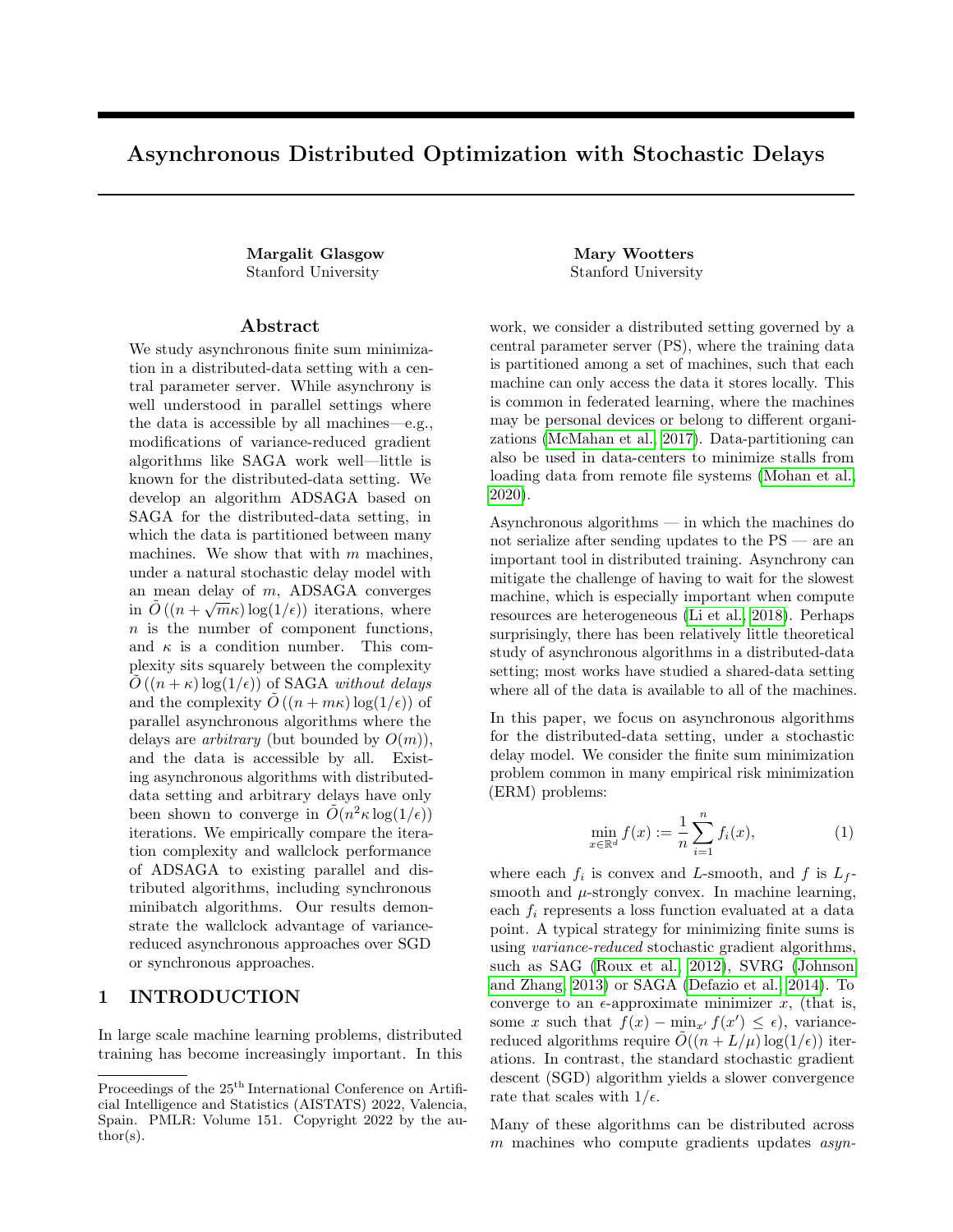# Asynchronous Distributed Optimization with Stochastic Delays

**Margalit Glasgow**
Stanford University

**Mary Wootters**
Stanford University

## Abstract

We study asynchronous finite sum minimization in a distributed-data setting with a central parameter server. While asynchrony is well understood in parallel settings where the data is accessible by all machines—e.g., modifications of variance-reduced gradient algorithms like SAGA work well—little is known for the distributed-data setting. We develop an algorithm ADSAGA based on SAGA for the distributed-data setting, in which the data is partitioned between many machines. We show that with $m$ machines, under a natural stochastic delay model with an mean delay of $m$, ADSAGA converges in $\tilde{O}\left((n + \sqrt{m}\kappa)\log(1/\epsilon)\right)$ iterations, where $n$ is the number of component functions, and $\kappa$ is a condition number. This complexity sits squarely between the complexity $\tilde{O}\left((n + \kappa)\log(1/\epsilon)\right)$ of SAGA *without delays* and the complexity $\tilde{O}\left((n + m\kappa)\log(1/\epsilon)\right)$ of parallel asynchronous algorithms where the delays are *arbitrary* (but bounded by $O(m)$), and the data is accessible by all. Existing asynchronous algorithms with distributed-data setting and arbitrary delays have only been shown to converge in $\tilde{O}(n^2\kappa\log(1/\epsilon))$ iterations. We empirically compare the iteration complexity and wallclock performance of ADSAGA to existing parallel and distributed algorithms, including synchronous minibatch algorithms. Our results demonstrate the wallclock advantage of variance-reduced asynchronous approaches over SGD or synchronous approaches.

## 1 INTRODUCTION

In large scale machine learning problems, distributed training has become increasingly important. In this work, we consider a distributed setting governed by a central parameter server (PS), where the training data is partitioned among a set of machines, such that each machine can only access the data it stores locally. This is common in federated learning, where the machines may be personal devices or belong to different organizations (McMahan et al., 2017). Data-partitioning can also be used in data-centers to minimize stalls from loading data from remote file systems (Mohan et al., 2020).

Asynchronous algorithms — in which the machines do not serialize after sending updates to the PS — are an important tool in distributed training. Asynchrony can mitigate the challenge of having to wait for the slowest machine, which is especially important when compute resources are heterogeneous (Li et al., 2018). Perhaps surprisingly, there has been relatively little theoretical study of asynchronous algorithms in a distributed-data setting; most works have studied a shared-data setting where all of the data is available to all of the machines.

In this paper, we focus on asynchronous algorithms for the distributed-data setting, under a stochastic delay model. We consider the finite sum minimization problem common in many empirical risk minimization (ERM) problems:

$$\min_{x \in \mathbb{R}^d} f(x) := \frac{1}{n}\sum_{i=1}^{n} f_i(x), \tag{1}$$

where each $f_i$ is convex and $L$-smooth, and $f$ is $L_f$-smooth and $\mu$-strongly convex. In machine learning, each $f_i$ represents a loss function evaluated at a data point. A typical strategy for minimizing finite sums is using *variance-reduced* stochastic gradient algorithms, such as SAG (Roux et al., 2012), SVRG (Johnson and Zhang, 2013) or SAGA (Defazio et al., 2014). To converge to an $\epsilon$-approximate minimizer $x$, (that is, some $x$ such that $f(x) - \min_{x'} f(x') \leq \epsilon$), variance-reduced algorithms require $\tilde{O}((n + L/\mu)\log(1/\epsilon))$ iterations. In contrast, the standard stochastic gradient descent (SGD) algorithm yields a slower convergence rate that scales with $1/\epsilon$.

Many of these algorithms can be distributed across $m$ machines who compute gradients updates *asyn-*

Proceedings of the 25[th] International Conference on Artificial Intelligence and Statistics (AISTATS) 2022, Valencia, Spain. PMLR: Volume 151. Copyright 2022 by the author(s).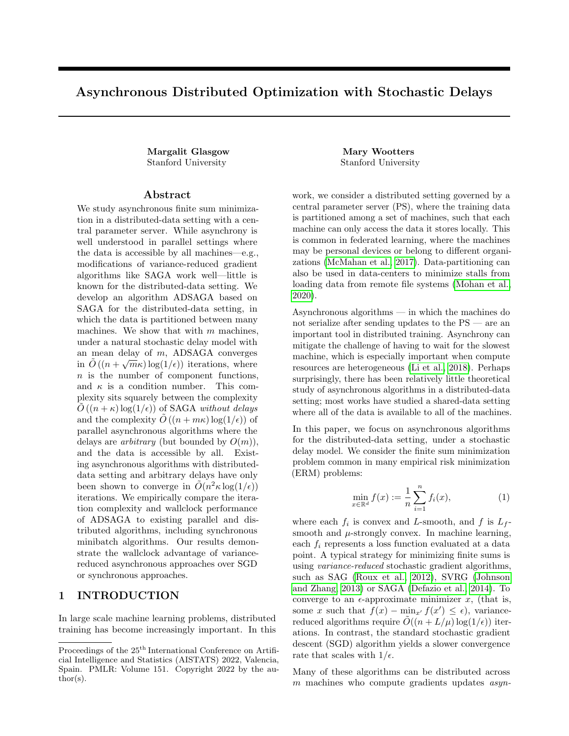# Asynchronous Distributed Optimization with Stochastic Delays

**Margalit Glasgow**
Stanford University

**Mary Wootters**
Stanford University

## Abstract

We study asynchronous finite sum minimization in a distributed-data setting with a central parameter server. While asynchrony is well understood in parallel settings where the data is accessible by all machines—e.g., modifications of variance-reduced gradient algorithms like SAGA work well—little is known for the distributed-data setting. We develop an algorithm ADSAGA based on SAGA for the distributed-data setting, in which the data is partitioned between many machines. We show that with $m$ machines, under a natural stochastic delay model with an mean delay of $m$, ADSAGA converges in $\tilde{O}\left((n + \sqrt{m}\kappa)\log(1/\epsilon)\right)$ iterations, where $n$ is the number of component functions, and $\kappa$ is a condition number. This complexity sits squarely between the complexity $\tilde{O}\left((n + \kappa)\log(1/\epsilon)\right)$ of SAGA *without delays* and the complexity $\tilde{O}\left((n + m\kappa)\log(1/\epsilon)\right)$ of parallel asynchronous algorithms where the delays are *arbitrary* (but bounded by $O(m)$), and the data is accessible by all. Existing asynchronous algorithms with distributed-data setting and arbitrary delays have only been shown to converge in $\tilde{O}(n^2\kappa\log(1/\epsilon))$ iterations. We empirically compare the iteration complexity and wallclock performance of ADSAGA to existing parallel and distributed algorithms, including synchronous minibatch algorithms. Our results demonstrate the wallclock advantage of variance-reduced asynchronous approaches over SGD or synchronous approaches.

## 1 INTRODUCTION

In large scale machine learning problems, distributed training has become increasingly important. In this work, we consider a distributed setting governed by a central parameter server (PS), where the training data is partitioned among a set of machines, such that each machine can only access the data it stores locally. This is common in federated learning, where the machines may be personal devices or belong to different organizations (McMahan et al., 2017). Data-partitioning can also be used in data-centers to minimize stalls from loading data from remote file systems (Mohan et al., 2020).

Asynchronous algorithms — in which the machines do not serialize after sending updates to the PS — are an important tool in distributed training. Asynchrony can mitigate the challenge of having to wait for the slowest machine, which is especially important when compute resources are heterogeneous (Li et al., 2018). Perhaps surprisingly, there has been relatively little theoretical study of asynchronous algorithms in a distributed-data setting; most works have studied a shared-data setting where all of the data is available to all of the machines.

In this paper, we focus on asynchronous algorithms for the distributed-data setting, under a stochastic delay model. We consider the finite sum minimization problem common in many empirical risk minimization (ERM) problems:

$$\min_{x \in \mathbb{R}^d} f(x) := \frac{1}{n}\sum_{i=1}^{n} f_i(x), \tag{1}$$

where each $f_i$ is convex and $L$-smooth, and $f$ is $L_f$-smooth and $\mu$-strongly convex. In machine learning, each $f_i$ represents a loss function evaluated at a data point. A typical strategy for minimizing finite sums is using *variance-reduced* stochastic gradient algorithms, such as SAG (Roux et al., 2012), SVRG (Johnson and Zhang, 2013) or SAGA (Defazio et al., 2014). To converge to an $\epsilon$-approximate minimizer $x$, (that is, some $x$ such that $f(x) - \min_{x'} f(x') \leq \epsilon$), variance-reduced algorithms require $\tilde{O}((n + L/\mu)\log(1/\epsilon))$ iterations. In contrast, the standard stochastic gradient descent (SGD) algorithm yields a slower convergence rate that scales with $1/\epsilon$.

Many of these algorithms can be distributed across $m$ machines who compute gradients updates *asyn-*

Proceedings of the 25[th] International Conference on Artificial Intelligence and Statistics (AISTATS) 2022, Valencia, Spain. PMLR: Volume 151. Copyright 2022 by the author(s).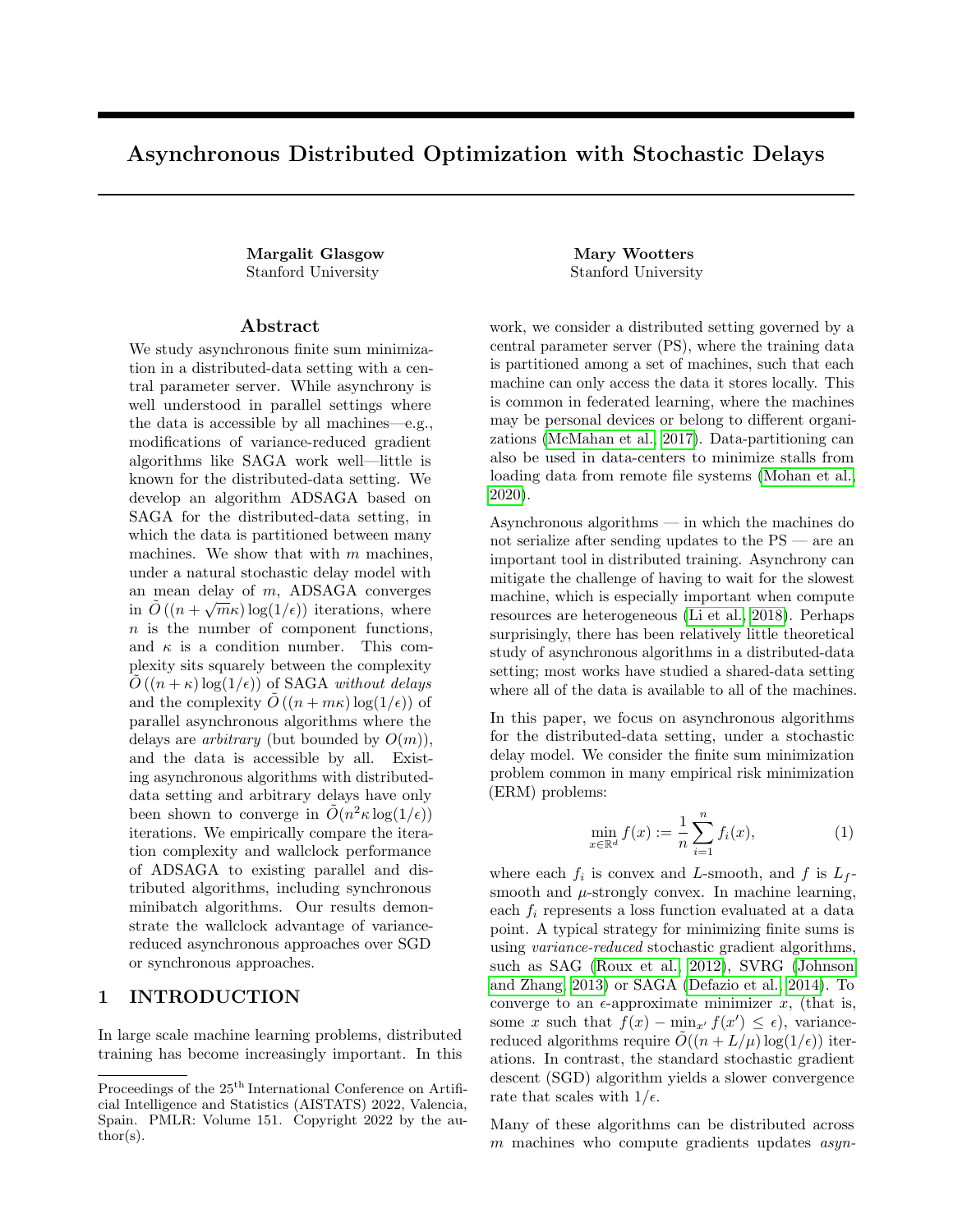# Asynchronous Distributed Optimization with Stochastic Delays

**Margalit Glasgow**
Stanford University

**Mary Wootters**
Stanford University

## Abstract

We study asynchronous finite sum minimization in a distributed-data setting with a central parameter server. While asynchrony is well understood in parallel settings where the data is accessible by all machines—e.g., modifications of variance-reduced gradient algorithms like SAGA work well—little is known for the distributed-data setting. We develop an algorithm ADSAGA based on SAGA for the distributed-data setting, in which the data is partitioned between many machines. We show that with $m$ machines, under a natural stochastic delay model with an mean delay of $m$, ADSAGA converges in $\tilde{O}\left((n + \sqrt{m}\kappa) \log(1/\epsilon)\right)$ iterations, where $n$ is the number of component functions, and $\kappa$ is a condition number. This complexity sits squarely between the complexity $\tilde{O}\left((n + \kappa) \log(1/\epsilon)\right)$ of SAGA *without delays* and the complexity $\tilde{O}\left((n + m\kappa) \log(1/\epsilon)\right)$ of parallel asynchronous algorithms where the delays are *arbitrary* (but bounded by $O(m)$), and the data is accessible by all. Existing asynchronous algorithms with distributed-data setting and arbitrary delays have only been shown to converge in $\tilde{O}(n^2 \kappa \log(1/\epsilon))$ iterations. We empirically compare the iteration complexity and wallclock performance of ADSAGA to existing parallel and distributed algorithms, including synchronous minibatch algorithms. Our results demonstrate the wallclock advantage of variance-reduced asynchronous approaches over SGD or synchronous approaches.

## 1 INTRODUCTION

In large scale machine learning problems, distributed training has become increasingly important. In this work, we consider a distributed setting governed by a central parameter server (PS), where the training data is partitioned among a set of machines, such that each machine can only access the data it stores locally. This is common in federated learning, where the machines may be personal devices or belong to different organizations (McMahan et al., 2017). Data-partitioning can also be used in data-centers to minimize stalls from loading data from remote file systems (Mohan et al., 2020).

Asynchronous algorithms — in which the machines do not serialize after sending updates to the PS — are an important tool in distributed training. Asynchrony can mitigate the challenge of having to wait for the slowest machine, which is especially important when compute resources are heterogeneous (Li et al., 2018). Perhaps surprisingly, there has been relatively little theoretical study of asynchronous algorithms in a distributed-data setting; most works have studied a shared-data setting where all of the data is available to all of the machines.

In this paper, we focus on asynchronous algorithms for the distributed-data setting, under a stochastic delay model. We consider the finite sum minimization problem common in many empirical risk minimization (ERM) problems:

$$\min_{x \in \mathbb{R}^d} f(x) := \frac{1}{n} \sum_{i=1}^{n} f_i(x), \tag{1}$$

where each $f_i$ is convex and $L$-smooth, and $f$ is $L_f$-smooth and $\mu$-strongly convex. In machine learning, each $f_i$ represents a loss function evaluated at a data point. A typical strategy for minimizing finite sums is using *variance-reduced* stochastic gradient algorithms, such as SAG (Roux et al., 2012), SVRG (Johnson and Zhang, 2013) or SAGA (Defazio et al., 2014). To converge to an $\epsilon$-approximate minimizer $x$, (that is, some $x$ such that $f(x) - \min_{x'} f(x') \leq \epsilon$), variance-reduced algorithms require $\tilde{O}((n + L/\mu) \log(1/\epsilon))$ iterations. In contrast, the standard stochastic gradient descent (SGD) algorithm yields a slower convergence rate that scales with $1/\epsilon$.

Many of these algorithms can be distributed across $m$ machines who compute gradients updates *asyn-*

Proceedings of the 25[th] International Conference on Artificial Intelligence and Statistics (AISTATS) 2022, Valencia, Spain. PMLR: Volume 151. Copyright 2022 by the author(s).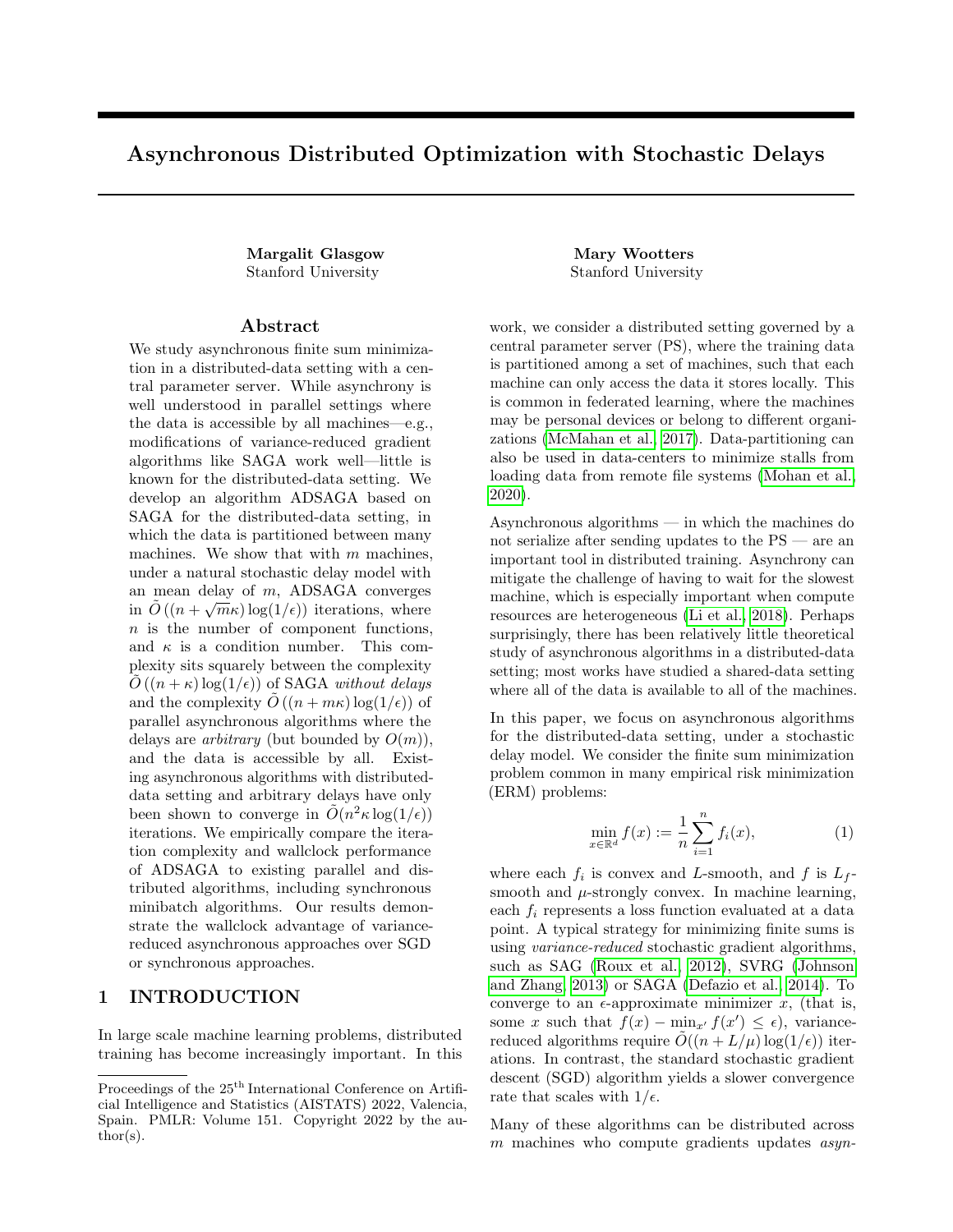# Asynchronous Distributed Optimization with Stochastic Delays

**Margalit Glasgow**
Stanford University

**Mary Wootters**
Stanford University

## Abstract

We study asynchronous finite sum minimization in a distributed-data setting with a central parameter server. While asynchrony is well understood in parallel settings where the data is accessible by all machines—e.g., modifications of variance-reduced gradient algorithms like SAGA work well—little is known for the distributed-data setting. We develop an algorithm ADSAGA based on SAGA for the distributed-data setting, in which the data is partitioned between many machines. We show that with $m$ machines, under a natural stochastic delay model with an mean delay of $m$, ADSAGA converges in $\tilde{O}\left((n + \sqrt{m}\kappa)\log(1/\epsilon)\right)$ iterations, where $n$ is the number of component functions, and $\kappa$ is a condition number. This complexity sits squarely between the complexity $\tilde{O}\left((n + \kappa)\log(1/\epsilon)\right)$ of SAGA *without delays* and the complexity $\tilde{O}\left((n + m\kappa)\log(1/\epsilon)\right)$ of parallel asynchronous algorithms where the delays are *arbitrary* (but bounded by $O(m)$), and the data is accessible by all. Existing asynchronous algorithms with distributed-data setting and arbitrary delays have only been shown to converge in $\tilde{O}(n^2\kappa\log(1/\epsilon))$ iterations. We empirically compare the iteration complexity and wallclock performance of ADSAGA to existing parallel and distributed algorithms, including synchronous minibatch algorithms. Our results demonstrate the wallclock advantage of variance-reduced asynchronous approaches over SGD or synchronous approaches.

## 1 INTRODUCTION

In large scale machine learning problems, distributed training has become increasingly important. In this work, we consider a distributed setting governed by a central parameter server (PS), where the training data is partitioned among a set of machines, such that each machine can only access the data it stores locally. This is common in federated learning, where the machines may be personal devices or belong to different organizations (McMahan et al., 2017). Data-partitioning can also be used in data-centers to minimize stalls from loading data from remote file systems (Mohan et al., 2020).

Asynchronous algorithms — in which the machines do not serialize after sending updates to the PS — are an important tool in distributed training. Asynchrony can mitigate the challenge of having to wait for the slowest machine, which is especially important when compute resources are heterogeneous (Li et al., 2018). Perhaps surprisingly, there has been relatively little theoretical study of asynchronous algorithms in a distributed-data setting; most works have studied a shared-data setting where all of the data is available to all of the machines.

In this paper, we focus on asynchronous algorithms for the distributed-data setting, under a stochastic delay model. We consider the finite sum minimization problem common in many empirical risk minimization (ERM) problems:

$$\min_{x\in\mathbb{R}^d} f(x) := \frac{1}{n}\sum_{i=1}^{n} f_i(x), \tag{1}$$

where each $f_i$ is convex and $L$-smooth, and $f$ is $L_f$-smooth and $\mu$-strongly convex. In machine learning, each $f_i$ represents a loss function evaluated at a data point. A typical strategy for minimizing finite sums is using *variance-reduced* stochastic gradient algorithms, such as SAG (Roux et al., 2012), SVRG (Johnson and Zhang, 2013) or SAGA (Defazio et al., 2014). To converge to an $\epsilon$-approximate minimizer $x$, (that is, some $x$ such that $f(x) - \min_{x'} f(x') \leq \epsilon$), variance-reduced algorithms require $\tilde{O}((n + L/\mu)\log(1/\epsilon))$ iterations. In contrast, the standard stochastic gradient descent (SGD) algorithm yields a slower convergence rate that scales with $1/\epsilon$.

Many of these algorithms can be distributed across $m$ machines who compute gradients updates *asyn-*

Proceedings of the 25th International Conference on Artificial Intelligence and Statistics (AISTATS) 2022, Valencia, Spain. PMLR: Volume 151. Copyright 2022 by the author(s).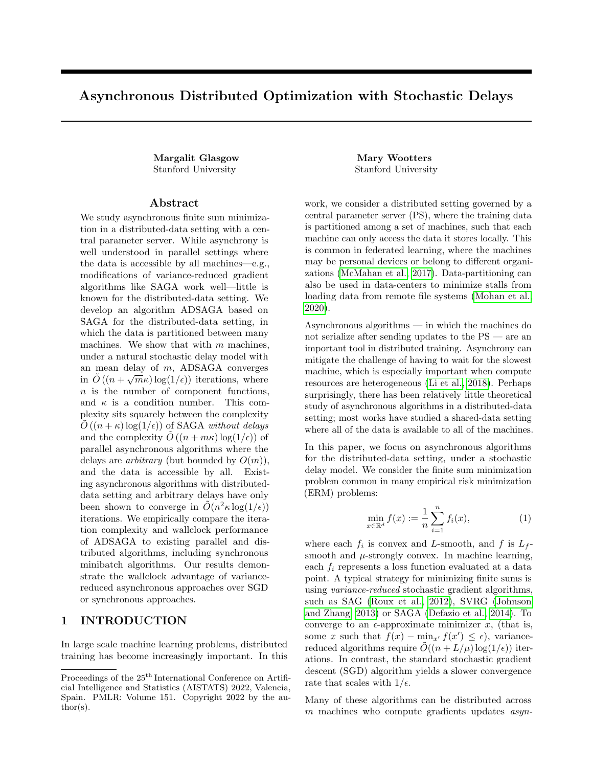# Asynchronous Distributed Optimization with Stochastic Delays

**Margalit Glasgow**
Stanford University

**Mary Wootters**
Stanford University

## Abstract

We study asynchronous finite sum minimization in a distributed-data setting with a central parameter server. While asynchrony is well understood in parallel settings where the data is accessible by all machines—e.g., modifications of variance-reduced gradient algorithms like SAGA work well—little is known for the distributed-data setting. We develop an algorithm ADSAGA based on SAGA for the distributed-data setting, in which the data is partitioned between many machines. We show that with $m$ machines, under a natural stochastic delay model with an mean delay of $m$, ADSAGA converges in $\tilde{O}\left((n + \sqrt{m}\kappa)\log(1/\epsilon)\right)$ iterations, where $n$ is the number of component functions, and $\kappa$ is a condition number. This complexity sits squarely between the complexity $\tilde{O}\left((n + \kappa)\log(1/\epsilon)\right)$ of SAGA *without delays* and the complexity $\tilde{O}\left((n + m\kappa)\log(1/\epsilon)\right)$ of parallel asynchronous algorithms where the delays are *arbitrary* (but bounded by $O(m)$), and the data is accessible by all. Existing asynchronous algorithms with distributed-data setting and arbitrary delays have only been shown to converge in $\tilde{O}(n^2\kappa\log(1/\epsilon))$ iterations. We empirically compare the iteration complexity and wallclock performance of ADSAGA to existing parallel and distributed algorithms, including synchronous minibatch algorithms. Our results demonstrate the wallclock advantage of variance-reduced asynchronous approaches over SGD or synchronous approaches.

## 1 INTRODUCTION

In large scale machine learning problems, distributed training has become increasingly important. In this work, we consider a distributed setting governed by a central parameter server (PS), where the training data is partitioned among a set of machines, such that each machine can only access the data it stores locally. This is common in federated learning, where the machines may be personal devices or belong to different organizations (McMahan et al., 2017). Data-partitioning can also be used in data-centers to minimize stalls from loading data from remote file systems (Mohan et al., 2020).

Asynchronous algorithms — in which the machines do not serialize after sending updates to the PS — are an important tool in distributed training. Asynchrony can mitigate the challenge of having to wait for the slowest machine, which is especially important when compute resources are heterogeneous (Li et al., 2018). Perhaps surprisingly, there has been relatively little theoretical study of asynchronous algorithms in a distributed-data setting; most works have studied a shared-data setting where all of the data is available to all of the machines.

In this paper, we focus on asynchronous algorithms for the distributed-data setting, under a stochastic delay model. We consider the finite sum minimization problem common in many empirical risk minimization (ERM) problems:

$$\min_{x \in \mathbb{R}^d} f(x) := \frac{1}{n}\sum_{i=1}^{n} f_i(x), \qquad (1)$$

where each $f_i$ is convex and $L$-smooth, and $f$ is $L_f$-smooth and $\mu$-strongly convex. In machine learning, each $f_i$ represents a loss function evaluated at a data point. A typical strategy for minimizing finite sums is using *variance-reduced* stochastic gradient algorithms, such as SAG (Roux et al., 2012), SVRG (Johnson and Zhang, 2013) or SAGA (Defazio et al., 2014). To converge to an $\epsilon$-approximate minimizer $x$, (that is, some $x$ such that $f(x) - \min_{x'} f(x') \leq \epsilon$), variance-reduced algorithms require $\tilde{O}((n + L/\mu)\log(1/\epsilon))$ iterations. In contrast, the standard stochastic gradient descent (SGD) algorithm yields a slower convergence rate that scales with $1/\epsilon$.

Many of these algorithms can be distributed across $m$ machines who compute gradients updates *asyn-*

Proceedings of the 25[th] International Conference on Artificial Intelligence and Statistics (AISTATS) 2022, Valencia, Spain. PMLR: Volume 151. Copyright 2022 by the author(s).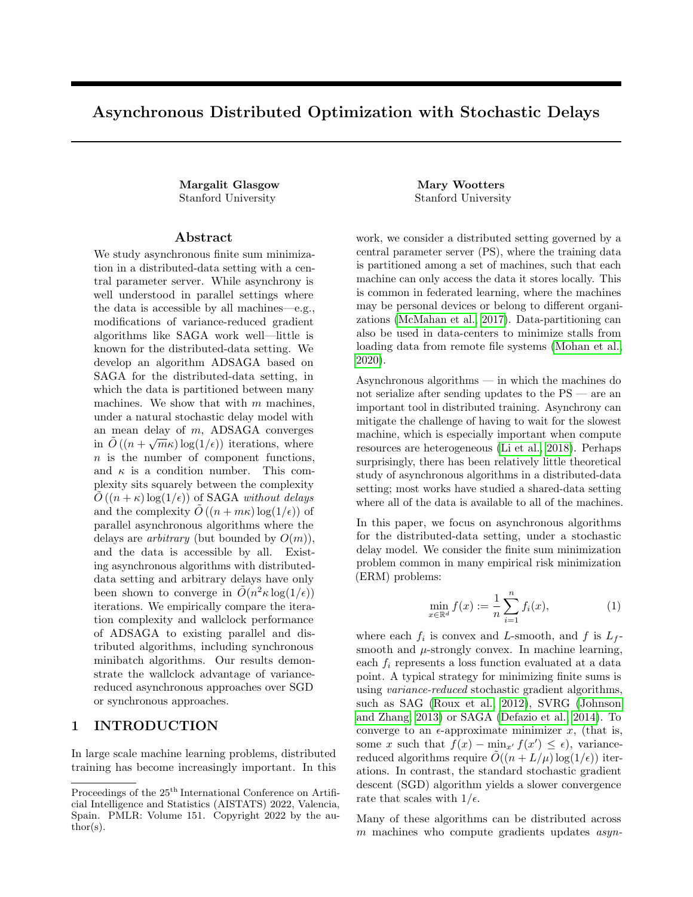# Asynchronous Distributed Optimization with Stochastic Delays

**Margalit Glasgow**
Stanford University

**Mary Wootters**
Stanford University

## Abstract

We study asynchronous finite sum minimization in a distributed-data setting with a central parameter server. While asynchrony is well understood in parallel settings where the data is accessible by all machines—e.g., modifications of variance-reduced gradient algorithms like SAGA work well—little is known for the distributed-data setting. We develop an algorithm ADSAGA based on SAGA for the distributed-data setting, in which the data is partitioned between many machines. We show that with $m$ machines, under a natural stochastic delay model with an mean delay of $m$, ADSAGA converges in $\tilde{O}\left((n + \sqrt{m}\kappa)\log(1/\epsilon)\right)$ iterations, where $n$ is the number of component functions, and $\kappa$ is a condition number. This complexity sits squarely between the complexity $\tilde{O}\left((n + \kappa)\log(1/\epsilon)\right)$ of SAGA *without delays* and the complexity $\tilde{O}\left((n + m\kappa)\log(1/\epsilon)\right)$ of parallel asynchronous algorithms where the delays are *arbitrary* (but bounded by $O(m)$), and the data is accessible by all. Existing asynchronous algorithms with distributed-data setting and arbitrary delays have only been shown to converge in $\tilde{O}(n^2\kappa\log(1/\epsilon))$ iterations. We empirically compare the iteration complexity and wallclock performance of ADSAGA to existing parallel and distributed algorithms, including synchronous minibatch algorithms. Our results demonstrate the wallclock advantage of variance-reduced asynchronous approaches over SGD or synchronous approaches.

## 1 INTRODUCTION

In large scale machine learning problems, distributed training has become increasingly important. In this work, we consider a distributed setting governed by a central parameter server (PS), where the training data is partitioned among a set of machines, such that each machine can only access the data it stores locally. This is common in federated learning, where the machines may be personal devices or belong to different organizations (McMahan et al., 2017). Data-partitioning can also be used in data-centers to minimize stalls from loading data from remote file systems (Mohan et al., 2020).

Asynchronous algorithms — in which the machines do not serialize after sending updates to the PS — are an important tool in distributed training. Asynchrony can mitigate the challenge of having to wait for the slowest machine, which is especially important when compute resources are heterogeneous (Li et al., 2018). Perhaps surprisingly, there has been relatively little theoretical study of asynchronous algorithms in a distributed-data setting; most works have studied a shared-data setting where all of the data is available to all of the machines.

In this paper, we focus on asynchronous algorithms for the distributed-data setting, under a stochastic delay model. We consider the finite sum minimization problem common in many empirical risk minimization (ERM) problems:

$$\min_{x \in \mathbb{R}^d} f(x) := \frac{1}{n}\sum_{i=1}^{n} f_i(x), \tag{1}$$

where each $f_i$ is convex and $L$-smooth, and $f$ is $L_f$-smooth and $\mu$-strongly convex. In machine learning, each $f_i$ represents a loss function evaluated at a data point. A typical strategy for minimizing finite sums is using *variance-reduced* stochastic gradient algorithms, such as SAG (Roux et al., 2012), SVRG (Johnson and Zhang, 2013) or SAGA (Defazio et al., 2014). To converge to an $\epsilon$-approximate minimizer $x$, (that is, some $x$ such that $f(x) - \min_{x'} f(x') \leq \epsilon$), variance-reduced algorithms require $\tilde{O}((n + L/\mu)\log(1/\epsilon))$ iterations. In contrast, the standard stochastic gradient descent (SGD) algorithm yields a slower convergence rate that scales with $1/\epsilon$.

Many of these algorithms can be distributed across $m$ machines who compute gradients updates *asyn-*

Proceedings of the 25[th] International Conference on Artificial Intelligence and Statistics (AISTATS) 2022, Valencia, Spain. PMLR: Volume 151. Copyright 2022 by the author(s).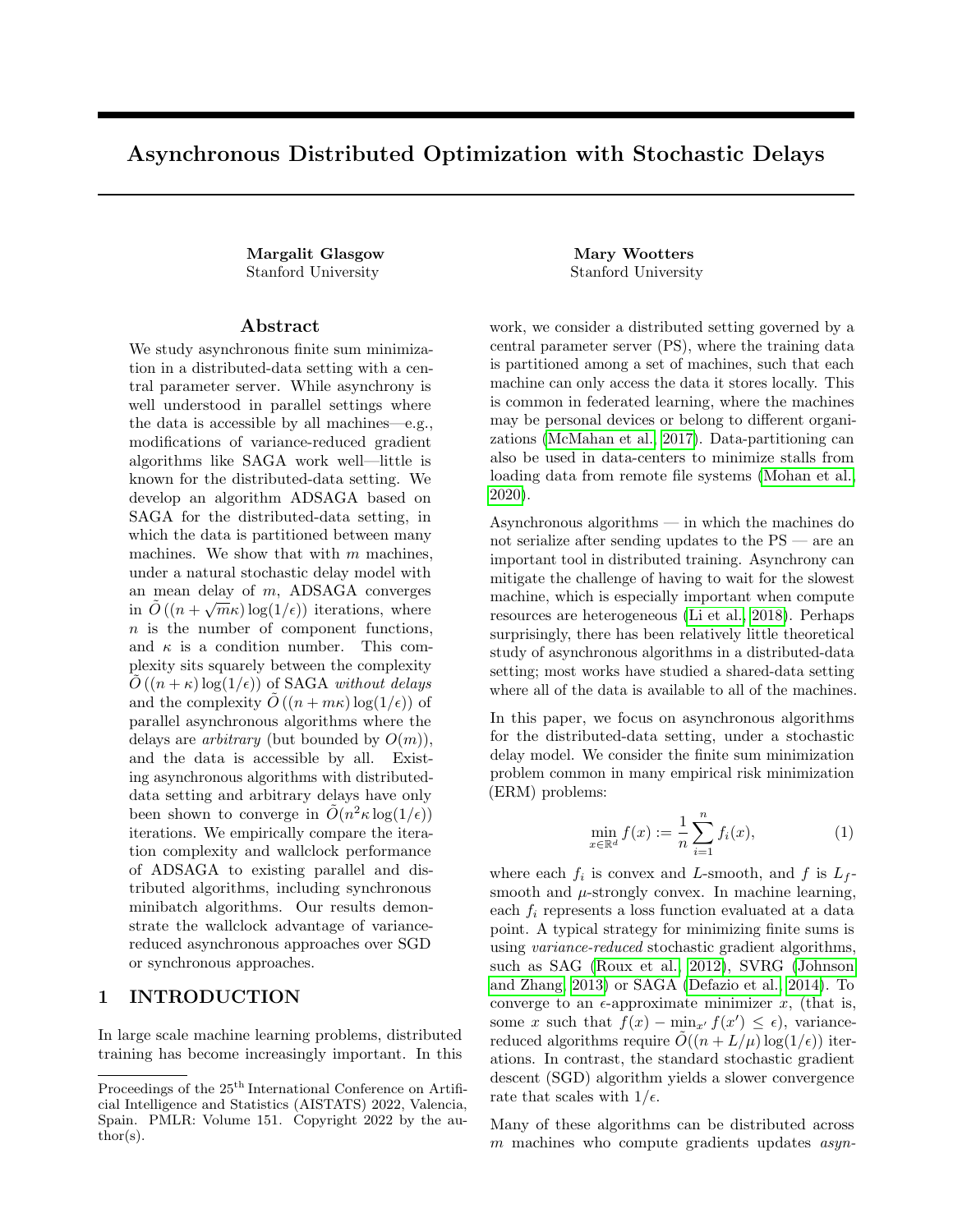# Asynchronous Distributed Optimization with Stochastic Delays

**Margalit Glasgow**
Stanford University

**Mary Wootters**
Stanford University

## Abstract

We study asynchronous finite sum minimization in a distributed-data setting with a central parameter server. While asynchrony is well understood in parallel settings where the data is accessible by all machines—e.g., modifications of variance-reduced gradient algorithms like SAGA work well—little is known for the distributed-data setting. We develop an algorithm ADSAGA based on SAGA for the distributed-data setting, in which the data is partitioned between many machines. We show that with $m$ machines, under a natural stochastic delay model with an mean delay of $m$, ADSAGA converges in $\tilde{O}\left((n + \sqrt{m}\kappa)\log(1/\epsilon)\right)$ iterations, where $n$ is the number of component functions, and $\kappa$ is a condition number. This complexity sits squarely between the complexity $\tilde{O}\left((n + \kappa)\log(1/\epsilon)\right)$ of SAGA *without delays* and the complexity $\tilde{O}\left((n + m\kappa)\log(1/\epsilon)\right)$ of parallel asynchronous algorithms where the delays are *arbitrary* (but bounded by $O(m)$), and the data is accessible by all. Existing asynchronous algorithms with distributed-data setting and arbitrary delays have only been shown to converge in $\tilde{O}(n^2\kappa\log(1/\epsilon))$ iterations. We empirically compare the iteration complexity and wallclock performance of ADSAGA to existing parallel and distributed algorithms, including synchronous minibatch algorithms. Our results demonstrate the wallclock advantage of variance-reduced asynchronous approaches over SGD or synchronous approaches.

## 1 INTRODUCTION

In large scale machine learning problems, distributed training has become increasingly important. In this work, we consider a distributed setting governed by a central parameter server (PS), where the training data is partitioned among a set of machines, such that each machine can only access the data it stores locally. This is common in federated learning, where the machines may be personal devices or belong to different organizations (McMahan et al., 2017). Data-partitioning can also be used in data-centers to minimize stalls from loading data from remote file systems (Mohan et al., 2020).

Asynchronous algorithms — in which the machines do not serialize after sending updates to the PS — are an important tool in distributed training. Asynchrony can mitigate the challenge of having to wait for the slowest machine, which is especially important when compute resources are heterogeneous (Li et al., 2018). Perhaps surprisingly, there has been relatively little theoretical study of asynchronous algorithms in a distributed-data setting; most works have studied a shared-data setting where all of the data is available to all of the machines.

In this paper, we focus on asynchronous algorithms for the distributed-data setting, under a stochastic delay model. We consider the finite sum minimization problem common in many empirical risk minimization (ERM) problems:

$$\min_{x \in \mathbb{R}^d} f(x) := \frac{1}{n}\sum_{i=1}^{n} f_i(x), \tag{1}$$

where each $f_i$ is convex and $L$-smooth, and $f$ is $L_f$-smooth and $\mu$-strongly convex. In machine learning, each $f_i$ represents a loss function evaluated at a data point. A typical strategy for minimizing finite sums is using *variance-reduced* stochastic gradient algorithms, such as SAG (Roux et al., 2012), SVRG (Johnson and Zhang, 2013) or SAGA (Defazio et al., 2014). To converge to an $\epsilon$-approximate minimizer $x$, (that is, some $x$ such that $f(x) - \min_{x'} f(x') \leq \epsilon$), variance-reduced algorithms require $\tilde{O}((n + L/\mu)\log(1/\epsilon))$ iterations. In contrast, the standard stochastic gradient descent (SGD) algorithm yields a slower convergence rate that scales with $1/\epsilon$.

Many of these algorithms can be distributed across $m$ machines who compute gradients updates *asyn-*

Proceedings of the 25[th] International Conference on Artificial Intelligence and Statistics (AISTATS) 2022, Valencia, Spain. PMLR: Volume 151. Copyright 2022 by the author(s).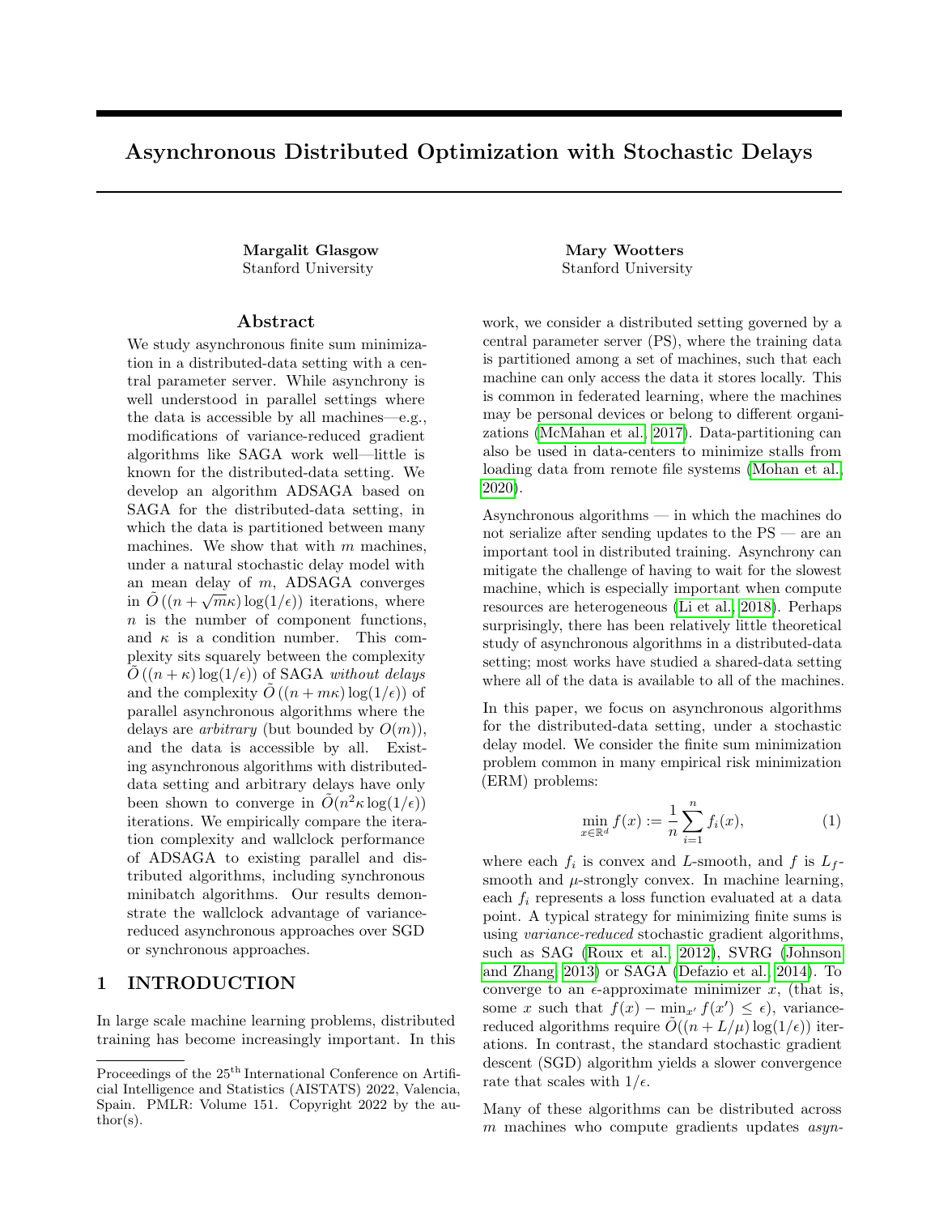# Asynchronous Distributed Optimization with Stochastic Delays

**Margalit Glasgow**
Stanford University

**Mary Wootters**
Stanford University

## Abstract

We study asynchronous finite sum minimization in a distributed-data setting with a central parameter server. While asynchrony is well understood in parallel settings where the data is accessible by all machines—e.g., modifications of variance-reduced gradient algorithms like SAGA work well—little is known for the distributed-data setting. We develop an algorithm ADSAGA based on SAGA for the distributed-data setting, in which the data is partitioned between many machines. We show that with $m$ machines, under a natural stochastic delay model with an mean delay of $m$, ADSAGA converges in $\tilde{O}\left((n + \sqrt{m}\kappa)\log(1/\epsilon)\right)$ iterations, where $n$ is the number of component functions, and $\kappa$ is a condition number. This complexity sits squarely between the complexity $\tilde{O}\left((n + \kappa)\log(1/\epsilon)\right)$ of SAGA *without delays* and the complexity $\tilde{O}\left((n + m\kappa)\log(1/\epsilon)\right)$ of parallel asynchronous algorithms where the delays are *arbitrary* (but bounded by $O(m)$), and the data is accessible by all. Existing asynchronous algorithms with distributed-data setting and arbitrary delays have only been shown to converge in $\tilde{O}(n^2\kappa\log(1/\epsilon))$ iterations. We empirically compare the iteration complexity and wallclock performance of ADSAGA to existing parallel and distributed algorithms, including synchronous minibatch algorithms. Our results demonstrate the wallclock advantage of variance-reduced asynchronous approaches over SGD or synchronous approaches.

## 1 INTRODUCTION

In large scale machine learning problems, distributed training has become increasingly important. In this work, we consider a distributed setting governed by a central parameter server (PS), where the training data is partitioned among a set of machines, such that each machine can only access the data it stores locally. This is common in federated learning, where the machines may be personal devices or belong to different organizations (McMahan et al., 2017). Data-partitioning can also be used in data-centers to minimize stalls from loading data from remote file systems (Mohan et al., 2020).

Asynchronous algorithms — in which the machines do not serialize after sending updates to the PS — are an important tool in distributed training. Asynchrony can mitigate the challenge of having to wait for the slowest machine, which is especially important when compute resources are heterogeneous (Li et al., 2018). Perhaps surprisingly, there has been relatively little theoretical study of asynchronous algorithms in a distributed-data setting; most works have studied a shared-data setting where all of the data is available to all of the machines.

In this paper, we focus on asynchronous algorithms for the distributed-data setting, under a stochastic delay model. We consider the finite sum minimization problem common in many empirical risk minimization (ERM) problems:

$$\min_{x \in \mathbb{R}^d} f(x) := \frac{1}{n}\sum_{i=1}^{n} f_i(x), \tag{1}$$

where each $f_i$ is convex and $L$-smooth, and $f$ is $L_f$-smooth and $\mu$-strongly convex. In machine learning, each $f_i$ represents a loss function evaluated at a data point. A typical strategy for minimizing finite sums is using *variance-reduced* stochastic gradient algorithms, such as SAG (Roux et al., 2012), SVRG (Johnson and Zhang, 2013) or SAGA (Defazio et al., 2014). To converge to an $\epsilon$-approximate minimizer $x$, (that is, some $x$ such that $f(x) - \min_{x'} f(x') \leq \epsilon$), variance-reduced algorithms require $\tilde{O}((n + L/\mu)\log(1/\epsilon))$ iterations. In contrast, the standard stochastic gradient descent (SGD) algorithm yields a slower convergence rate that scales with $1/\epsilon$.

Many of these algorithms can be distributed across $m$ machines who compute gradients updates *asyn-*

Proceedings of the 25[th] International Conference on Artificial Intelligence and Statistics (AISTATS) 2022, Valencia, Spain. PMLR: Volume 151. Copyright 2022 by the author(s).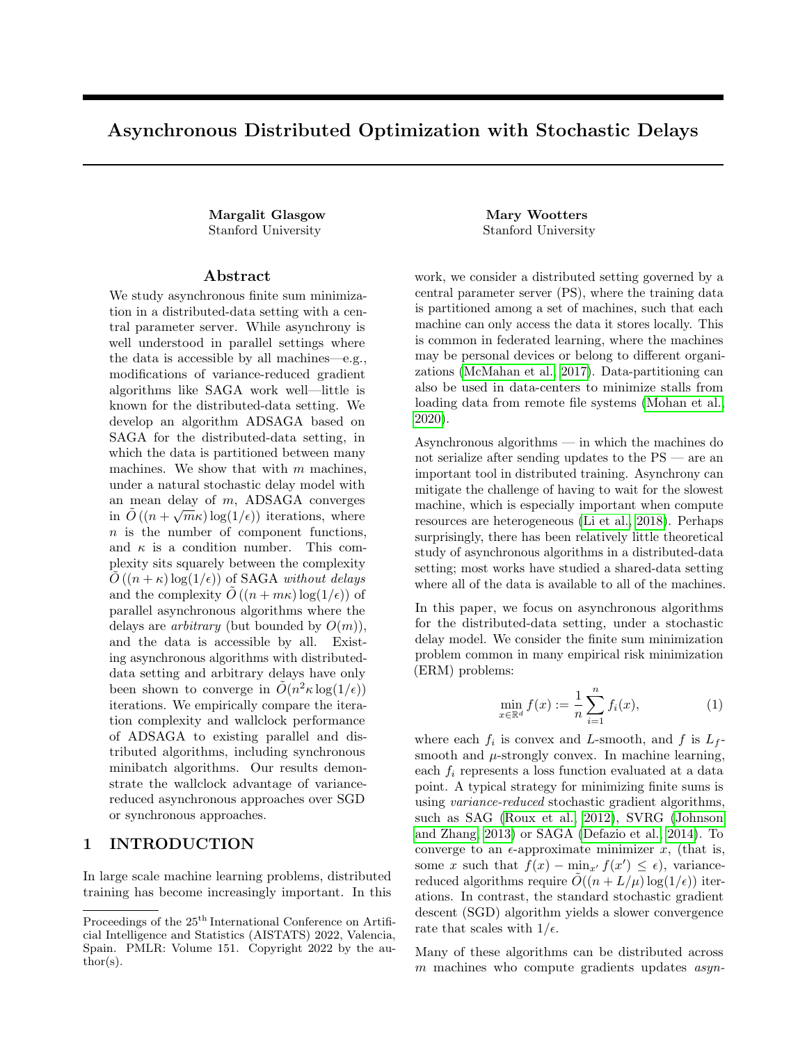# Asynchronous Distributed Optimization with Stochastic Delays

**Margalit Glasgow**
Stanford University

**Mary Wootters**
Stanford University

## Abstract

We study asynchronous finite sum minimization in a distributed-data setting with a central parameter server. While asynchrony is well understood in parallel settings where the data is accessible by all machines—e.g., modifications of variance-reduced gradient algorithms like SAGA work well—little is known for the distributed-data setting. We develop an algorithm ADSAGA based on SAGA for the distributed-data setting, in which the data is partitioned between many machines. We show that with $m$ machines, under a natural stochastic delay model with an mean delay of $m$, ADSAGA converges in $\tilde{O}\left((n + \sqrt{m}\kappa)\log(1/\epsilon)\right)$ iterations, where $n$ is the number of component functions, and $\kappa$ is a condition number. This complexity sits squarely between the complexity $\tilde{O}\left((n + \kappa)\log(1/\epsilon)\right)$ of SAGA *without delays* and the complexity $\tilde{O}\left((n + m\kappa)\log(1/\epsilon)\right)$ of parallel asynchronous algorithms where the delays are *arbitrary* (but bounded by $O(m)$), and the data is accessible by all. Existing asynchronous algorithms with distributed-data setting and arbitrary delays have only been shown to converge in $\tilde{O}(n^2\kappa\log(1/\epsilon))$ iterations. We empirically compare the iteration complexity and wallclock performance of ADSAGA to existing parallel and distributed algorithms, including synchronous minibatch algorithms. Our results demonstrate the wallclock advantage of variance-reduced asynchronous approaches over SGD or synchronous approaches.

## 1 INTRODUCTION

In large scale machine learning problems, distributed training has become increasingly important. In this work, we consider a distributed setting governed by a central parameter server (PS), where the training data is partitioned among a set of machines, such that each machine can only access the data it stores locally. This is common in federated learning, where the machines may be personal devices or belong to different organizations (McMahan et al., 2017). Data-partitioning can also be used in data-centers to minimize stalls from loading data from remote file systems (Mohan et al., 2020).

Asynchronous algorithms — in which the machines do not serialize after sending updates to the PS — are an important tool in distributed training. Asynchrony can mitigate the challenge of having to wait for the slowest machine, which is especially important when compute resources are heterogeneous (Li et al., 2018). Perhaps surprisingly, there has been relatively little theoretical study of asynchronous algorithms in a distributed-data setting; most works have studied a shared-data setting where all of the data is available to all of the machines.

In this paper, we focus on asynchronous algorithms for the distributed-data setting, under a stochastic delay model. We consider the finite sum minimization problem common in many empirical risk minimization (ERM) problems:

$$\min_{x \in \mathbb{R}^d} f(x) := \frac{1}{n}\sum_{i=1}^{n} f_i(x), \tag{1}$$

where each $f_i$ is convex and $L$-smooth, and $f$ is $L_f$-smooth and $\mu$-strongly convex. In machine learning, each $f_i$ represents a loss function evaluated at a data point. A typical strategy for minimizing finite sums is using *variance-reduced* stochastic gradient algorithms, such as SAG (Roux et al., 2012), SVRG (Johnson and Zhang, 2013) or SAGA (Defazio et al., 2014). To converge to an $\epsilon$-approximate minimizer $x$, (that is, some $x$ such that $f(x) - \min_{x'} f(x') \leq \epsilon$), variance-reduced algorithms require $\tilde{O}((n + L/\mu)\log(1/\epsilon))$ iterations. In contrast, the standard stochastic gradient descent (SGD) algorithm yields a slower convergence rate that scales with $1/\epsilon$.

Many of these algorithms can be distributed across $m$ machines who compute gradients updates *asyn-*

Proceedings of the 25[th] International Conference on Artificial Intelligence and Statistics (AISTATS) 2022, Valencia, Spain. PMLR: Volume 151. Copyright 2022 by the author(s).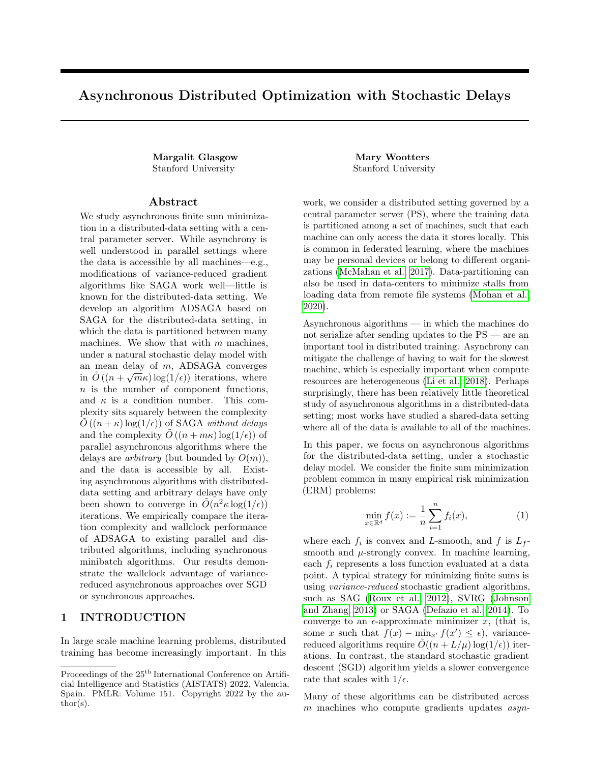# Asynchronous Distributed Optimization with Stochastic Delays

**Margalit Glasgow**
Stanford University

**Mary Wootters**
Stanford University

## Abstract

We study asynchronous finite sum minimization in a distributed-data setting with a central parameter server. While asynchrony is well understood in parallel settings where the data is accessible by all machines—e.g., modifications of variance-reduced gradient algorithms like SAGA work well—little is known for the distributed-data setting. We develop an algorithm ADSAGA based on SAGA for the distributed-data setting, in which the data is partitioned between many machines. We show that with $m$ machines, under a natural stochastic delay model with an mean delay of $m$, ADSAGA converges in $\tilde{O}\left((n + \sqrt{m}\kappa)\log(1/\epsilon)\right)$ iterations, where $n$ is the number of component functions, and $\kappa$ is a condition number. This complexity sits squarely between the complexity $\tilde{O}\left((n + \kappa)\log(1/\epsilon)\right)$ of SAGA *without delays* and the complexity $\tilde{O}\left((n + m\kappa)\log(1/\epsilon)\right)$ of parallel asynchronous algorithms where the delays are *arbitrary* (but bounded by $O(m)$), and the data is accessible by all. Existing asynchronous algorithms with distributed-data setting and arbitrary delays have only been shown to converge in $\tilde{O}(n^2\kappa\log(1/\epsilon))$ iterations. We empirically compare the iteration complexity and wallclock performance of ADSAGA to existing parallel and distributed algorithms, including synchronous minibatch algorithms. Our results demonstrate the wallclock advantage of variance-reduced asynchronous approaches over SGD or synchronous approaches.

## 1 INTRODUCTION

In large scale machine learning problems, distributed training has become increasingly important. In this work, we consider a distributed setting governed by a central parameter server (PS), where the training data is partitioned among a set of machines, such that each machine can only access the data it stores locally. This is common in federated learning, where the machines may be personal devices or belong to different organizations (McMahan et al., 2017). Data-partitioning can also be used in data-centers to minimize stalls from loading data from remote file systems (Mohan et al., 2020).

Asynchronous algorithms — in which the machines do not serialize after sending updates to the PS — are an important tool in distributed training. Asynchrony can mitigate the challenge of having to wait for the slowest machine, which is especially important when compute resources are heterogeneous (Li et al., 2018). Perhaps surprisingly, there has been relatively little theoretical study of asynchronous algorithms in a distributed-data setting; most works have studied a shared-data setting where all of the data is available to all of the machines.

In this paper, we focus on asynchronous algorithms for the distributed-data setting, under a stochastic delay model. We consider the finite sum minimization problem common in many empirical risk minimization (ERM) problems:

$$\min_{x \in \mathbb{R}^d} f(x) := \frac{1}{n}\sum_{i=1}^{n} f_i(x), \tag{1}$$

where each $f_i$ is convex and $L$-smooth, and $f$ is $L_f$-smooth and $\mu$-strongly convex. In machine learning, each $f_i$ represents a loss function evaluated at a data point. A typical strategy for minimizing finite sums is using *variance-reduced* stochastic gradient algorithms, such as SAG (Roux et al., 2012), SVRG (Johnson and Zhang, 2013) or SAGA (Defazio et al., 2014). To converge to an $\epsilon$-approximate minimizer $x$, (that is, some $x$ such that $f(x) - \min_{x'} f(x') \leq \epsilon$), variance-reduced algorithms require $\tilde{O}((n + L/\mu)\log(1/\epsilon))$ iterations. In contrast, the standard stochastic gradient descent (SGD) algorithm yields a slower convergence rate that scales with $1/\epsilon$.

Many of these algorithms can be distributed across $m$ machines who compute gradients updates *asyn-*

---

Proceedings of the 25[th] International Conference on Artificial Intelligence and Statistics (AISTATS) 2022, Valencia, Spain. PMLR: Volume 151. Copyright 2022 by the author(s).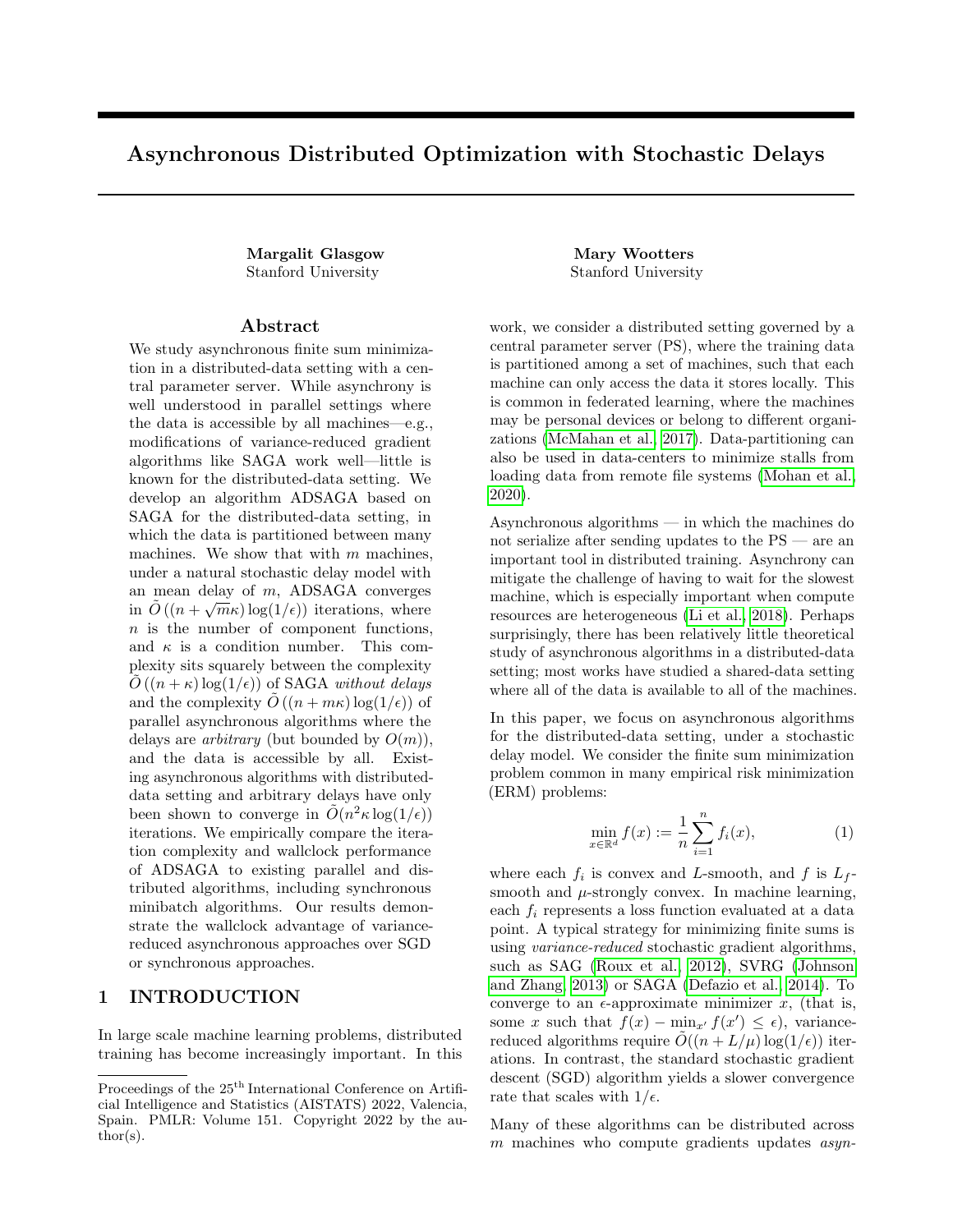# Asynchronous Distributed Optimization with Stochastic Delays

**Margalit Glasgow**
Stanford University

**Mary Wootters**
Stanford University

## Abstract

We study asynchronous finite sum minimization in a distributed-data setting with a central parameter server. While asynchrony is well understood in parallel settings where the data is accessible by all machines—e.g., modifications of variance-reduced gradient algorithms like SAGA work well—little is known for the distributed-data setting. We develop an algorithm ADSAGA based on SAGA for the distributed-data setting, in which the data is partitioned between many machines. We show that with $m$ machines, under a natural stochastic delay model with an mean delay of $m$, ADSAGA converges in $\tilde{O}\left((n + \sqrt{m}\kappa)\log(1/\epsilon)\right)$ iterations, where $n$ is the number of component functions, and $\kappa$ is a condition number. This complexity sits squarely between the complexity $\tilde{O}\left((n + \kappa)\log(1/\epsilon)\right)$ of SAGA *without delays* and the complexity $\tilde{O}\left((n + m\kappa)\log(1/\epsilon)\right)$ of parallel asynchronous algorithms where the delays are *arbitrary* (but bounded by $O(m)$), and the data is accessible by all. Existing asynchronous algorithms with distributed-data setting and arbitrary delays have only been shown to converge in $\tilde{O}(n^2\kappa\log(1/\epsilon))$ iterations. We empirically compare the iteration complexity and wallclock performance of ADSAGA to existing parallel and distributed algorithms, including synchronous minibatch algorithms. Our results demonstrate the wallclock advantage of variance-reduced asynchronous approaches over SGD or synchronous approaches.

## 1 INTRODUCTION

In large scale machine learning problems, distributed training has become increasingly important. In this work, we consider a distributed setting governed by a central parameter server (PS), where the training data is partitioned among a set of machines, such that each machine can only access the data it stores locally. This is common in federated learning, where the machines may be personal devices or belong to different organizations (McMahan et al., 2017). Data-partitioning can also be used in data-centers to minimize stalls from loading data from remote file systems (Mohan et al., 2020).

Asynchronous algorithms — in which the machines do not serialize after sending updates to the PS — are an important tool in distributed training. Asynchrony can mitigate the challenge of having to wait for the slowest machine, which is especially important when compute resources are heterogeneous (Li et al., 2018). Perhaps surprisingly, there has been relatively little theoretical study of asynchronous algorithms in a distributed-data setting; most works have studied a shared-data setting where all of the data is available to all of the machines.

In this paper, we focus on asynchronous algorithms for the distributed-data setting, under a stochastic delay model. We consider the finite sum minimization problem common in many empirical risk minimization (ERM) problems:

$$\min_{x \in \mathbb{R}^d} f(x) := \frac{1}{n}\sum_{i=1}^{n} f_i(x), \tag{1}$$

where each $f_i$ is convex and $L$-smooth, and $f$ is $L_f$-smooth and $\mu$-strongly convex. In machine learning, each $f_i$ represents a loss function evaluated at a data point. A typical strategy for minimizing finite sums is using *variance-reduced* stochastic gradient algorithms, such as SAG (Roux et al., 2012), SVRG (Johnson and Zhang, 2013) or SAGA (Defazio et al., 2014). To converge to an $\epsilon$-approximate minimizer $x$, (that is, some $x$ such that $f(x) - \min_{x'} f(x') \leq \epsilon$), variance-reduced algorithms require $\tilde{O}((n + L/\mu)\log(1/\epsilon))$ iterations. In contrast, the standard stochastic gradient descent (SGD) algorithm yields a slower convergence rate that scales with $1/\epsilon$.

Many of these algorithms can be distributed across $m$ machines who compute gradients updates *asyn-*

Proceedings of the 25[th] International Conference on Artificial Intelligence and Statistics (AISTATS) 2022, Valencia, Spain. PMLR: Volume 151. Copyright 2022 by the author(s).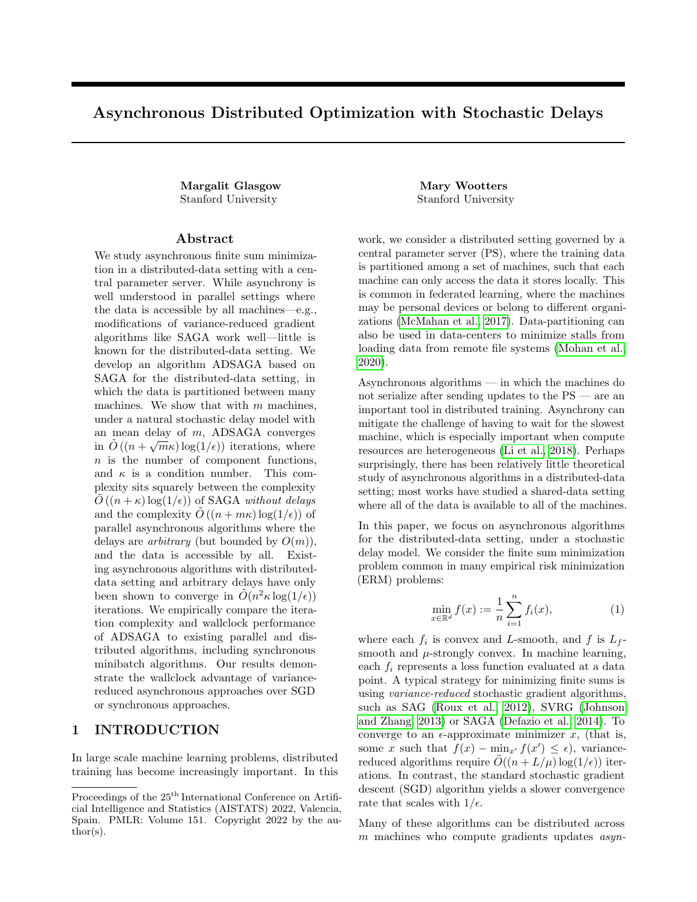# Asynchronous Distributed Optimization with Stochastic Delays

**Margalit Glasgow**
Stanford University

**Mary Wootters**
Stanford University

## Abstract

We study asynchronous finite sum minimization in a distributed-data setting with a central parameter server. While asynchrony is well understood in parallel settings where the data is accessible by all machines—e.g., modifications of variance-reduced gradient algorithms like SAGA work well—little is known for the distributed-data setting. We develop an algorithm ADSAGA based on SAGA for the distributed-data setting, in which the data is partitioned between many machines. We show that with $m$ machines, under a natural stochastic delay model with an mean delay of $m$, ADSAGA converges in $\tilde{O}\left((n + \sqrt{m}\kappa)\log(1/\epsilon)\right)$ iterations, where $n$ is the number of component functions, and $\kappa$ is a condition number. This complexity sits squarely between the complexity $\tilde{O}\left((n + \kappa)\log(1/\epsilon)\right)$ of SAGA *without delays* and the complexity $\tilde{O}\left((n + m\kappa)\log(1/\epsilon)\right)$ of parallel asynchronous algorithms where the delays are *arbitrary* (but bounded by $O(m)$), and the data is accessible by all. Existing asynchronous algorithms with distributed-data setting and arbitrary delays have only been shown to converge in $\tilde{O}(n^2\kappa\log(1/\epsilon))$ iterations. We empirically compare the iteration complexity and wallclock performance of ADSAGA to existing parallel and distributed algorithms, including synchronous minibatch algorithms. Our results demonstrate the wallclock advantage of variance-reduced asynchronous approaches over SGD or synchronous approaches.

## 1 INTRODUCTION

In large scale machine learning problems, distributed training has become increasingly important. In this work, we consider a distributed setting governed by a central parameter server (PS), where the training data is partitioned among a set of machines, such that each machine can only access the data it stores locally. This is common in federated learning, where the machines may be personal devices or belong to different organizations (McMahan et al., 2017). Data-partitioning can also be used in data-centers to minimize stalls from loading data from remote file systems (Mohan et al., 2020).

Asynchronous algorithms — in which the machines do not serialize after sending updates to the PS — are an important tool in distributed training. Asynchrony can mitigate the challenge of having to wait for the slowest machine, which is especially important when compute resources are heterogeneous (Li et al., 2018). Perhaps surprisingly, there has been relatively little theoretical study of asynchronous algorithms in a distributed-data setting; most works have studied a shared-data setting where all of the data is available to all of the machines.

In this paper, we focus on asynchronous algorithms for the distributed-data setting, under a stochastic delay model. We consider the finite sum minimization problem common in many empirical risk minimization (ERM) problems:

$$\min_{x \in \mathbb{R}^d} f(x) := \frac{1}{n}\sum_{i=1}^{n} f_i(x), \tag{1}$$

where each $f_i$ is convex and $L$-smooth, and $f$ is $L_f$-smooth and $\mu$-strongly convex. In machine learning, each $f_i$ represents a loss function evaluated at a data point. A typical strategy for minimizing finite sums is using *variance-reduced* stochastic gradient algorithms, such as SAG (Roux et al., 2012), SVRG (Johnson and Zhang, 2013) or SAGA (Defazio et al., 2014). To converge to an $\epsilon$-approximate minimizer $x$, (that is, some $x$ such that $f(x) - \min_{x'} f(x') \leq \epsilon$), variance-reduced algorithms require $\tilde{O}((n + L/\mu)\log(1/\epsilon))$ iterations. In contrast, the standard stochastic gradient descent (SGD) algorithm yields a slower convergence rate that scales with $1/\epsilon$.

Many of these algorithms can be distributed across $m$ machines who compute gradients updates *asyn-*

Proceedings of the 25[th] International Conference on Artificial Intelligence and Statistics (AISTATS) 2022, Valencia, Spain. PMLR: Volume 151. Copyright 2022 by the author(s).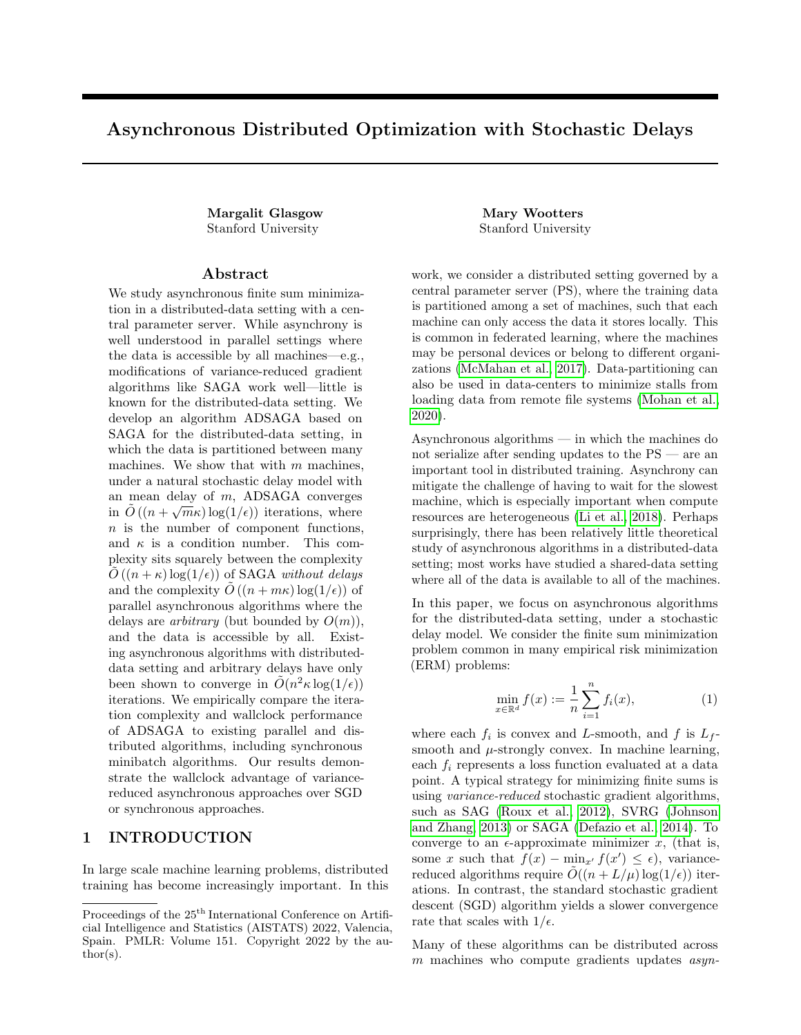# Asynchronous Distributed Optimization with Stochastic Delays

**Margalit Glasgow**
Stanford University

**Mary Wootters**
Stanford University

## Abstract

We study asynchronous finite sum minimization in a distributed-data setting with a central parameter server. While asynchrony is well understood in parallel settings where the data is accessible by all machines—e.g., modifications of variance-reduced gradient algorithms like SAGA work well—little is known for the distributed-data setting. We develop an algorithm ADSAGA based on SAGA for the distributed-data setting, in which the data is partitioned between many machines. We show that with $m$ machines, under a natural stochastic delay model with an mean delay of $m$, ADSAGA converges in $\tilde{O}\left((n + \sqrt{m}\kappa)\log(1/\epsilon)\right)$ iterations, where $n$ is the number of component functions, and $\kappa$ is a condition number. This complexity sits squarely between the complexity $\tilde{O}\left((n + \kappa)\log(1/\epsilon)\right)$ of SAGA *without delays* and the complexity $\tilde{O}\left((n + m\kappa)\log(1/\epsilon)\right)$ of parallel asynchronous algorithms where the delays are *arbitrary* (but bounded by $O(m)$), and the data is accessible by all. Existing asynchronous algorithms with distributed-data setting and arbitrary delays have only been shown to converge in $\tilde{O}(n^2\kappa\log(1/\epsilon))$ iterations. We empirically compare the iteration complexity and wallclock performance of ADSAGA to existing parallel and distributed algorithms, including synchronous minibatch algorithms. Our results demonstrate the wallclock advantage of variance-reduced asynchronous approaches over SGD or synchronous approaches.

## 1 INTRODUCTION

In large scale machine learning problems, distributed training has become increasingly important. In this work, we consider a distributed setting governed by a central parameter server (PS), where the training data is partitioned among a set of machines, such that each machine can only access the data it stores locally. This is common in federated learning, where the machines may be personal devices or belong to different organizations (McMahan et al., 2017). Data-partitioning can also be used in data-centers to minimize stalls from loading data from remote file systems (Mohan et al., 2020).

Asynchronous algorithms — in which the machines do not serialize after sending updates to the PS — are an important tool in distributed training. Asynchrony can mitigate the challenge of having to wait for the slowest machine, which is especially important when compute resources are heterogeneous (Li et al., 2018). Perhaps surprisingly, there has been relatively little theoretical study of asynchronous algorithms in a distributed-data setting; most works have studied a shared-data setting where all of the data is available to all of the machines.

In this paper, we focus on asynchronous algorithms for the distributed-data setting, under a stochastic delay model. We consider the finite sum minimization problem common in many empirical risk minimization (ERM) problems:

$$\min_{x \in \mathbb{R}^d} f(x) := \frac{1}{n}\sum_{i=1}^{n} f_i(x), \tag{1}$$

where each $f_i$ is convex and $L$-smooth, and $f$ is $L_f$-smooth and $\mu$-strongly convex. In machine learning, each $f_i$ represents a loss function evaluated at a data point. A typical strategy for minimizing finite sums is using *variance-reduced* stochastic gradient algorithms, such as SAG (Roux et al., 2012), SVRG (Johnson and Zhang, 2013) or SAGA (Defazio et al., 2014). To converge to an $\epsilon$-approximate minimizer $x$, (that is, some $x$ such that $f(x) - \min_{x'} f(x') \leq \epsilon$), variance-reduced algorithms require $\tilde{O}((n + L/\mu)\log(1/\epsilon))$ iterations. In contrast, the standard stochastic gradient descent (SGD) algorithm yields a slower convergence rate that scales with $1/\epsilon$.

Many of these algorithms can be distributed across $m$ machines who compute gradients updates *asyn-*

Proceedings of the 25[th] International Conference on Artificial Intelligence and Statistics (AISTATS) 2022, Valencia, Spain. PMLR: Volume 151. Copyright 2022 by the author(s).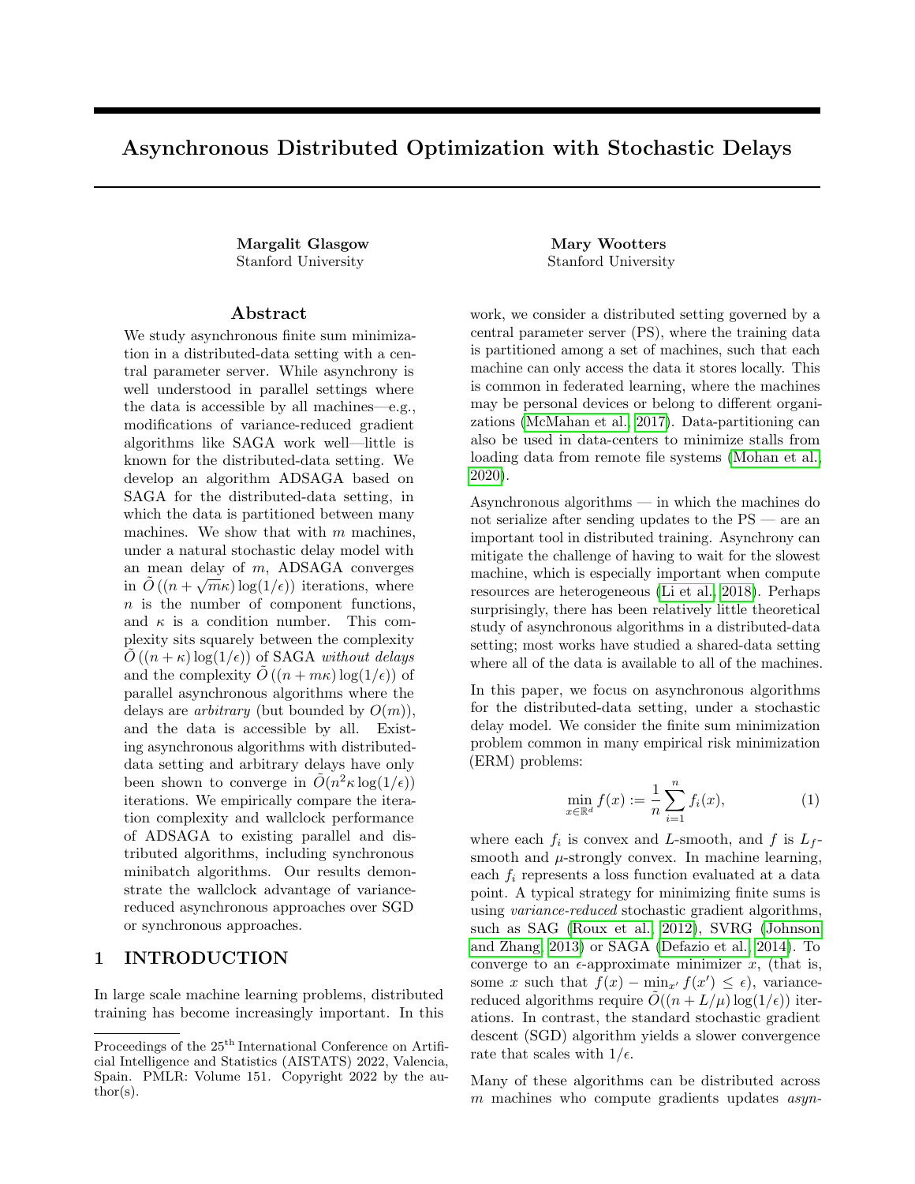# Asynchronous Distributed Optimization with Stochastic Delays

**Margalit Glasgow**
Stanford University

**Mary Wootters**
Stanford University

## Abstract

We study asynchronous finite sum minimization in a distributed-data setting with a central parameter server. While asynchrony is well understood in parallel settings where the data is accessible by all machines—e.g., modifications of variance-reduced gradient algorithms like SAGA work well—little is known for the distributed-data setting. We develop an algorithm ADSAGA based on SAGA for the distributed-data setting, in which the data is partitioned between many machines. We show that with $m$ machines, under a natural stochastic delay model with an mean delay of $m$, ADSAGA converges in $\tilde{O}\left((n + \sqrt{m}\kappa)\log(1/\epsilon)\right)$ iterations, where $n$ is the number of component functions, and $\kappa$ is a condition number. This complexity sits squarely between the complexity $\tilde{O}\left((n + \kappa)\log(1/\epsilon)\right)$ of SAGA *without delays* and the complexity $\tilde{O}\left((n + m\kappa)\log(1/\epsilon)\right)$ of parallel asynchronous algorithms where the delays are *arbitrary* (but bounded by $O(m)$), and the data is accessible by all. Existing asynchronous algorithms with distributed-data setting and arbitrary delays have only been shown to converge in $\tilde{O}(n^2\kappa\log(1/\epsilon))$ iterations. We empirically compare the iteration complexity and wallclock performance of ADSAGA to existing parallel and distributed algorithms, including synchronous minibatch algorithms. Our results demonstrate the wallclock advantage of variance-reduced asynchronous approaches over SGD or synchronous approaches.

## 1 INTRODUCTION

In large scale machine learning problems, distributed training has become increasingly important. In this work, we consider a distributed setting governed by a central parameter server (PS), where the training data is partitioned among a set of machines, such that each machine can only access the data it stores locally. This is common in federated learning, where the machines may be personal devices or belong to different organizations (McMahan et al., 2017). Data-partitioning can also be used in data-centers to minimize stalls from loading data from remote file systems (Mohan et al., 2020).

Asynchronous algorithms — in which the machines do not serialize after sending updates to the PS — are an important tool in distributed training. Asynchrony can mitigate the challenge of having to wait for the slowest machine, which is especially important when compute resources are heterogeneous (Li et al., 2018). Perhaps surprisingly, there has been relatively little theoretical study of asynchronous algorithms in a distributed-data setting; most works have studied a shared-data setting where all of the data is available to all of the machines.

In this paper, we focus on asynchronous algorithms for the distributed-data setting, under a stochastic delay model. We consider the finite sum minimization problem common in many empirical risk minimization (ERM) problems:

$$\min_{x \in \mathbb{R}^d} f(x) := \frac{1}{n}\sum_{i=1}^{n} f_i(x), \tag{1}$$

where each $f_i$ is convex and $L$-smooth, and $f$ is $L_f$-smooth and $\mu$-strongly convex. In machine learning, each $f_i$ represents a loss function evaluated at a data point. A typical strategy for minimizing finite sums is using *variance-reduced* stochastic gradient algorithms, such as SAG (Roux et al., 2012), SVRG (Johnson and Zhang, 2013) or SAGA (Defazio et al., 2014). To converge to an $\epsilon$-approximate minimizer $x$, (that is, some $x$ such that $f(x) - \min_{x'} f(x') \leq \epsilon$), variance-reduced algorithms require $\tilde{O}((n + L/\mu)\log(1/\epsilon))$ iterations. In contrast, the standard stochastic gradient descent (SGD) algorithm yields a slower convergence rate that scales with $1/\epsilon$.

Many of these algorithms can be distributed across $m$ machines who compute gradients updates *asyn-*

Proceedings of the 25th International Conference on Artificial Intelligence and Statistics (AISTATS) 2022, Valencia, Spain. PMLR: Volume 151. Copyright 2022 by the author(s).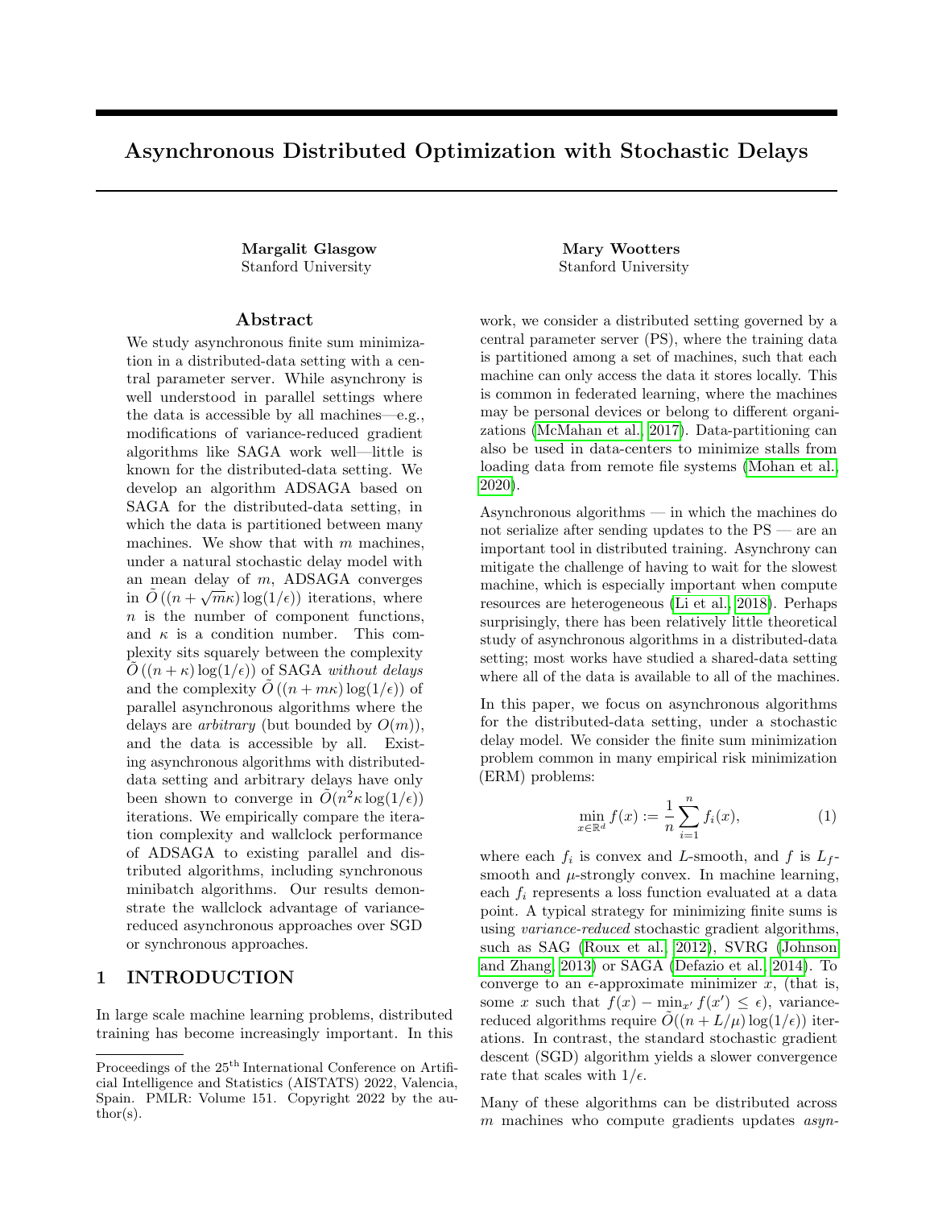# Asynchronous Distributed Optimization with Stochastic Delays

**Margalit Glasgow**
Stanford University

**Mary Wootters**
Stanford University

## Abstract

We study asynchronous finite sum minimization in a distributed-data setting with a central parameter server. While asynchrony is well understood in parallel settings where the data is accessible by all machines—e.g., modifications of variance-reduced gradient algorithms like SAGA work well—little is known for the distributed-data setting. We develop an algorithm ADSAGA based on SAGA for the distributed-data setting, in which the data is partitioned between many machines. We show that with $m$ machines, under a natural stochastic delay model with an mean delay of $m$, ADSAGA converges in $\tilde{O}\left((n + \sqrt{m}\kappa)\log(1/\epsilon)\right)$ iterations, where $n$ is the number of component functions, and $\kappa$ is a condition number. This complexity sits squarely between the complexity $\tilde{O}\left((n + \kappa)\log(1/\epsilon)\right)$ of SAGA *without delays* and the complexity $\tilde{O}\left((n + m\kappa)\log(1/\epsilon)\right)$ of parallel asynchronous algorithms where the delays are *arbitrary* (but bounded by $O(m)$), and the data is accessible by all. Existing asynchronous algorithms with distributed-data setting and arbitrary delays have only been shown to converge in $\tilde{O}(n^2\kappa\log(1/\epsilon))$ iterations. We empirically compare the iteration complexity and wallclock performance of ADSAGA to existing parallel and distributed algorithms, including synchronous minibatch algorithms. Our results demonstrate the wallclock advantage of variance-reduced asynchronous approaches over SGD or synchronous approaches.

## 1 INTRODUCTION

In large scale machine learning problems, distributed training has become increasingly important. In this work, we consider a distributed setting governed by a central parameter server (PS), where the training data is partitioned among a set of machines, such that each machine can only access the data it stores locally. This is common in federated learning, where the machines may be personal devices or belong to different organizations (McMahan et al., 2017). Data-partitioning can also be used in data-centers to minimize stalls from loading data from remote file systems (Mohan et al., 2020).

Asynchronous algorithms — in which the machines do not serialize after sending updates to the PS — are an important tool in distributed training. Asynchrony can mitigate the challenge of having to wait for the slowest machine, which is especially important when compute resources are heterogeneous (Li et al., 2018). Perhaps surprisingly, there has been relatively little theoretical study of asynchronous algorithms in a distributed-data setting; most works have studied a shared-data setting where all of the data is available to all of the machines.

In this paper, we focus on asynchronous algorithms for the distributed-data setting, under a stochastic delay model. We consider the finite sum minimization problem common in many empirical risk minimization (ERM) problems:

$$\min_{x \in \mathbb{R}^d} f(x) := \frac{1}{n}\sum_{i=1}^{n} f_i(x), \tag{1}$$

where each $f_i$ is convex and $L$-smooth, and $f$ is $L_f$-smooth and $\mu$-strongly convex. In machine learning, each $f_i$ represents a loss function evaluated at a data point. A typical strategy for minimizing finite sums is using *variance-reduced* stochastic gradient algorithms, such as SAG (Roux et al., 2012), SVRG (Johnson and Zhang, 2013) or SAGA (Defazio et al., 2014). To converge to an $\epsilon$-approximate minimizer $x$, (that is, some $x$ such that $f(x) - \min_{x'} f(x') \leq \epsilon$), variance-reduced algorithms require $\tilde{O}((n + L/\mu)\log(1/\epsilon))$ iterations. In contrast, the standard stochastic gradient descent (SGD) algorithm yields a slower convergence rate that scales with $1/\epsilon$.

Many of these algorithms can be distributed across $m$ machines who compute gradients updates *asyn-*

Proceedings of the 25[th] International Conference on Artificial Intelligence and Statistics (AISTATS) 2022, Valencia, Spain. PMLR: Volume 151. Copyright 2022 by the author(s).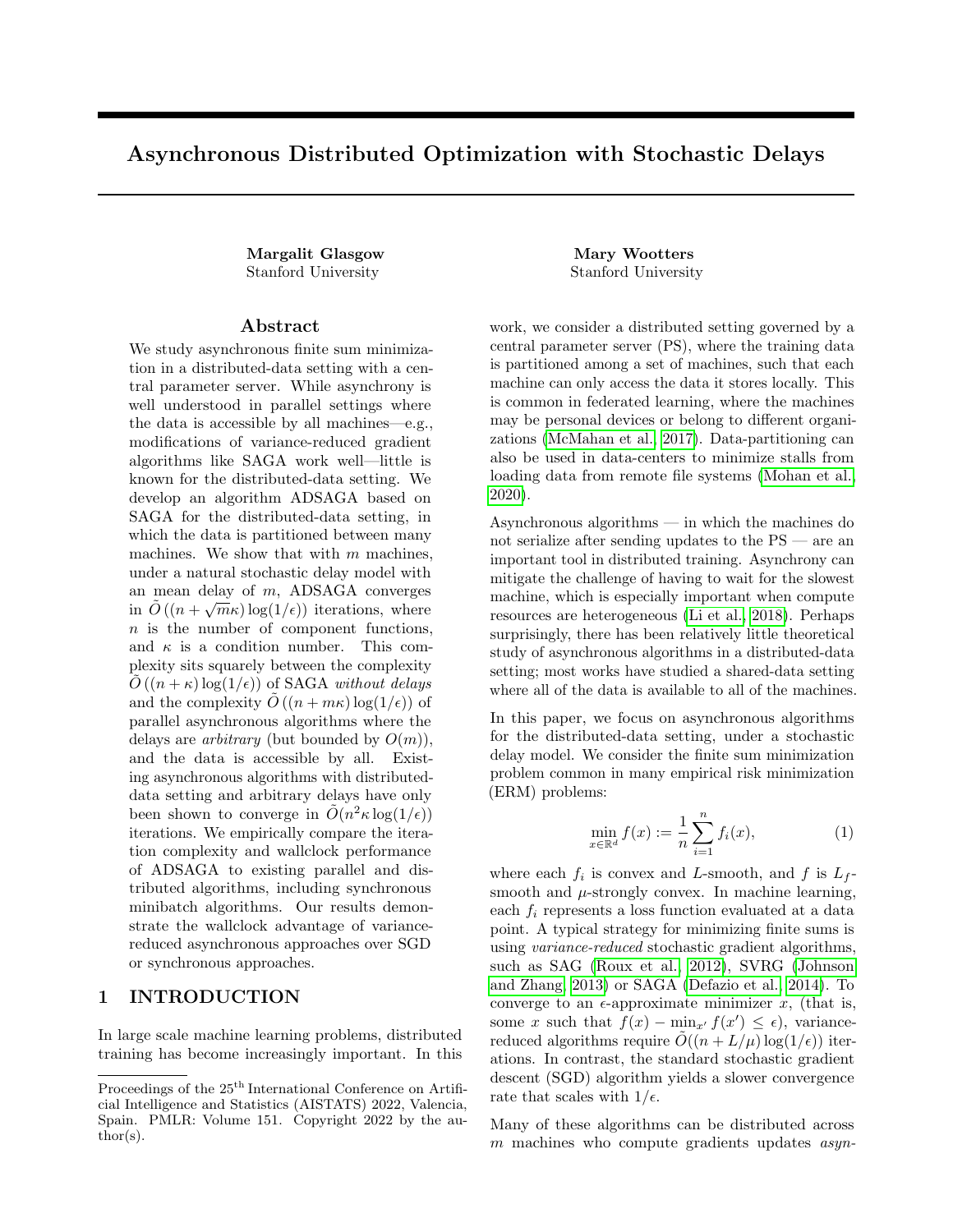# Asynchronous Distributed Optimization with Stochastic Delays

**Margalit Glasgow**
Stanford University

**Mary Wootters**
Stanford University

## Abstract

We study asynchronous finite sum minimization in a distributed-data setting with a central parameter server. While asynchrony is well understood in parallel settings where the data is accessible by all machines—e.g., modifications of variance-reduced gradient algorithms like SAGA work well—little is known for the distributed-data setting. We develop an algorithm ADSAGA based on SAGA for the distributed-data setting, in which the data is partitioned between many machines. We show that with $m$ machines, under a natural stochastic delay model with an mean delay of $m$, ADSAGA converges in $\tilde{O}\left((n + \sqrt{m}\kappa)\log(1/\epsilon)\right)$ iterations, where $n$ is the number of component functions, and $\kappa$ is a condition number. This complexity sits squarely between the complexity $\tilde{O}\left((n + \kappa)\log(1/\epsilon)\right)$ of SAGA *without delays* and the complexity $\tilde{O}\left((n + m\kappa)\log(1/\epsilon)\right)$ of parallel asynchronous algorithms where the delays are *arbitrary* (but bounded by $O(m)$), and the data is accessible by all. Existing asynchronous algorithms with distributed-data setting and arbitrary delays have only been shown to converge in $\tilde{O}(n^2\kappa\log(1/\epsilon))$ iterations. We empirically compare the iteration complexity and wallclock performance of ADSAGA to existing parallel and distributed algorithms, including synchronous minibatch algorithms. Our results demonstrate the wallclock advantage of variance-reduced asynchronous approaches over SGD or synchronous approaches.

## 1 INTRODUCTION

In large scale machine learning problems, distributed training has become increasingly important. In this work, we consider a distributed setting governed by a central parameter server (PS), where the training data is partitioned among a set of machines, such that each machine can only access the data it stores locally. This is common in federated learning, where the machines may be personal devices or belong to different organizations (McMahan et al., 2017). Data-partitioning can also be used in data-centers to minimize stalls from loading data from remote file systems (Mohan et al., 2020).

Asynchronous algorithms — in which the machines do not serialize after sending updates to the PS — are an important tool in distributed training. Asynchrony can mitigate the challenge of having to wait for the slowest machine, which is especially important when compute resources are heterogeneous (Li et al., 2018). Perhaps surprisingly, there has been relatively little theoretical study of asynchronous algorithms in a distributed-data setting; most works have studied a shared-data setting where all of the data is available to all of the machines.

In this paper, we focus on asynchronous algorithms for the distributed-data setting, under a stochastic delay model. We consider the finite sum minimization problem common in many empirical risk minimization (ERM) problems:

$$\min_{x \in \mathbb{R}^d} f(x) := \frac{1}{n}\sum_{i=1}^{n} f_i(x), \tag{1}$$

where each $f_i$ is convex and $L$-smooth, and $f$ is $L_f$-smooth and $\mu$-strongly convex. In machine learning, each $f_i$ represents a loss function evaluated at a data point. A typical strategy for minimizing finite sums is using *variance-reduced* stochastic gradient algorithms, such as SAG (Roux et al., 2012), SVRG (Johnson and Zhang, 2013) or SAGA (Defazio et al., 2014). To converge to an $\epsilon$-approximate minimizer $x$, (that is, some $x$ such that $f(x) - \min_{x'} f(x') \leq \epsilon$), variance-reduced algorithms require $\tilde{O}((n + L/\mu)\log(1/\epsilon))$ iterations. In contrast, the standard stochastic gradient descent (SGD) algorithm yields a slower convergence rate that scales with $1/\epsilon$.

Many of these algorithms can be distributed across $m$ machines who compute gradients updates *asyn-*

---

Proceedings of the 25[th] International Conference on Artificial Intelligence and Statistics (AISTATS) 2022, Valencia, Spain. PMLR: Volume 151. Copyright 2022 by the author(s).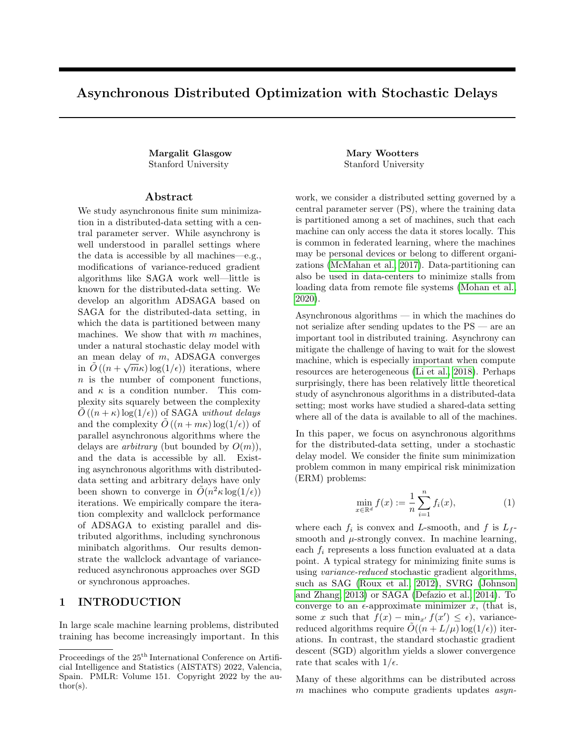# Asynchronous Distributed Optimization with Stochastic Delays

**Margalit Glasgow**
Stanford University

**Mary Wootters**
Stanford University

## Abstract

We study asynchronous finite sum minimization in a distributed-data setting with a central parameter server. While asynchrony is well understood in parallel settings where the data is accessible by all machines—e.g., modifications of variance-reduced gradient algorithms like SAGA work well—little is known for the distributed-data setting. We develop an algorithm ADSAGA based on SAGA for the distributed-data setting, in which the data is partitioned between many machines. We show that with $m$ machines, under a natural stochastic delay model with an mean delay of $m$, ADSAGA converges in $\tilde{O}\left((n + \sqrt{m}\kappa)\log(1/\epsilon)\right)$ iterations, where $n$ is the number of component functions, and $\kappa$ is a condition number. This complexity sits squarely between the complexity $\tilde{O}\left((n + \kappa)\log(1/\epsilon)\right)$ of SAGA *without delays* and the complexity $\tilde{O}\left((n + m\kappa)\log(1/\epsilon)\right)$ of parallel asynchronous algorithms where the delays are *arbitrary* (but bounded by $O(m)$), and the data is accessible by all. Existing asynchronous algorithms with distributed-data setting and arbitrary delays have only been shown to converge in $\tilde{O}(n^2\kappa\log(1/\epsilon))$ iterations. We empirically compare the iteration complexity and wallclock performance of ADSAGA to existing parallel and distributed algorithms, including synchronous minibatch algorithms. Our results demonstrate the wallclock advantage of variance-reduced asynchronous approaches over SGD or synchronous approaches.

## 1 INTRODUCTION

In large scale machine learning problems, distributed training has become increasingly important. In this work, we consider a distributed setting governed by a central parameter server (PS), where the training data is partitioned among a set of machines, such that each machine can only access the data it stores locally. This is common in federated learning, where the machines may be personal devices or belong to different organizations (McMahan et al., 2017). Data-partitioning can also be used in data-centers to minimize stalls from loading data from remote file systems (Mohan et al., 2020).

Asynchronous algorithms — in which the machines do not serialize after sending updates to the PS — are an important tool in distributed training. Asynchrony can mitigate the challenge of having to wait for the slowest machine, which is especially important when compute resources are heterogeneous (Li et al., 2018). Perhaps surprisingly, there has been relatively little theoretical study of asynchronous algorithms in a distributed-data setting; most works have studied a shared-data setting where all of the data is available to all of the machines.

In this paper, we focus on asynchronous algorithms for the distributed-data setting, under a stochastic delay model. We consider the finite sum minimization problem common in many empirical risk minimization (ERM) problems:

$$\min_{x \in \mathbb{R}^d} f(x) := \frac{1}{n}\sum_{i=1}^{n} f_i(x), \tag{1}$$

where each $f_i$ is convex and $L$-smooth, and $f$ is $L_f$-smooth and $\mu$-strongly convex. In machine learning, each $f_i$ represents a loss function evaluated at a data point. A typical strategy for minimizing finite sums is using *variance-reduced* stochastic gradient algorithms, such as SAG (Roux et al., 2012), SVRG (Johnson and Zhang, 2013) or SAGA (Defazio et al., 2014). To converge to an $\epsilon$-approximate minimizer $x$, (that is, some $x$ such that $f(x) - \min_{x'} f(x') \leq \epsilon$), variance-reduced algorithms require $\tilde{O}((n + L/\mu)\log(1/\epsilon))$ iterations. In contrast, the standard stochastic gradient descent (SGD) algorithm yields a slower convergence rate that scales with $1/\epsilon$.

Many of these algorithms can be distributed across $m$ machines who compute gradients updates *asyn-*

Proceedings of the 25[th] International Conference on Artificial Intelligence and Statistics (AISTATS) 2022, Valencia, Spain. PMLR: Volume 151. Copyright 2022 by the author(s).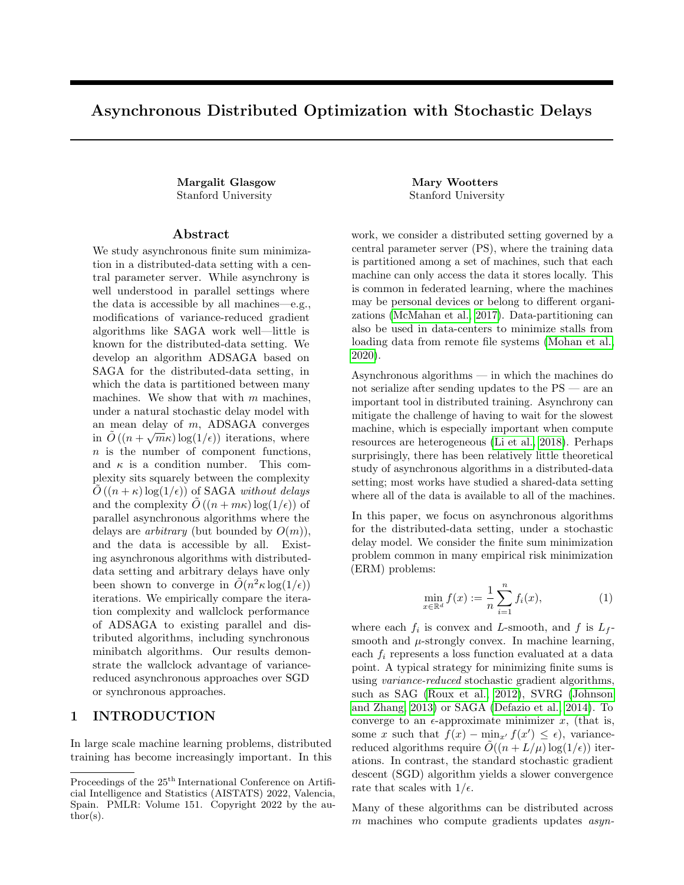# Asynchronous Distributed Optimization with Stochastic Delays

**Margalit Glasgow**
Stanford University

**Mary Wootters**
Stanford University

## Abstract

We study asynchronous finite sum minimization in a distributed-data setting with a central parameter server. While asynchrony is well understood in parallel settings where the data is accessible by all machines—e.g., modifications of variance-reduced gradient algorithms like SAGA work well—little is known for the distributed-data setting. We develop an algorithm ADSAGA based on SAGA for the distributed-data setting, in which the data is partitioned between many machines. We show that with $m$ machines, under a natural stochastic delay model with an mean delay of $m$, ADSAGA converges in $\tilde{O}\left((n + \sqrt{m}\kappa)\log(1/\epsilon)\right)$ iterations, where $n$ is the number of component functions, and $\kappa$ is a condition number. This complexity sits squarely between the complexity $\tilde{O}\left((n + \kappa)\log(1/\epsilon)\right)$ of SAGA *without delays* and the complexity $\tilde{O}\left((n + m\kappa)\log(1/\epsilon)\right)$ of parallel asynchronous algorithms where the delays are *arbitrary* (but bounded by $O(m)$), and the data is accessible by all. Existing asynchronous algorithms with distributed-data setting and arbitrary delays have only been shown to converge in $\tilde{O}(n^2\kappa\log(1/\epsilon))$ iterations. We empirically compare the iteration complexity and wallclock performance of ADSAGA to existing parallel and distributed algorithms, including synchronous minibatch algorithms. Our results demonstrate the wallclock advantage of variance-reduced asynchronous approaches over SGD or synchronous approaches.

## 1 INTRODUCTION

In large scale machine learning problems, distributed training has become increasingly important. In this work, we consider a distributed setting governed by a central parameter server (PS), where the training data is partitioned among a set of machines, such that each machine can only access the data it stores locally. This is common in federated learning, where the machines may be personal devices or belong to different organizations (McMahan et al., 2017). Data-partitioning can also be used in data-centers to minimize stalls from loading data from remote file systems (Mohan et al., 2020).

Asynchronous algorithms — in which the machines do not serialize after sending updates to the PS — are an important tool in distributed training. Asynchrony can mitigate the challenge of having to wait for the slowest machine, which is especially important when compute resources are heterogeneous (Li et al., 2018). Perhaps surprisingly, there has been relatively little theoretical study of asynchronous algorithms in a distributed-data setting; most works have studied a shared-data setting where all of the data is available to all of the machines.

In this paper, we focus on asynchronous algorithms for the distributed-data setting, under a stochastic delay model. We consider the finite sum minimization problem common in many empirical risk minimization (ERM) problems:

$$\min_{x \in \mathbb{R}^d} f(x) := \frac{1}{n}\sum_{i=1}^{n} f_i(x), \tag{1}$$

where each $f_i$ is convex and $L$-smooth, and $f$ is $L_f$-smooth and $\mu$-strongly convex. In machine learning, each $f_i$ represents a loss function evaluated at a data point. A typical strategy for minimizing finite sums is using *variance-reduced* stochastic gradient algorithms, such as SAG (Roux et al., 2012), SVRG (Johnson and Zhang, 2013) or SAGA (Defazio et al., 2014). To converge to an $\epsilon$-approximate minimizer $x$, (that is, some $x$ such that $f(x) - \min_{x'} f(x') \leq \epsilon$), variance-reduced algorithms require $\tilde{O}((n + L/\mu)\log(1/\epsilon))$ iterations. In contrast, the standard stochastic gradient descent (SGD) algorithm yields a slower convergence rate that scales with $1/\epsilon$.

Many of these algorithms can be distributed across $m$ machines who compute gradients updates *asyn-*

Proceedings of the 25[th] International Conference on Artificial Intelligence and Statistics (AISTATS) 2022, Valencia, Spain. PMLR: Volume 151. Copyright 2022 by the author(s).